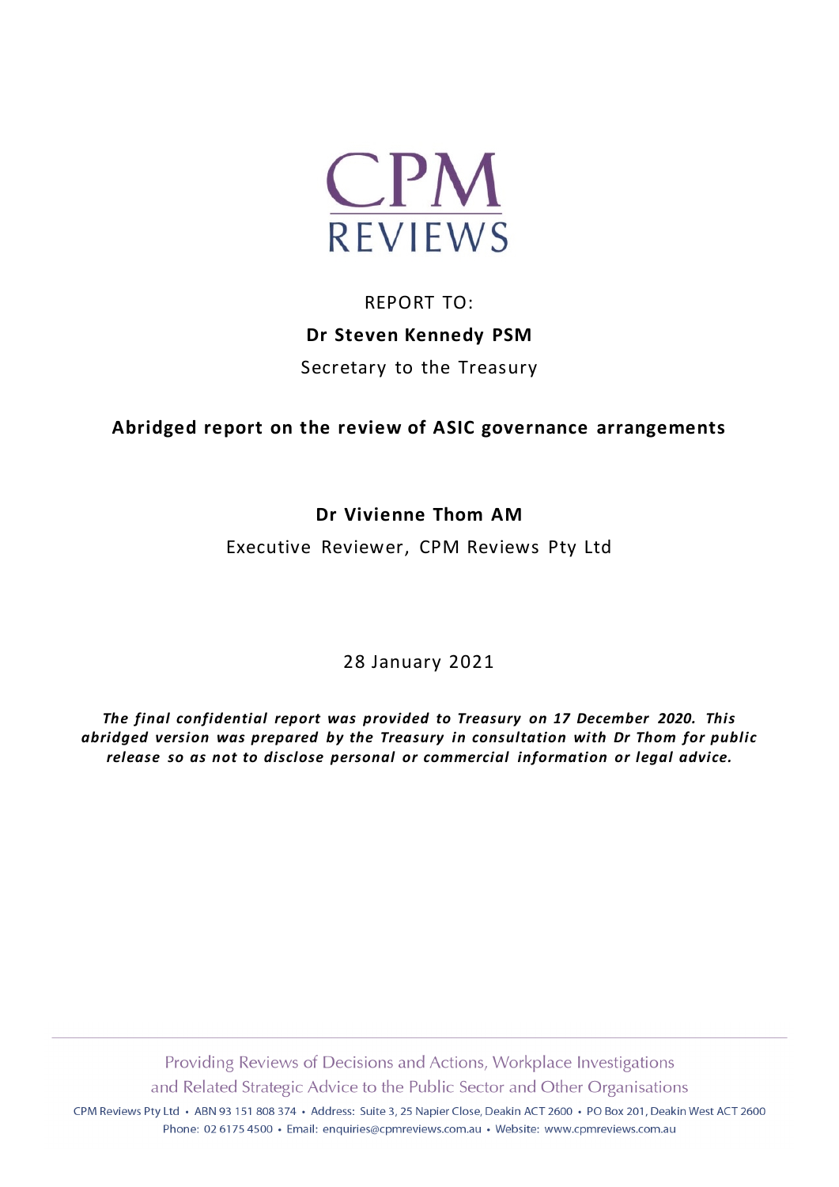CPM
REVIEWS

REPORT TO:

**Dr Steven Kennedy PSM**

Secretary to the Treasury

# Abridged report on the review of ASIC governance arrangements

**Dr Vivienne Thom AM**

Executive Reviewer, CPM Reviews Pty Ltd

28 January 2021

***The final confidential report was provided to Treasury on 17 December 2020. This abridged version was prepared by the Treasury in consultation with Dr Thom for public release so as not to disclose personal or commercial information or legal advice.***

Providing Reviews of Decisions and Actions, Workplace Investigations
and Related Strategic Advice to the Public Sector and Other Organisations

CPM Reviews Pty Ltd • ABN 93 151 808 374 • Address: Suite 3, 25 Napier Close, Deakin ACT 2600 • PO Box 201, Deakin West ACT 2600
Phone: 02 6175 4500 • Email: enquiries@cpmreviews.com.au • Website: www.cpmreviews.com.au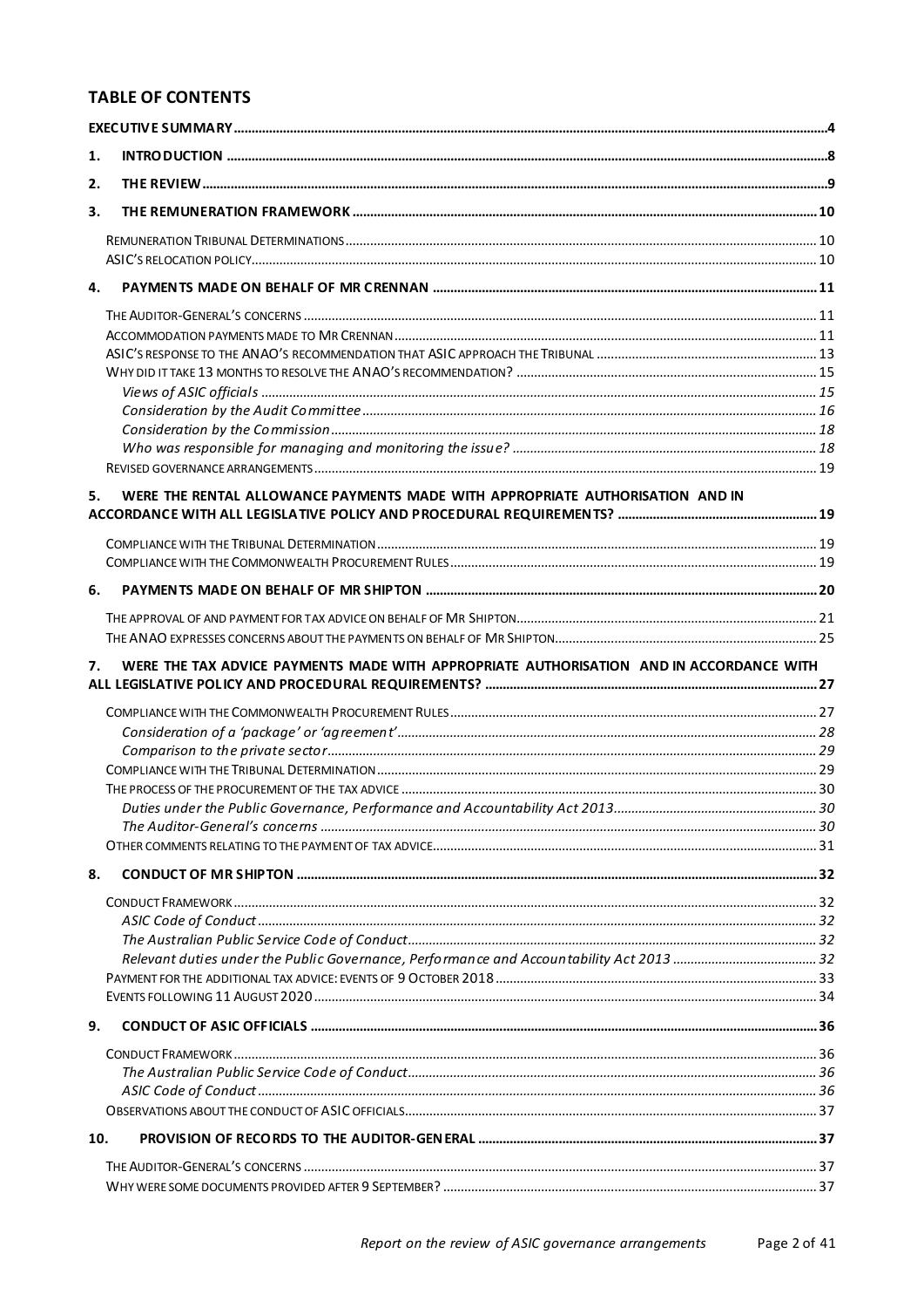## TABLE OF CONTENTS

| | |
|---|---|
| **EXECUTIVE SUMMARY** | **4** |
| **1. INTRODUCTION** | **8** |
| **2. THE REVIEW** | **9** |
| **3. THE REMUNERATION FRAMEWORK** | **10** |
| REMUNERATION TRIBUNAL DETERMINATIONS | 10 |
| ASIC'S RELOCATION POLICY | 10 |
| **4. PAYMENTS MADE ON BEHALF OF MR CRENNAN** | **11** |
| THE AUDITOR-GENERAL'S CONCERNS | 11 |
| ACCOMMODATION PAYMENTS MADE TO MR CRENNAN | 11 |
| ASIC'S RESPONSE TO THE ANAO'S RECOMMENDATION THAT ASIC APPROACH THE TRIBUNAL | 13 |
| WHY DID IT TAKE 13 MONTHS TO RESOLVE THE ANAO'S RECOMMENDATION? | 15 |
| *Views of ASIC officials* | *15* |
| *Consideration by the Audit Committee* | *16* |
| *Consideration by the Commission* | *18* |
| *Who was responsible for managing and monitoring the issue?* | *18* |
| REVISED GOVERNANCE ARRANGEMENTS | 19 |
| **5. WERE THE RENTAL ALLOWANCE PAYMENTS MADE WITH APPROPRIATE AUTHORISATION AND IN ACCORDANCE WITH ALL LEGISLATIVE POLICY AND PROCEDURAL REQUIREMENTS?** | **19** |
| COMPLIANCE WITH THE TRIBUNAL DETERMINATION | 19 |
| COMPLIANCE WITH THE COMMONWEALTH PROCUREMENT RULES | 19 |
| **6. PAYMENTS MADE ON BEHALF OF MR SHIPTON** | **20** |
| THE APPROVAL OF AND PAYMENT FOR TAX ADVICE ON BEHALF OF MR SHIPTON | 21 |
| THE ANAO EXPRESSES CONCERNS ABOUT THE PAYMENTS ON BEHALF OF MR SHIPTON | 25 |
| **7. WERE THE TAX ADVICE PAYMENTS MADE WITH APPROPRIATE AUTHORISATION AND IN ACCORDANCE WITH ALL LEGISLATIVE POLICY AND PROCEDURAL REQUIREMENTS?** | **27** |
| COMPLIANCE WITH THE COMMONWEALTH PROCUREMENT RULES | 27 |
| *Consideration of a 'package' or 'agreement'* | *28* |
| *Comparison to the private sector* | *29* |
| COMPLIANCE WITH THE TRIBUNAL DETERMINATION | 29 |
| THE PROCESS OF THE PROCUREMENT OF THE TAX ADVICE | 30 |
| *Duties under the Public Governance, Performance and Accountability Act 2013* | *30* |
| *The Auditor-General's concerns* | *30* |
| OTHER COMMENTS RELATING TO THE PAYMENT OF TAX ADVICE | 31 |
| **8. CONDUCT OF MR SHIPTON** | **32** |
| CONDUCT FRAMEWORK | 32 |
| *ASIC Code of Conduct* | *32* |
| *The Australian Public Service Code of Conduct* | *32* |
| *Relevant duties under the Public Governance, Performance and Accountability Act 2013* | *32* |
| PAYMENT FOR THE ADDITIONAL TAX ADVICE: EVENTS OF 9 OCTOBER 2018 | 33 |
| EVENTS FOLLOWING 11 AUGUST 2020 | 34 |
| **9. CONDUCT OF ASIC OFFICIALS** | **36** |
| CONDUCT FRAMEWORK | 36 |
| *The Australian Public Service Code of Conduct* | *36* |
| *ASIC Code of Conduct* | *36* |
| OBSERVATIONS ABOUT THE CONDUCT OF ASIC OFFICIALS | 37 |
| **10. PROVISION OF RECORDS TO THE AUDITOR-GENERAL** | **37** |
| THE AUDITOR-GENERAL'S CONCERNS | 37 |
| WHY WERE SOME DOCUMENTS PROVIDED AFTER 9 SEPTEMBER? | 37 |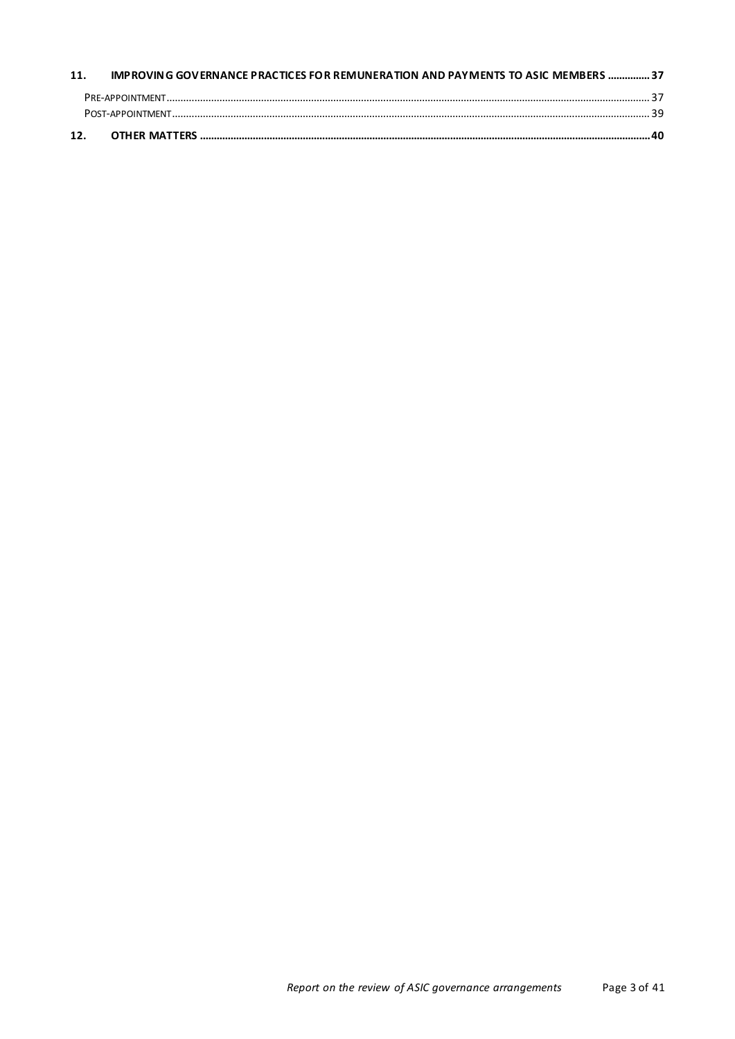**11. IMPROVING GOVERNANCE PRACTICES FOR REMUNERATION AND PAYMENTS TO ASIC MEMBERS ............... 37**

PRE-APPOINTMENT ............................................................................................................................................................ 37

POST-APPOINTMENT .......................................................................................................................................................... 39

**12. OTHER MATTERS ................................................................................................................................................ 40**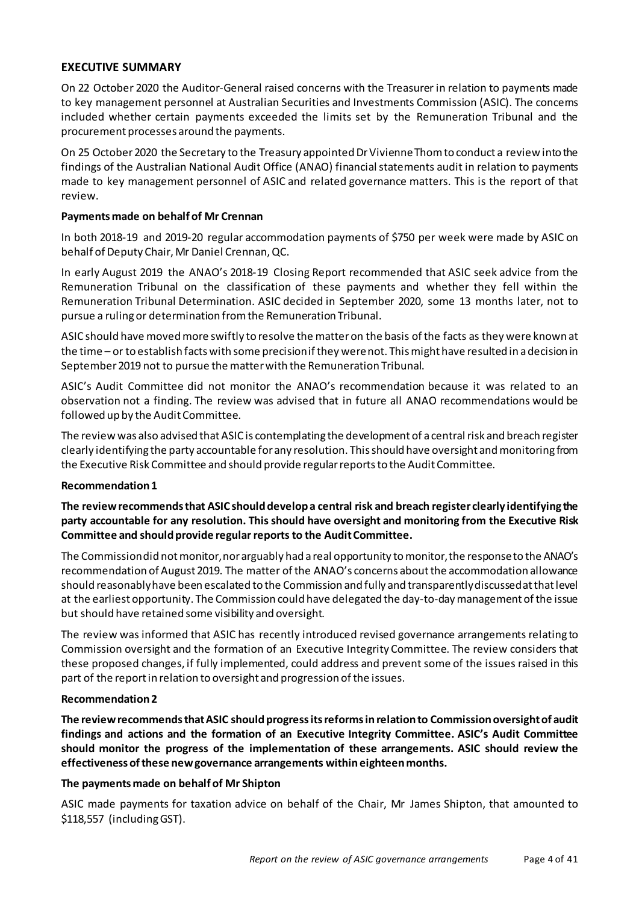## EXECUTIVE SUMMARY

On 22 October 2020 the Auditor-General raised concerns with the Treasurer in relation to payments made to key management personnel at Australian Securities and Investments Commission (ASIC). The concerns included whether certain payments exceeded the limits set by the Remuneration Tribunal and the procurement processes around the payments.

On 25 October 2020 the Secretary to the Treasury appointed Dr Vivienne Thom to conduct a review into the findings of the Australian National Audit Office (ANAO) financial statements audit in relation to payments made to key management personnel of ASIC and related governance matters. This is the report of that review.

### Payments made on behalf of Mr Crennan

In both 2018-19 and 2019-20 regular accommodation payments of $750 per week were made by ASIC on behalf of Deputy Chair, Mr Daniel Crennan, QC.

In early August 2019 the ANAO's 2018-19 Closing Report recommended that ASIC seek advice from the Remuneration Tribunal on the classification of these payments and whether they fell within the Remuneration Tribunal Determination. ASIC decided in September 2020, some 13 months later, not to pursue a ruling or determination from the Remuneration Tribunal.

ASIC should have moved more swiftly to resolve the matter on the basis of the facts as they were known at the time – or to establish facts with some precision if they were not. This might have resulted in a decision in September 2019 not to pursue the matter with the Remuneration Tribunal.

ASIC's Audit Committee did not monitor the ANAO's recommendation because it was related to an observation not a finding. The review was advised that in future all ANAO recommendations would be followed up by the Audit Committee.

The review was also advised that ASIC is contemplating the development of a central risk and breach register clearly identifying the party accountable for any resolution. This should have oversight and monitoring from the Executive Risk Committee and should provide regular reports to the Audit Committee.

### Recommendation 1

**The review recommends that ASIC should develop a central risk and breach register clearly identifying the party accountable for any resolution. This should have oversight and monitoring from the Executive Risk Committee and should provide regular reports to the Audit Committee.**

The Commission did not monitor, nor arguably had a real opportunity to monitor, the response to the ANAO's recommendation of August 2019. The matter of the ANAO's concerns about the accommodation allowance should reasonably have been escalated to the Commission and fully and transparently discussed at that level at the earliest opportunity. The Commission could have delegated the day-to-day management of the issue but should have retained some visibility and oversight.

The review was informed that ASIC has recently introduced revised governance arrangements relating to Commission oversight and the formation of an Executive Integrity Committee. The review considers that these proposed changes, if fully implemented, could address and prevent some of the issues raised in this part of the report in relation to oversight and progression of the issues.

### Recommendation 2

**The review recommends that ASIC should progress its reforms in relation to Commission oversight of audit findings and actions and the formation of an Executive Integrity Committee. ASIC's Audit Committee should monitor the progress of the implementation of these arrangements. ASIC should review the effectiveness of these new governance arrangements within eighteen months.**

### The payments made on behalf of Mr Shipton

ASIC made payments for taxation advice on behalf of the Chair, Mr James Shipton, that amounted to $118,557 (including GST).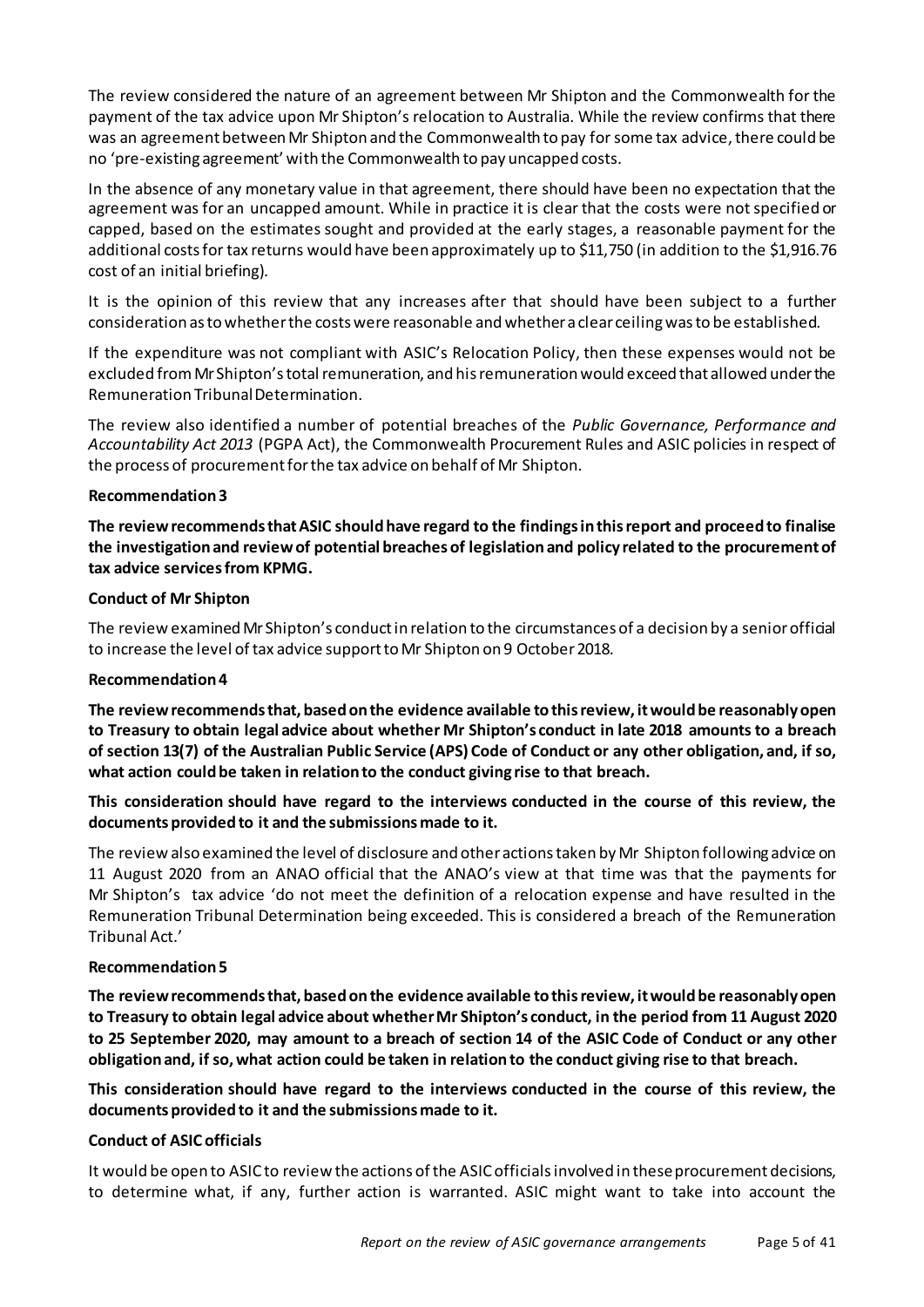The review considered the nature of an agreement between Mr Shipton and the Commonwealth for the payment of the tax advice upon Mr Shipton's relocation to Australia. While the review confirms that there was an agreement between Mr Shipton and the Commonwealth to pay for some tax advice, there could be no 'pre-existing agreement' with the Commonwealth to pay uncapped costs.

In the absence of any monetary value in that agreement, there should have been no expectation that the agreement was for an uncapped amount. While in practice it is clear that the costs were not specified or capped, based on the estimates sought and provided at the early stages, a reasonable payment for the additional costs for tax returns would have been approximately up to $11,750 (in addition to the $1,916.76 cost of an initial briefing).

It is the opinion of this review that any increases after that should have been subject to a further consideration as to whether the costs were reasonable and whether a clear ceiling was to be established.

If the expenditure was not compliant with ASIC's Relocation Policy, then these expenses would not be excluded from Mr Shipton's total remuneration, and his remuneration would exceed that allowed under the Remuneration Tribunal Determination.

The review also identified a number of potential breaches of the *Public Governance, Performance and Accountability Act 2013* (PGPA Act), the Commonwealth Procurement Rules and ASIC policies in respect of the process of procurement for the tax advice on behalf of Mr Shipton.

**Recommendation 3**

**The review recommends that ASIC should have regard to the findings in this report and proceed to finalise the investigation and review of potential breaches of legislation and policy related to the procurement of tax advice services from KPMG.**

**Conduct of Mr Shipton**

The review examined Mr Shipton's conduct in relation to the circumstances of a decision by a senior official to increase the level of tax advice support to Mr Shipton on 9 October 2018.

**Recommendation 4**

**The review recommends that, based on the evidence available to this review, it would be reasonably open to Treasury to obtain legal advice about whether Mr Shipton's conduct in late 2018 amounts to a breach of section 13(7) of the Australian Public Service (APS) Code of Conduct or any other obligation, and, if so, what action could be taken in relation to the conduct giving rise to that breach.**

**This consideration should have regard to the interviews conducted in the course of this review, the documents provided to it and the submissions made to it.**

The review also examined the level of disclosure and other actions taken by Mr Shipton following advice on 11 August 2020 from an ANAO official that the ANAO's view at that time was that the payments for Mr Shipton's tax advice 'do not meet the definition of a relocation expense and have resulted in the Remuneration Tribunal Determination being exceeded. This is considered a breach of the Remuneration Tribunal Act.'

**Recommendation 5**

**The review recommends that, based on the evidence available to this review, it would be reasonably open to Treasury to obtain legal advice about whether Mr Shipton's conduct, in the period from 11 August 2020 to 25 September 2020, may amount to a breach of section 14 of the ASIC Code of Conduct or any other obligation and, if so, what action could be taken in relation to the conduct giving rise to that breach.**

**This consideration should have regard to the interviews conducted in the course of this review, the documents provided to it and the submissions made to it.**

**Conduct of ASIC officials**

It would be open to ASIC to review the actions of the ASIC officials involved in these procurement decisions, to determine what, if any, further action is warranted. ASIC might want to take into account the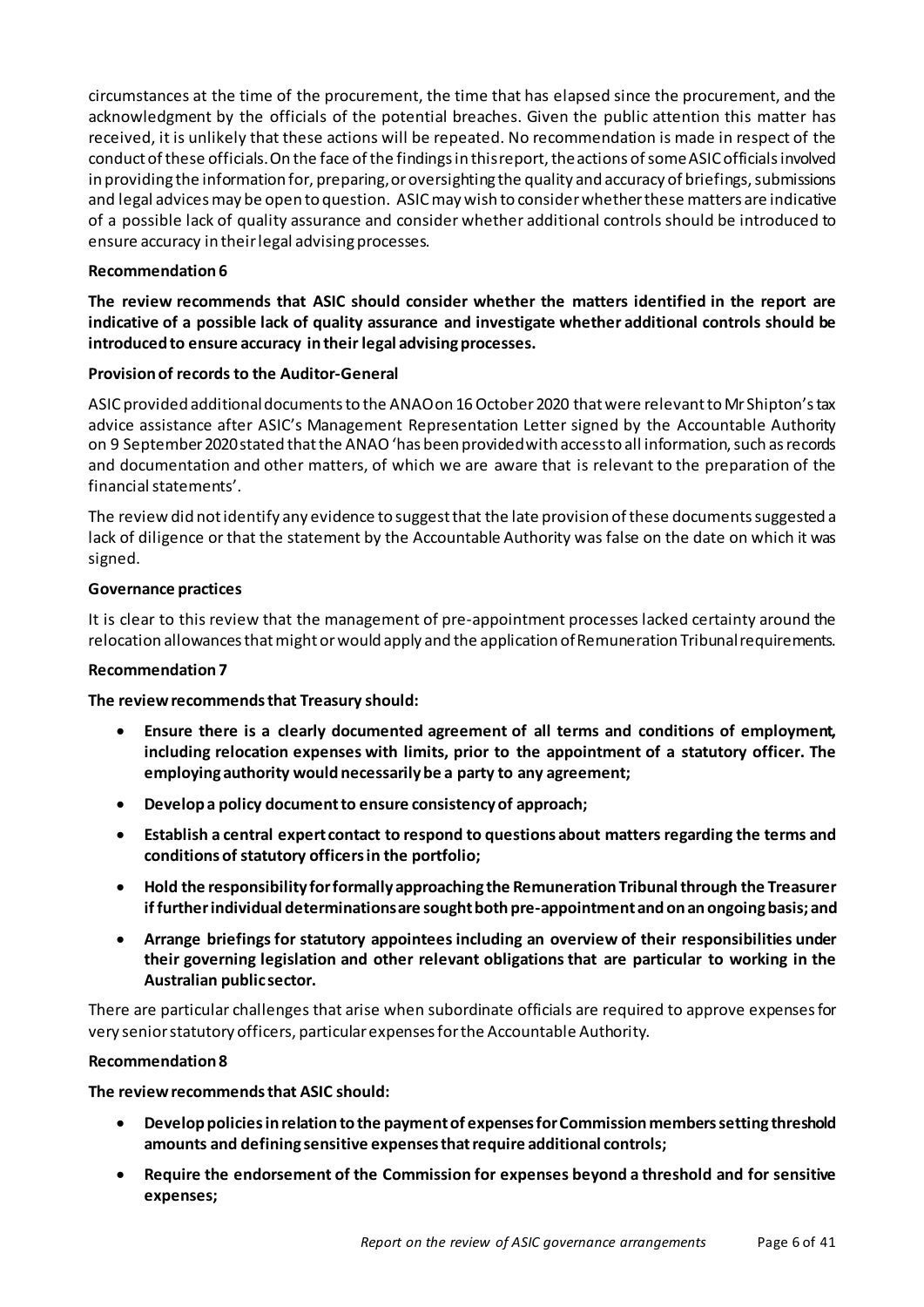circumstances at the time of the procurement, the time that has elapsed since the procurement, and the acknowledgment by the officials of the potential breaches. Given the public attention this matter has received, it is unlikely that these actions will be repeated. No recommendation is made in respect of the conduct of these officials. On the face of the findings in this report, the actions of some ASIC officials involved in providing the information for, preparing, or oversighting the quality and accuracy of briefings, submissions and legal advices may be open to question. ASIC may wish to consider whether these matters are indicative of a possible lack of quality assurance and consider whether additional controls should be introduced to ensure accuracy in their legal advising processes.

**Recommendation 6**

**The review recommends that ASIC should consider whether the matters identified in the report are indicative of a possible lack of quality assurance and investigate whether additional controls should be introduced to ensure accuracy in their legal advising processes.**

**Provision of records to the Auditor-General**

ASIC provided additional documents to the ANAO on 16 October 2020 that were relevant to Mr Shipton's tax advice assistance after ASIC's Management Representation Letter signed by the Accountable Authority on 9 September 2020 stated that the ANAO 'has been provided with access to all information, such as records and documentation and other matters, of which we are aware that is relevant to the preparation of the financial statements'.

The review did not identify any evidence to suggest that the late provision of these documents suggested a lack of diligence or that the statement by the Accountable Authority was false on the date on which it was signed.

**Governance practices**

It is clear to this review that the management of pre-appointment processes lacked certainty around the relocation allowances that might or would apply and the application of Remuneration Tribunal requirements.

**Recommendation 7**

**The review recommends that Treasury should:**

- **Ensure there is a clearly documented agreement of all terms and conditions of employment, including relocation expenses with limits, prior to the appointment of a statutory officer. The employing authority would necessarily be a party to any agreement;**
- **Develop a policy document to ensure consistency of approach;**
- **Establish a central expert contact to respond to questions about matters regarding the terms and conditions of statutory officers in the portfolio;**
- **Hold the responsibility for formally approaching the Remuneration Tribunal through the Treasurer if further individual determinations are sought both pre-appointment and on an ongoing basis; and**
- **Arrange briefings for statutory appointees including an overview of their responsibilities under their governing legislation and other relevant obligations that are particular to working in the Australian public sector.**

There are particular challenges that arise when subordinate officials are required to approve expenses for very senior statutory officers, particular expenses for the Accountable Authority.

**Recommendation 8**

**The review recommends that ASIC should:**

- **Develop policies in relation to the payment of expenses for Commission members setting threshold amounts and defining sensitive expenses that require additional controls;**
- **Require the endorsement of the Commission for expenses beyond a threshold and for sensitive expenses;**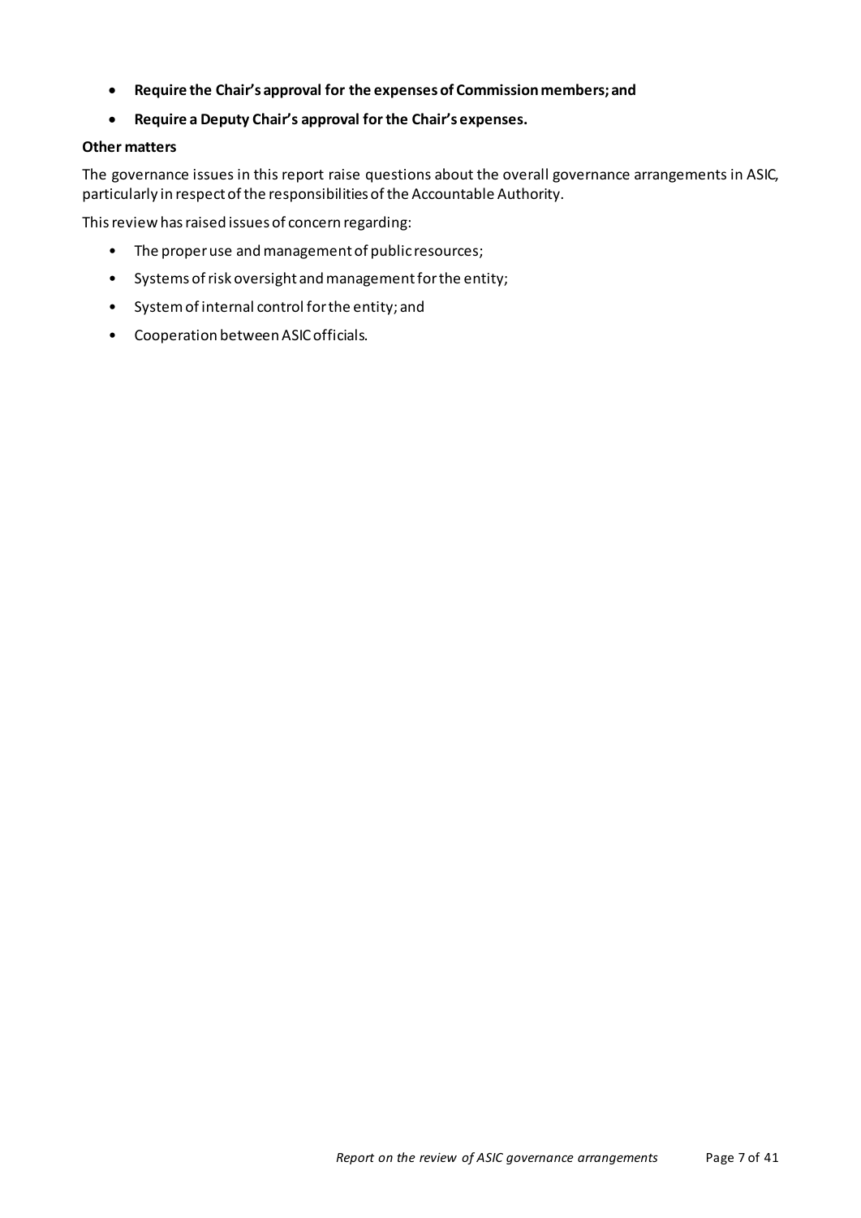- **Require the Chair's approval for the expenses of Commission members; and**
- **Require a Deputy Chair's approval for the Chair's expenses.**

**Other matters**

The governance issues in this report raise questions about the overall governance arrangements in ASIC, particularly in respect of the responsibilities of the Accountable Authority.

This review has raised issues of concern regarding:

- The proper use and management of public resources;
- Systems of risk oversight and management for the entity;
- System of internal control for the entity; and
- Cooperation between ASIC officials.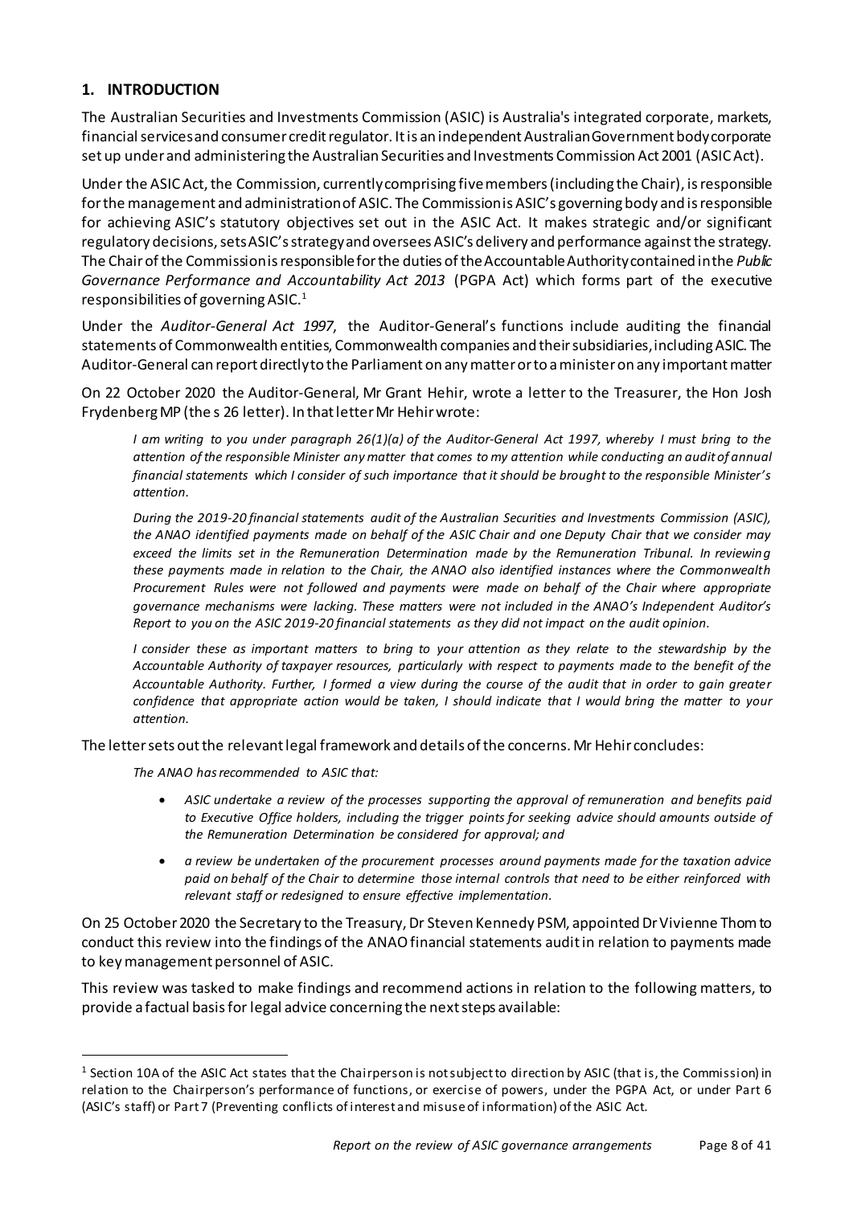## 1. INTRODUCTION

The Australian Securities and Investments Commission (ASIC) is Australia's integrated corporate, markets, financial services and consumer credit regulator. It is an independent Australian Government body corporate set up under and administering the Australian Securities and Investments Commission Act 2001 (ASIC Act).

Under the ASIC Act, the Commission, currently comprising five members (including the Chair), is responsible for the management and administration of ASIC. The Commission is ASIC's governing body and is responsible for achieving ASIC's statutory objectives set out in the ASIC Act. It makes strategic and/or significant regulatory decisions, sets ASIC's strategy and oversees ASIC's delivery and performance against the strategy. The Chair of the Commission is responsible for the duties of the Accountable Authority contained in the *Public Governance Performance and Accountability Act 2013* (PGPA Act) which forms part of the executive responsibilities of governing ASIC.[1]

Under the *Auditor-General Act 1997*, the Auditor-General's functions include auditing the financial statements of Commonwealth entities, Commonwealth companies and their subsidiaries, including ASIC. The Auditor-General can report directly to the Parliament on any matter or to a minister on any important matter

On 22 October 2020 the Auditor-General, Mr Grant Hehir, wrote a letter to the Treasurer, the Hon Josh Frydenberg MP (the s 26 letter). In that letter Mr Hehir wrote:

> *I am writing to you under paragraph 26(1)(a) of the Auditor-General Act 1997, whereby I must bring to the attention of the responsible Minister any matter that comes to my attention while conducting an audit of annual financial statements which I consider of such importance that it should be brought to the responsible Minister's attention.*
>
> *During the 2019-20 financial statements audit of the Australian Securities and Investments Commission (ASIC), the ANAO identified payments made on behalf of the ASIC Chair and one Deputy Chair that we consider may exceed the limits set in the Remuneration Determination made by the Remuneration Tribunal. In reviewing these payments made in relation to the Chair, the ANAO also identified instances where the Commonwealth Procurement Rules were not followed and payments were made on behalf of the Chair where appropriate governance mechanisms were lacking. These matters were not included in the ANAO's Independent Auditor's Report to you on the ASIC 2019-20 financial statements as they did not impact on the audit opinion.*
>
> *I consider these as important matters to bring to your attention as they relate to the stewardship by the Accountable Authority of taxpayer resources, particularly with respect to payments made to the benefit of the Accountable Authority. Further, I formed a view during the course of the audit that in order to gain greater confidence that appropriate action would be taken, I should indicate that I would bring the matter to your attention.*

The letter sets out the relevant legal framework and details of the concerns. Mr Hehir concludes:

> *The ANAO has recommended to ASIC that:*
>
> - *ASIC undertake a review of the processes supporting the approval of remuneration and benefits paid to Executive Office holders, including the trigger points for seeking advice should amounts outside of the Remuneration Determination be considered for approval; and*
> - *a review be undertaken of the procurement processes around payments made for the taxation advice paid on behalf of the Chair to determine those internal controls that need to be either reinforced with relevant staff or redesigned to ensure effective implementation.*

On 25 October 2020 the Secretary to the Treasury, Dr Steven Kennedy PSM, appointed Dr Vivienne Thom to conduct this review into the findings of the ANAO financial statements audit in relation to payments made to key management personnel of ASIC.

This review was tasked to make findings and recommend actions in relation to the following matters, to provide a factual basis for legal advice concerning the next steps available:

---

[1] Section 10A of the ASIC Act states that the Chairperson is not subject to direction by ASIC (that is, the Commission) in relation to the Chairperson's performance of functions, or exercise of powers, under the PGPA Act, or under Part 6 (ASIC's staff) or Part 7 (Preventing conflicts of interest and misuse of information) of the ASIC Act.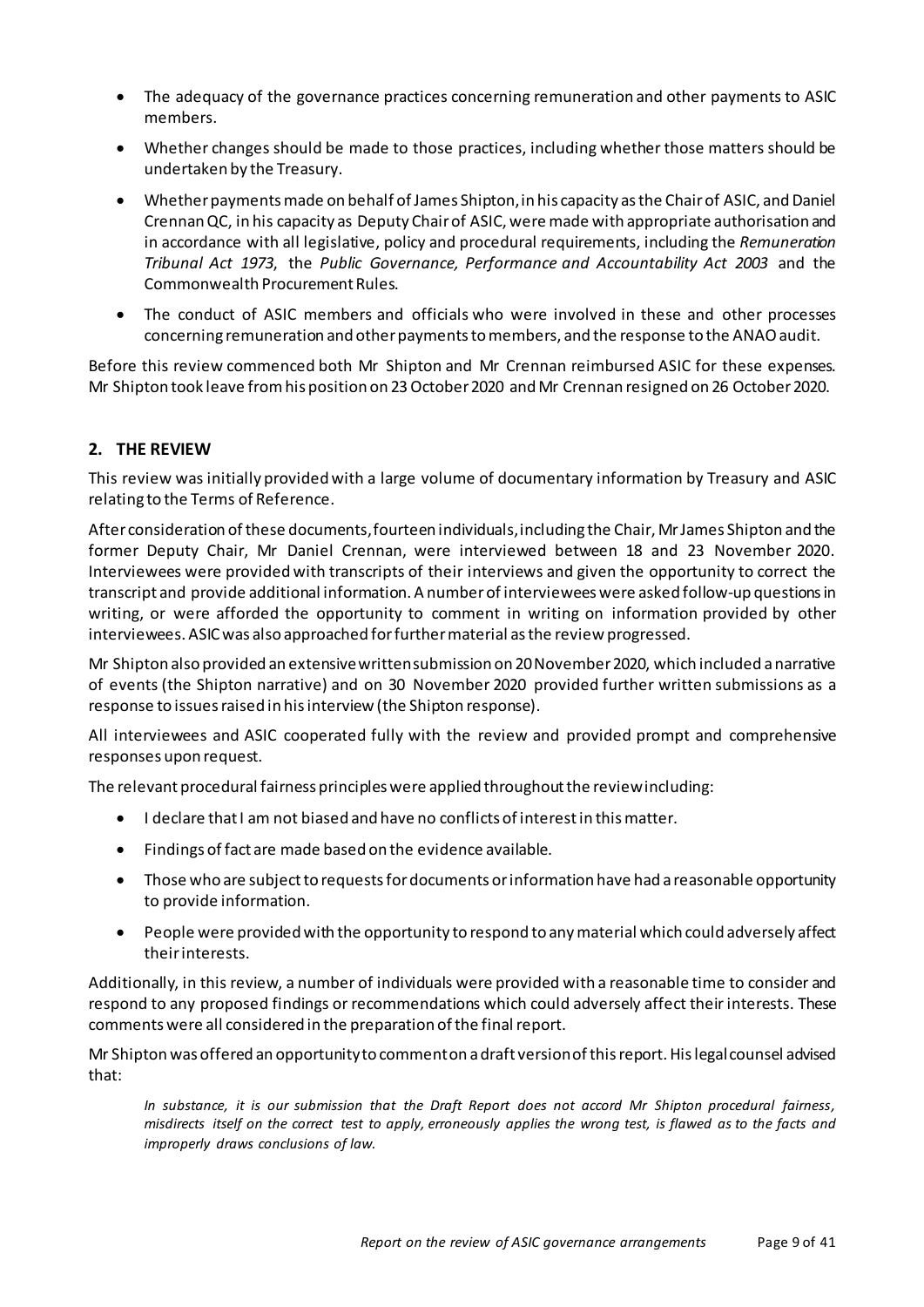- The adequacy of the governance practices concerning remuneration and other payments to ASIC members.
- Whether changes should be made to those practices, including whether those matters should be undertaken by the Treasury.
- Whether payments made on behalf of James Shipton, in his capacity as the Chair of ASIC, and Daniel Crennan QC, in his capacity as Deputy Chair of ASIC, were made with appropriate authorisation and in accordance with all legislative, policy and procedural requirements, including the *Remuneration Tribunal Act 1973*, the *Public Governance, Performance and Accountability Act 2003* and the Commonwealth Procurement Rules.
- The conduct of ASIC members and officials who were involved in these and other processes concerning remuneration and other payments to members, and the response to the ANAO audit.

Before this review commenced both Mr Shipton and Mr Crennan reimbursed ASIC for these expenses. Mr Shipton took leave from his position on 23 October 2020 and Mr Crennan resigned on 26 October 2020.

## 2. THE REVIEW

This review was initially provided with a large volume of documentary information by Treasury and ASIC relating to the Terms of Reference.

After consideration of these documents, fourteen individuals, including the Chair, Mr James Shipton and the former Deputy Chair, Mr Daniel Crennan, were interviewed between 18 and 23 November 2020. Interviewees were provided with transcripts of their interviews and given the opportunity to correct the transcript and provide additional information. A number of interviewees were asked follow-up questions in writing, or were afforded the opportunity to comment in writing on information provided by other interviewees. ASIC was also approached for further material as the review progressed.

Mr Shipton also provided an extensive written submission on 20 November 2020, which included a narrative of events (the Shipton narrative) and on 30 November 2020 provided further written submissions as a response to issues raised in his interview (the Shipton response).

All interviewees and ASIC cooperated fully with the review and provided prompt and comprehensive responses upon request.

The relevant procedural fairness principles were applied throughout the review including:

- I declare that I am not biased and have no conflicts of interest in this matter.
- Findings of fact are made based on the evidence available.
- Those who are subject to requests for documents or information have had a reasonable opportunity to provide information.
- People were provided with the opportunity to respond to any material which could adversely affect their interests.

Additionally, in this review, a number of individuals were provided with a reasonable time to consider and respond to any proposed findings or recommendations which could adversely affect their interests. These comments were all considered in the preparation of the final report.

Mr Shipton was offered an opportunity to comment on a draft version of this report. His legal counsel advised that:

> *In substance, it is our submission that the Draft Report does not accord Mr Shipton procedural fairness, misdirects itself on the correct test to apply, erroneously applies the wrong test, is flawed as to the facts and improperly draws conclusions of law.*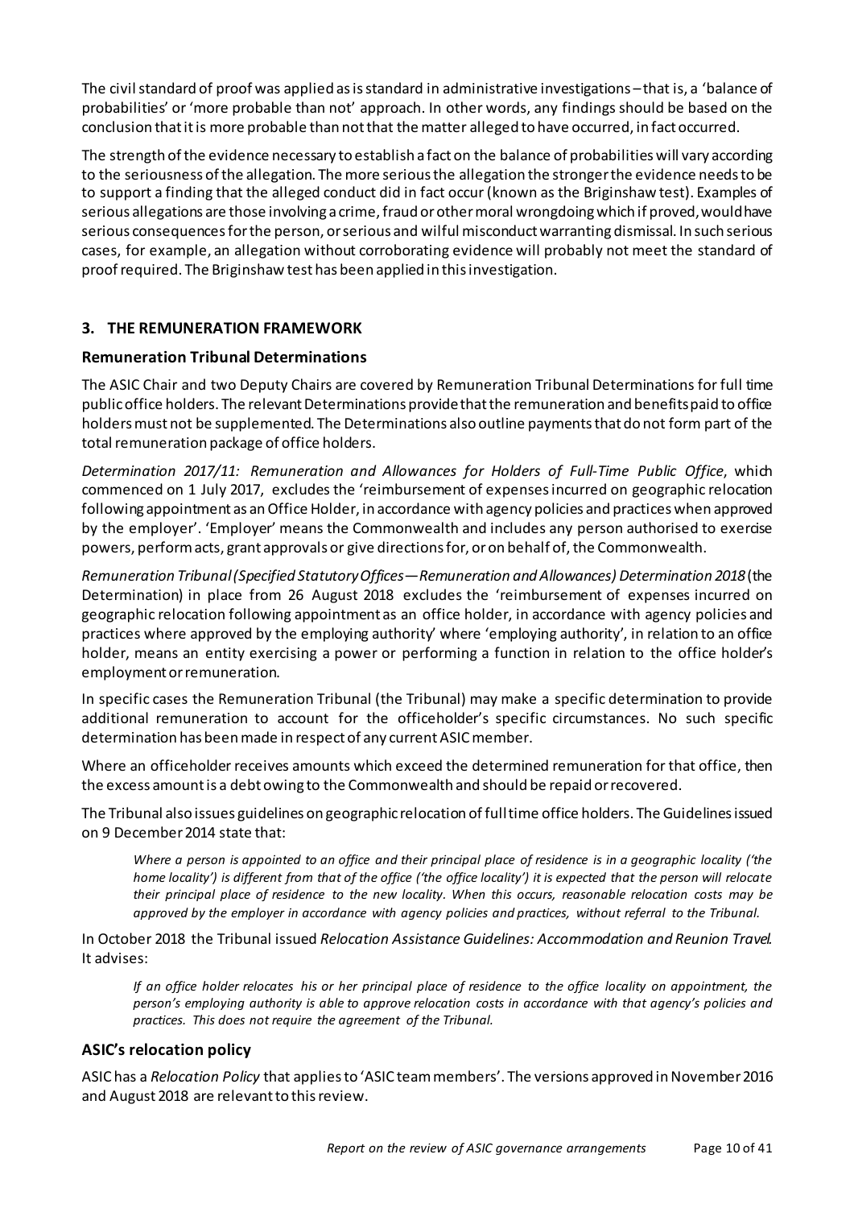The civil standard of proof was applied as is standard in administrative investigations – that is, a 'balance of probabilities' or 'more probable than not' approach. In other words, any findings should be based on the conclusion that it is more probable than not that the matter alleged to have occurred, in fact occurred.

The strength of the evidence necessary to establish a fact on the balance of probabilities will vary according to the seriousness of the allegation. The more serious the allegation the stronger the evidence needs to be to support a finding that the alleged conduct did in fact occur (known as the Briginshaw test). Examples of serious allegations are those involving a crime, fraud or other moral wrongdoing which if proved, would have serious consequences for the person, or serious and wilful misconduct warranting dismissal. In such serious cases, for example, an allegation without corroborating evidence will probably not meet the standard of proof required. The Briginshaw test has been applied in this investigation.

## 3. THE REMUNERATION FRAMEWORK

### Remuneration Tribunal Determinations

The ASIC Chair and two Deputy Chairs are covered by Remuneration Tribunal Determinations for full time public office holders. The relevant Determinations provide that the remuneration and benefits paid to office holders must not be supplemented. The Determinations also outline payments that do not form part of the total remuneration package of office holders.

*Determination 2017/11: Remuneration and Allowances for Holders of Full-Time Public Office*, which commenced on 1 July 2017, excludes the 'reimbursement of expenses incurred on geographic relocation following appointment as an Office Holder, in accordance with agency policies and practices when approved by the employer'. 'Employer' means the Commonwealth and includes any person authorised to exercise powers, perform acts, grant approvals or give directions for, or on behalf of, the Commonwealth.

*Remuneration Tribunal (Specified Statutory Offices—Remuneration and Allowances) Determination 2018* (the Determination) in place from 26 August 2018 excludes the 'reimbursement of expenses incurred on geographic relocation following appointment as an office holder, in accordance with agency policies and practices where approved by the employing authority' where 'employing authority', in relation to an office holder, means an entity exercising a power or performing a function in relation to the office holder's employment or remuneration.

In specific cases the Remuneration Tribunal (the Tribunal) may make a specific determination to provide additional remuneration to account for the officeholder's specific circumstances. No such specific determination has been made in respect of any current ASIC member.

Where an officeholder receives amounts which exceed the determined remuneration for that office, then the excess amount is a debt owing to the Commonwealth and should be repaid or recovered.

The Tribunal also issues guidelines on geographic relocation of full time office holders. The Guidelines issued on 9 December 2014 state that:

> *Where a person is appointed to an office and their principal place of residence is in a geographic locality ('the home locality') is different from that of the office ('the office locality') it is expected that the person will relocate their principal place of residence to the new locality. When this occurs, reasonable relocation costs may be approved by the employer in accordance with agency policies and practices, without referral to the Tribunal.*

In October 2018 the Tribunal issued *Relocation Assistance Guidelines: Accommodation and Reunion Travel*. It advises:

> *If an office holder relocates his or her principal place of residence to the office locality on appointment, the person's employing authority is able to approve relocation costs in accordance with that agency's policies and practices. This does not require the agreement of the Tribunal.*

### ASIC's relocation policy

ASIC has a *Relocation Policy* that applies to 'ASIC team members'. The versions approved in November 2016 and August 2018 are relevant to this review.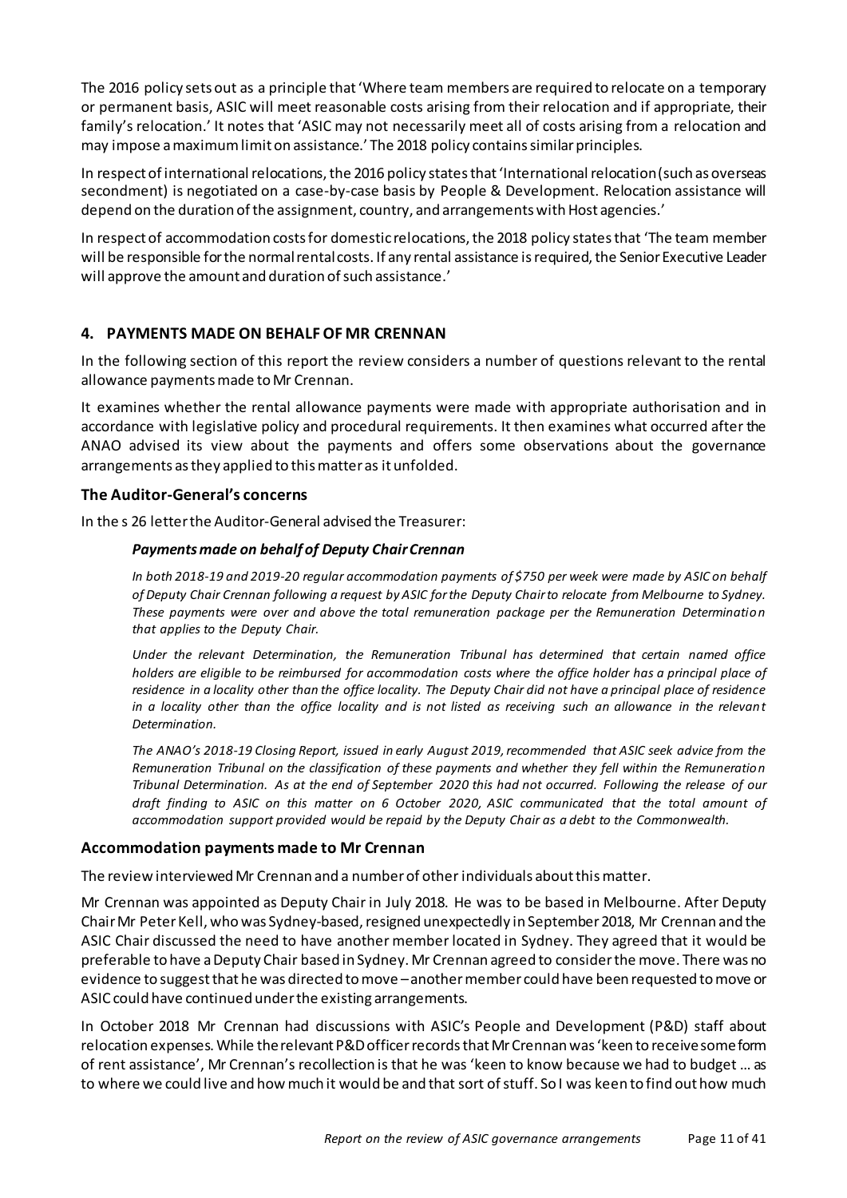The 2016 policy sets out as a principle that 'Where team members are required to relocate on a temporary or permanent basis, ASIC will meet reasonable costs arising from their relocation and if appropriate, their family's relocation.' It notes that 'ASIC may not necessarily meet all of costs arising from a relocation and may impose a maximum limit on assistance.' The 2018 policy contains similar principles.

In respect of international relocations, the 2016 policy states that 'International relocation (such as overseas secondment) is negotiated on a case-by-case basis by People & Development. Relocation assistance will depend on the duration of the assignment, country, and arrangements with Host agencies.'

In respect of accommodation costs for domestic relocations, the 2018 policy states that 'The team member will be responsible for the normal rental costs. If any rental assistance is required, the Senior Executive Leader will approve the amount and duration of such assistance.'

## 4. PAYMENTS MADE ON BEHALF OF MR CRENNAN

In the following section of this report the review considers a number of questions relevant to the rental allowance payments made to Mr Crennan.

It examines whether the rental allowance payments were made with appropriate authorisation and in accordance with legislative policy and procedural requirements. It then examines what occurred after the ANAO advised its view about the payments and offers some observations about the governance arrangements as they applied to this matter as it unfolded.

### The Auditor-General's concerns

In the s 26 letter the Auditor-General advised the Treasurer:

> ***Payments made on behalf of Deputy Chair Crennan***
>
> *In both 2018-19 and 2019-20 regular accommodation payments of $750 per week were made by ASIC on behalf of Deputy Chair Crennan following a request by ASIC for the Deputy Chair to relocate from Melbourne to Sydney. These payments were over and above the total remuneration package per the Remuneration Determination that applies to the Deputy Chair.*
>
> *Under the relevant Determination, the Remuneration Tribunal has determined that certain named office holders are eligible to be reimbursed for accommodation costs where the office holder has a principal place of residence in a locality other than the office locality. The Deputy Chair did not have a principal place of residence in a locality other than the office locality and is not listed as receiving such an allowance in the relevant Determination.*
>
> *The ANAO's 2018-19 Closing Report, issued in early August 2019, recommended that ASIC seek advice from the Remuneration Tribunal on the classification of these payments and whether they fell within the Remuneration Tribunal Determination. As at the end of September 2020 this had not occurred. Following the release of our draft finding to ASIC on this matter on 6 October 2020, ASIC communicated that the total amount of accommodation support provided would be repaid by the Deputy Chair as a debt to the Commonwealth.*

### Accommodation payments made to Mr Crennan

The review interviewed Mr Crennan and a number of other individuals about this matter.

Mr Crennan was appointed as Deputy Chair in July 2018. He was to be based in Melbourne. After Deputy Chair Mr Peter Kell, who was Sydney-based, resigned unexpectedly in September 2018, Mr Crennan and the ASIC Chair discussed the need to have another member located in Sydney. They agreed that it would be preferable to have a Deputy Chair based in Sydney. Mr Crennan agreed to consider the move. There was no evidence to suggest that he was directed to move – another member could have been requested to move or ASIC could have continued under the existing arrangements.

In October 2018 Mr Crennan had discussions with ASIC's People and Development (P&D) staff about relocation expenses. While the relevant P&D officer records that Mr Crennan was 'keen to receive some form of rent assistance', Mr Crennan's recollection is that he was 'keen to know because we had to budget … as to where we could live and how much it would be and that sort of stuff. So I was keen to find out how much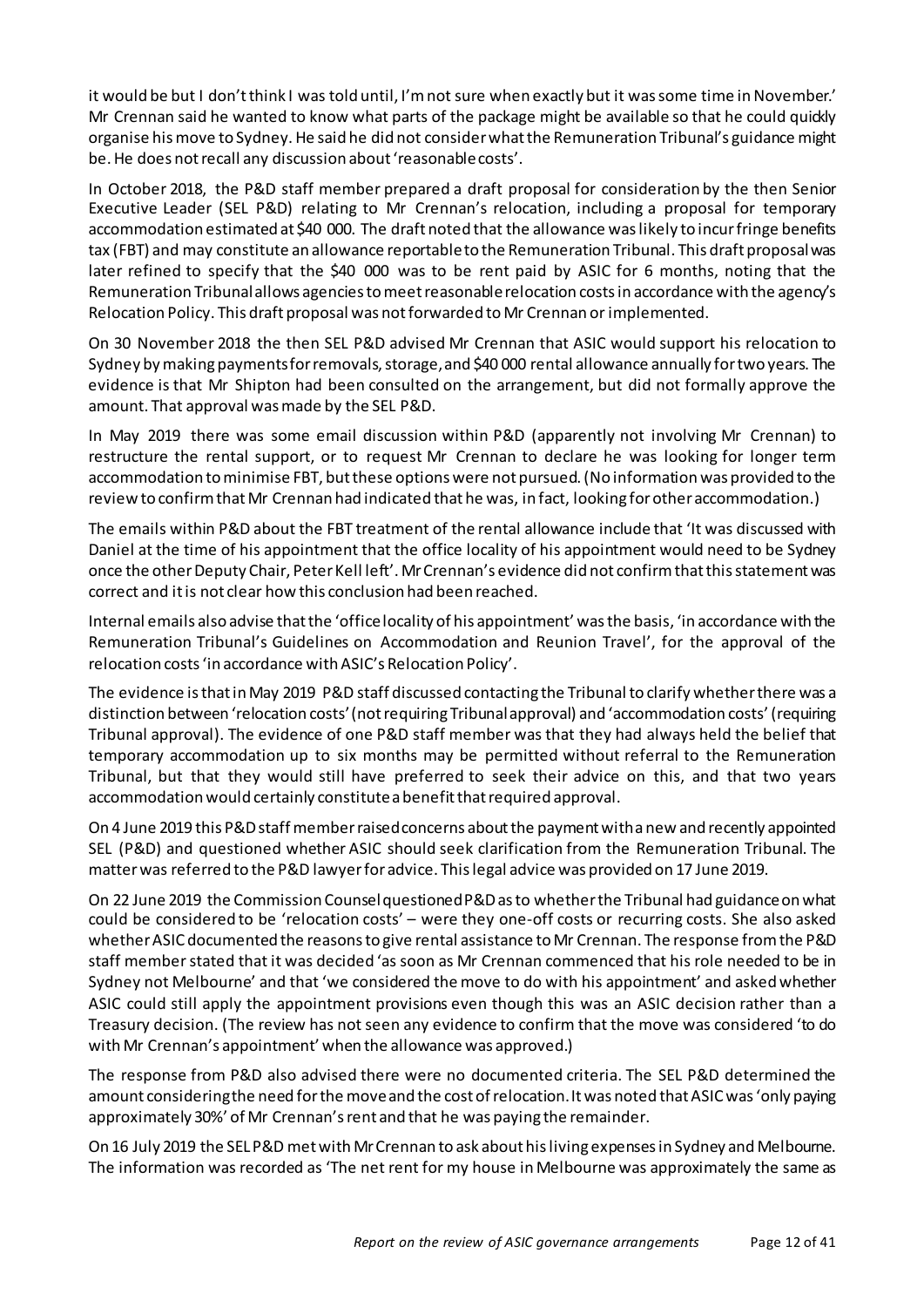it would be but I don't think I was told until, I'm not sure when exactly but it was some time in November.' Mr Crennan said he wanted to know what parts of the package might be available so that he could quickly organise his move to Sydney. He said he did not consider what the Remuneration Tribunal's guidance might be. He does not recall any discussion about 'reasonable costs'.

In October 2018, the P&D staff member prepared a draft proposal for consideration by the then Senior Executive Leader (SEL P&D) relating to Mr Crennan's relocation, including a proposal for temporary accommodation estimated at $40 000. The draft noted that the allowance was likely to incur fringe benefits tax (FBT) and may constitute an allowance reportable to the Remuneration Tribunal. This draft proposal was later refined to specify that the $40 000 was to be rent paid by ASIC for 6 months, noting that the Remuneration Tribunal allows agencies to meet reasonable relocation costs in accordance with the agency's Relocation Policy. This draft proposal was not forwarded to Mr Crennan or implemented.

On 30 November 2018 the then SEL P&D advised Mr Crennan that ASIC would support his relocation to Sydney by making payments for removals, storage, and $40 000 rental allowance annually for two years. The evidence is that Mr Shipton had been consulted on the arrangement, but did not formally approve the amount. That approval was made by the SEL P&D.

In May 2019 there was some email discussion within P&D (apparently not involving Mr Crennan) to restructure the rental support, or to request Mr Crennan to declare he was looking for longer term accommodation to minimise FBT, but these options were not pursued. (No information was provided to the review to confirm that Mr Crennan had indicated that he was, in fact, looking for other accommodation.)

The emails within P&D about the FBT treatment of the rental allowance include that 'It was discussed with Daniel at the time of his appointment that the office locality of his appointment would need to be Sydney once the other Deputy Chair, Peter Kell left'. Mr Crennan's evidence did not confirm that this statement was correct and it is not clear how this conclusion had been reached.

Internal emails also advise that the 'office locality of his appointment' was the basis, 'in accordance with the Remuneration Tribunal's Guidelines on Accommodation and Reunion Travel', for the approval of the relocation costs 'in accordance with ASIC's Relocation Policy'.

The evidence is that in May 2019 P&D staff discussed contacting the Tribunal to clarify whether there was a distinction between 'relocation costs' (not requiring Tribunal approval) and 'accommodation costs' (requiring Tribunal approval). The evidence of one P&D staff member was that they had always held the belief that temporary accommodation up to six months may be permitted without referral to the Remuneration Tribunal, but that they would still have preferred to seek their advice on this, and that two years accommodation would certainly constitute a benefit that required approval.

On 4 June 2019 this P&D staff member raised concerns about the payment with a new and recently appointed SEL (P&D) and questioned whether ASIC should seek clarification from the Remuneration Tribunal. The matter was referred to the P&D lawyer for advice. This legal advice was provided on 17 June 2019.

On 22 June 2019 the Commission Counsel questioned P&D as to whether the Tribunal had guidance on what could be considered to be 'relocation costs' – were they one-off costs or recurring costs. She also asked whether ASIC documented the reasons to give rental assistance to Mr Crennan. The response from the P&D staff member stated that it was decided 'as soon as Mr Crennan commenced that his role needed to be in Sydney not Melbourne' and that 'we considered the move to do with his appointment' and asked whether ASIC could still apply the appointment provisions even though this was an ASIC decision rather than a Treasury decision. (The review has not seen any evidence to confirm that the move was considered 'to do with Mr Crennan's appointment' when the allowance was approved.)

The response from P&D also advised there were no documented criteria. The SEL P&D determined the amount considering the need for the move and the cost of relocation. It was noted that ASIC was 'only paying approximately 30%' of Mr Crennan's rent and that he was paying the remainder.

On 16 July 2019 the SEL P&D met with Mr Crennan to ask about his living expenses in Sydney and Melbourne. The information was recorded as 'The net rent for my house in Melbourne was approximately the same as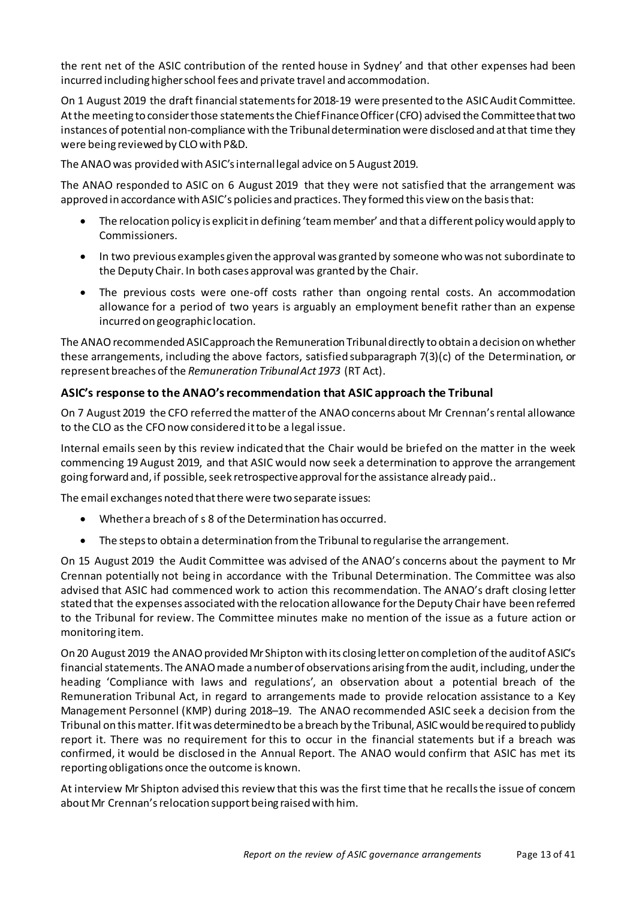the rent net of the ASIC contribution of the rented house in Sydney' and that other expenses had been incurred including higher school fees and private travel and accommodation.

On 1 August 2019 the draft financial statements for 2018-19 were presented to the ASIC Audit Committee. At the meeting to consider those statements the Chief Finance Officer (CFO) advised the Committee that two instances of potential non-compliance with the Tribunal determination were disclosed and at that time they were being reviewed by CLO with P&D.

The ANAO was provided with ASIC's internal legal advice on 5 August 2019.

The ANAO responded to ASIC on 6 August 2019 that they were not satisfied that the arrangement was approved in accordance with ASIC's policies and practices. They formed this view on the basis that:

- The relocation policy is explicit in defining 'team member' and that a different policy would apply to Commissioners.
- In two previous examples given the approval was granted by someone who was not subordinate to the Deputy Chair. In both cases approval was granted by the Chair.
- The previous costs were one-off costs rather than ongoing rental costs. An accommodation allowance for a period of two years is arguably an employment benefit rather than an expense incurred on geographic location.

The ANAO recommended ASIC approach the Remuneration Tribunal directly to obtain a decision on whether these arrangements, including the above factors, satisfied subparagraph 7(3)(c) of the Determination, or represent breaches of the *Remuneration Tribunal Act 1973* (RT Act).

### ASIC's response to the ANAO's recommendation that ASIC approach the Tribunal

On 7 August 2019 the CFO referred the matter of the ANAO concerns about Mr Crennan's rental allowance to the CLO as the CFO now considered it to be a legal issue.

Internal emails seen by this review indicated that the Chair would be briefed on the matter in the week commencing 19 August 2019, and that ASIC would now seek a determination to approve the arrangement going forward and, if possible, seek retrospective approval for the assistance already paid..

The email exchanges noted that there were two separate issues:

- Whether a breach of s 8 of the Determination has occurred.
- The steps to obtain a determination from the Tribunal to regularise the arrangement.

On 15 August 2019 the Audit Committee was advised of the ANAO's concerns about the payment to Mr Crennan potentially not being in accordance with the Tribunal Determination. The Committee was also advised that ASIC had commenced work to action this recommendation. The ANAO's draft closing letter stated that the expenses associated with the relocation allowance for the Deputy Chair have been referred to the Tribunal for review. The Committee minutes make no mention of the issue as a future action or monitoring item.

On 20 August 2019 the ANAO provided Mr Shipton with its closing letter on completion of the audit of ASIC's financial statements. The ANAO made a number of observations arising from the audit, including, under the heading 'Compliance with laws and regulations', an observation about a potential breach of the Remuneration Tribunal Act, in regard to arrangements made to provide relocation assistance to a Key Management Personnel (KMP) during 2018–19. The ANAO recommended ASIC seek a decision from the Tribunal on this matter. If it was determined to be a breach by the Tribunal, ASIC would be required to publicly report it. There was no requirement for this to occur in the financial statements but if a breach was confirmed, it would be disclosed in the Annual Report. The ANAO would confirm that ASIC has met its reporting obligations once the outcome is known.

At interview Mr Shipton advised this review that this was the first time that he recalls the issue of concern about Mr Crennan's relocation support being raised with him.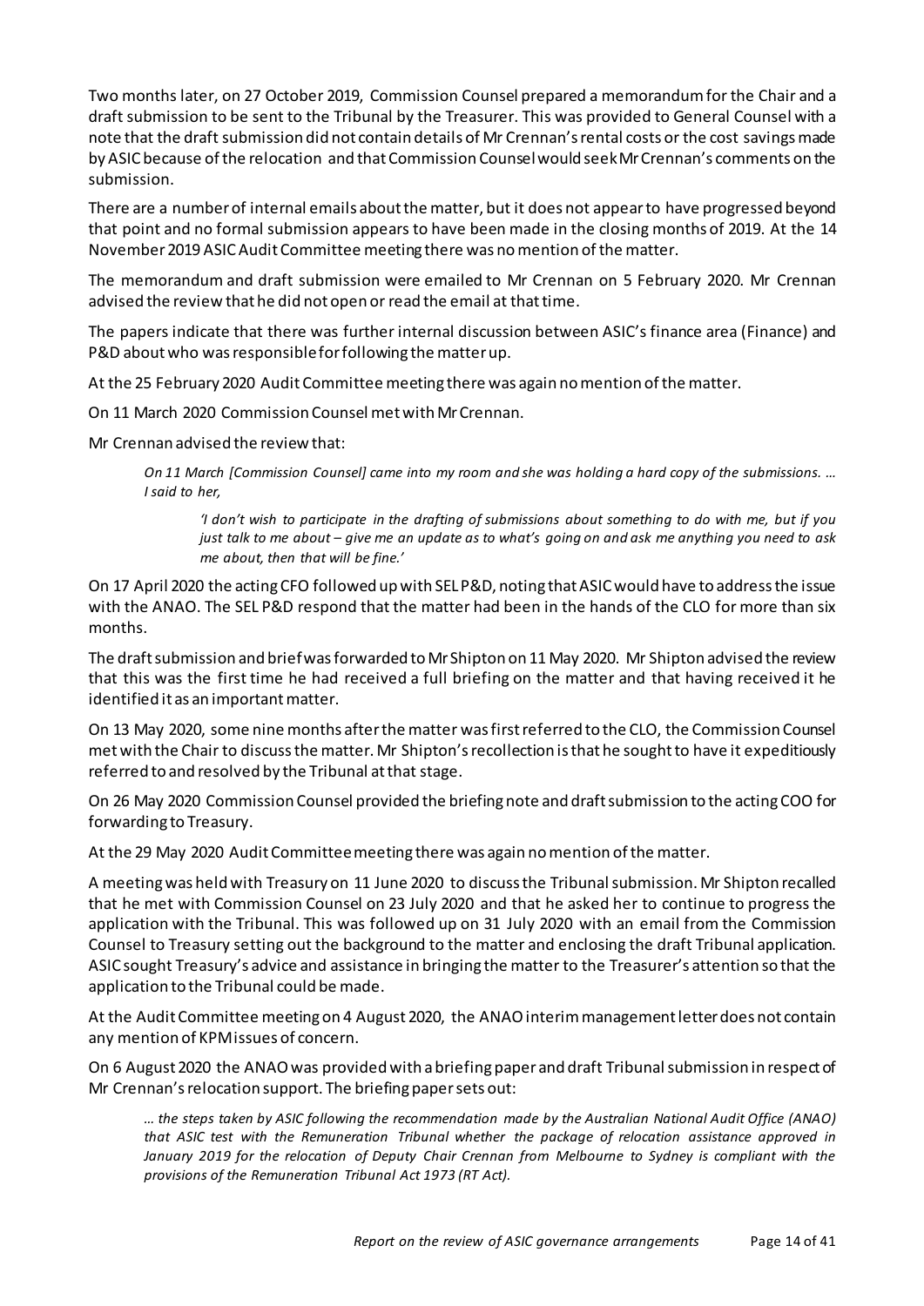Two months later, on 27 October 2019, Commission Counsel prepared a memorandum for the Chair and a draft submission to be sent to the Tribunal by the Treasurer. This was provided to General Counsel with a note that the draft submission did not contain details of Mr Crennan's rental costs or the cost savings made by ASIC because of the relocation and that Commission Counsel would seek Mr Crennan's comments on the submission.

There are a number of internal emails about the matter, but it does not appear to have progressed beyond that point and no formal submission appears to have been made in the closing months of 2019. At the 14 November 2019 ASIC Audit Committee meeting there was no mention of the matter.

The memorandum and draft submission were emailed to Mr Crennan on 5 February 2020. Mr Crennan advised the review that he did not open or read the email at that time.

The papers indicate that there was further internal discussion between ASIC's finance area (Finance) and P&D about who was responsible for following the matter up.

At the 25 February 2020 Audit Committee meeting there was again no mention of the matter.

On 11 March 2020 Commission Counsel met with Mr Crennan.

Mr Crennan advised the review that:

> *On 11 March [Commission Counsel] came into my room and she was holding a hard copy of the submissions. … I said to her,*
>
> > *'I don't wish to participate in the drafting of submissions about something to do with me, but if you just talk to me about – give me an update as to what's going on and ask me anything you need to ask me about, then that will be fine.'*

On 17 April 2020 the acting CFO followed up with SEL P&D, noting that ASIC would have to address the issue with the ANAO. The SEL P&D respond that the matter had been in the hands of the CLO for more than six months.

The draft submission and brief was forwarded to Mr Shipton on 11 May 2020. Mr Shipton advised the review that this was the first time he had received a full briefing on the matter and that having received it he identified it as an important matter.

On 13 May 2020, some nine months after the matter was first referred to the CLO, the Commission Counsel met with the Chair to discuss the matter. Mr Shipton's recollection is that he sought to have it expeditiously referred to and resolved by the Tribunal at that stage.

On 26 May 2020 Commission Counsel provided the briefing note and draft submission to the acting COO for forwarding to Treasury.

At the 29 May 2020 Audit Committee meeting there was again no mention of the matter.

A meeting was held with Treasury on 11 June 2020 to discuss the Tribunal submission. Mr Shipton recalled that he met with Commission Counsel on 23 July 2020 and that he asked her to continue to progress the application with the Tribunal. This was followed up on 31 July 2020 with an email from the Commission Counsel to Treasury setting out the background to the matter and enclosing the draft Tribunal application. ASIC sought Treasury's advice and assistance in bringing the matter to the Treasurer's attention so that the application to the Tribunal could be made.

At the Audit Committee meeting on 4 August 2020, the ANAO interim management letter does not contain any mention of KPM issues of concern.

On 6 August 2020 the ANAO was provided with a briefing paper and draft Tribunal submission in respect of Mr Crennan's relocation support. The briefing paper sets out:

> *… the steps taken by ASIC following the recommendation made by the Australian National Audit Office (ANAO) that ASIC test with the Remuneration Tribunal whether the package of relocation assistance approved in January 2019 for the relocation of Deputy Chair Crennan from Melbourne to Sydney is compliant with the provisions of the Remuneration Tribunal Act 1973 (RT Act).*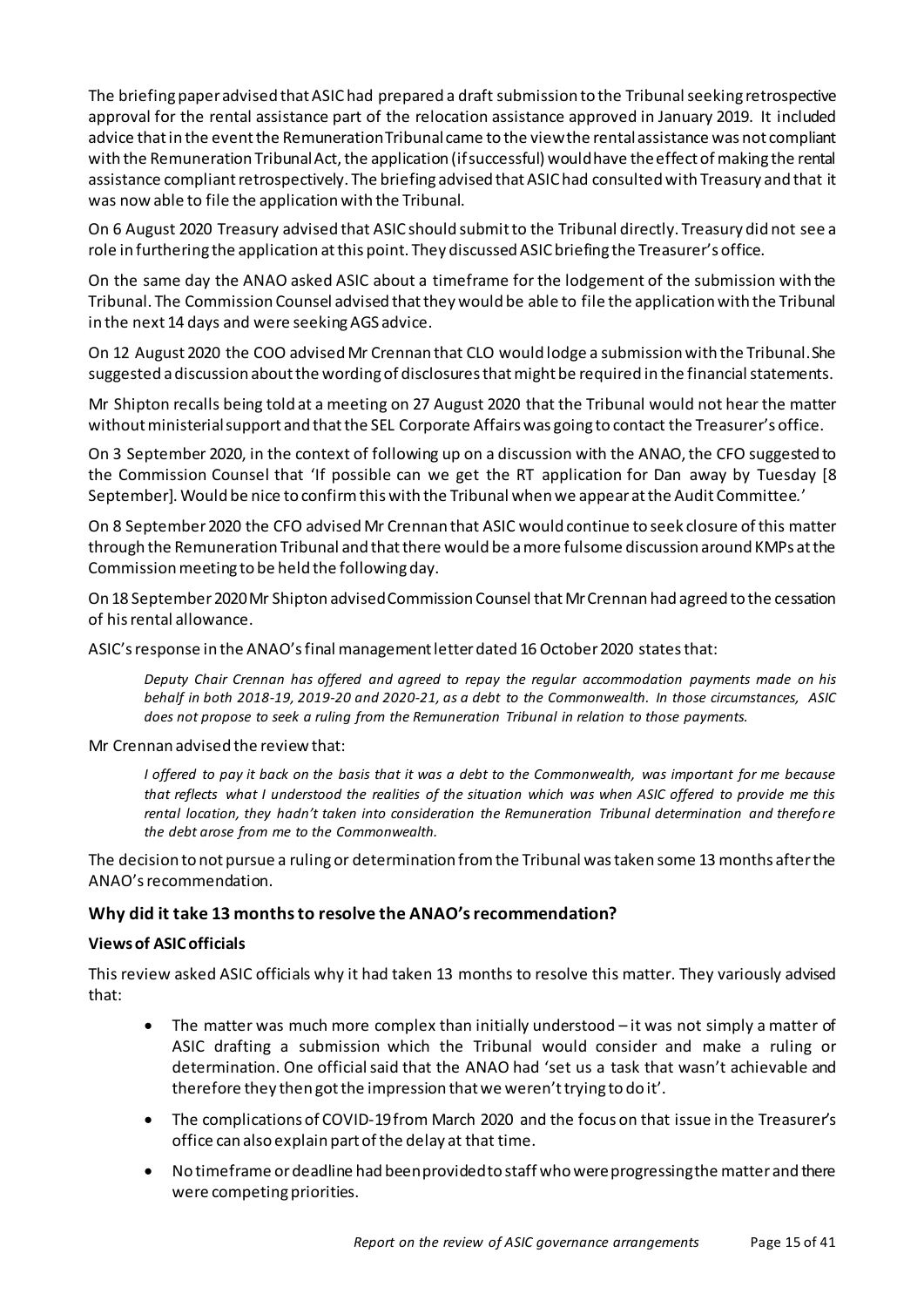The briefing paper advised that ASIC had prepared a draft submission to the Tribunal seeking retrospective approval for the rental assistance part of the relocation assistance approved in January 2019. It included advice that in the event the Remuneration Tribunal came to the view the rental assistance was not compliant with the Remuneration Tribunal Act, the application (if successful) would have the effect of making the rental assistance compliant retrospectively. The briefing advised that ASIC had consulted with Treasury and that it was now able to file the application with the Tribunal.

On 6 August 2020 Treasury advised that ASIC should submit to the Tribunal directly. Treasury did not see a role in furthering the application at this point. They discussed ASIC briefing the Treasurer's office.

On the same day the ANAO asked ASIC about a timeframe for the lodgement of the submission with the Tribunal. The Commission Counsel advised that they would be able to file the application with the Tribunal in the next 14 days and were seeking AGS advice.

On 12 August 2020 the COO advised Mr Crennan that CLO would lodge a submission with the Tribunal. She suggested a discussion about the wording of disclosures that might be required in the financial statements.

Mr Shipton recalls being told at a meeting on 27 August 2020 that the Tribunal would not hear the matter without ministerial support and that the SEL Corporate Affairs was going to contact the Treasurer's office.

On 3 September 2020, in the context of following up on a discussion with the ANAO, the CFO suggested to the Commission Counsel that 'If possible can we get the RT application for Dan away by Tuesday [8 September]. Would be nice to confirm this with the Tribunal when we appear at the Audit Committee.'

On 8 September 2020 the CFO advised Mr Crennan that ASIC would continue to seek closure of this matter through the Remuneration Tribunal and that there would be a more fulsome discussion around KMPs at the Commission meeting to be held the following day.

On 18 September 2020 Mr Shipton advised Commission Counsel that Mr Crennan had agreed to the cessation of his rental allowance.

ASIC's response in the ANAO's final management letter dated 16 October 2020 states that:

> *Deputy Chair Crennan has offered and agreed to repay the regular accommodation payments made on his behalf in both 2018-19, 2019-20 and 2020-21, as a debt to the Commonwealth. In those circumstances, ASIC does not propose to seek a ruling from the Remuneration Tribunal in relation to those payments.*

Mr Crennan advised the review that:

> *I offered to pay it back on the basis that it was a debt to the Commonwealth, was important for me because that reflects what I understood the realities of the situation which was when ASIC offered to provide me this rental location, they hadn't taken into consideration the Remuneration Tribunal determination and therefore the debt arose from me to the Commonwealth.*

The decision to not pursue a ruling or determination from the Tribunal was taken some 13 months after the ANAO's recommendation.

### Why did it take 13 months to resolve the ANAO's recommendation?

#### Views of ASIC officials

This review asked ASIC officials why it had taken 13 months to resolve this matter. They variously advised that:

- The matter was much more complex than initially understood – it was not simply a matter of ASIC drafting a submission which the Tribunal would consider and make a ruling or determination. One official said that the ANAO had 'set us a task that wasn't achievable and therefore they then got the impression that we weren't trying to do it'.
- The complications of COVID-19 from March 2020 and the focus on that issue in the Treasurer's office can also explain part of the delay at that time.
- No timeframe or deadline had been provided to staff who were progressing the matter and there were competing priorities.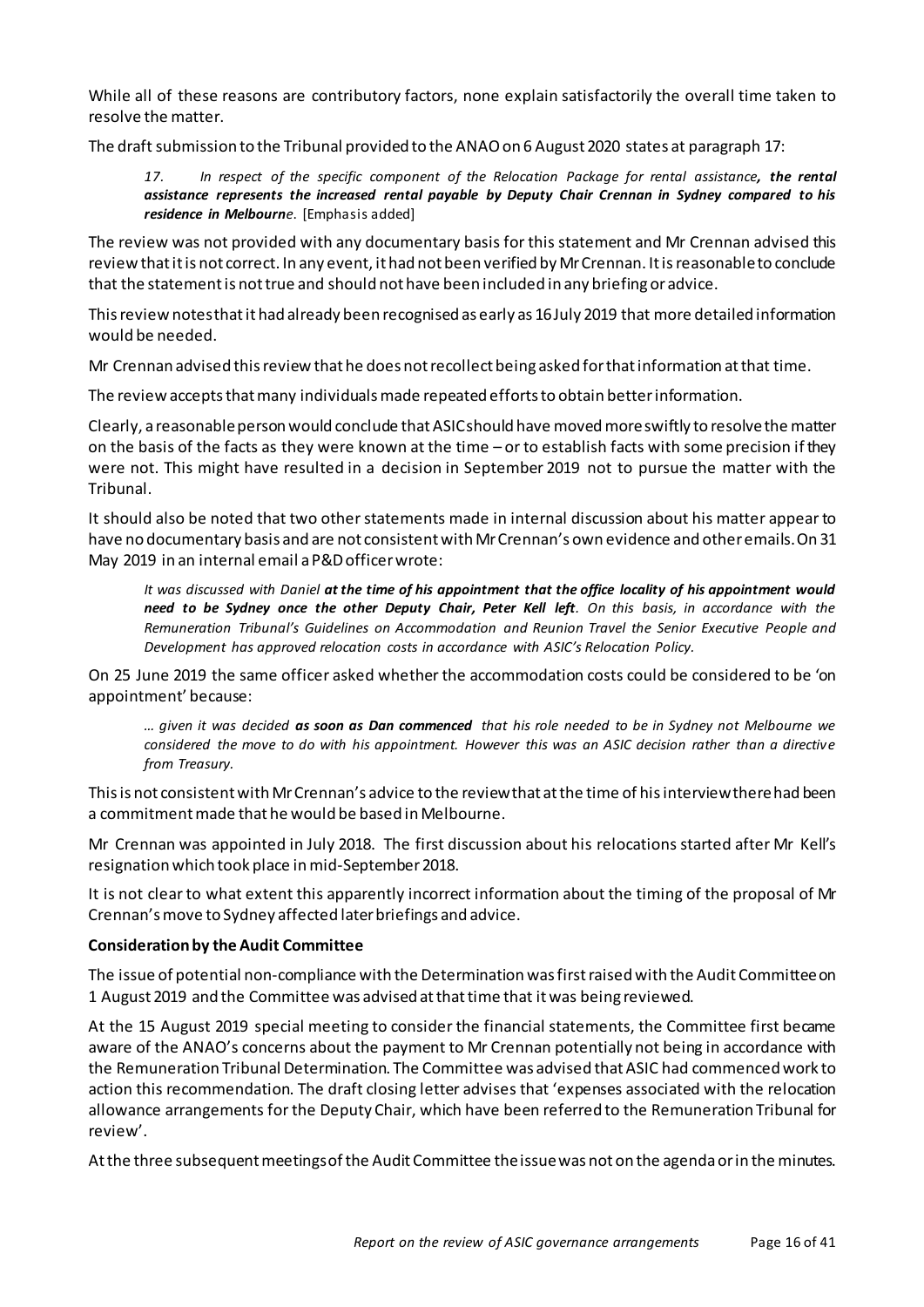While all of these reasons are contributory factors, none explain satisfactorily the overall time taken to resolve the matter.

The draft submission to the Tribunal provided to the ANAO on 6 August 2020 states at paragraph 17:

> *17. In respect of the specific component of the Relocation Package for rental assistance**, the rental assistance represents the increased rental payable by Deputy Chair Crennan in Sydney compared to his residence in Melbourne**.* [Emphasis added]

The review was not provided with any documentary basis for this statement and Mr Crennan advised this review that it is not correct. In any event, it had not been verified by Mr Crennan. It is reasonable to conclude that the statement is not true and should not have been included in any briefing or advice.

This review notes that it had already been recognised as early as 16 July 2019 that more detailed information would be needed.

Mr Crennan advised this review that he does not recollect being asked for that information at that time.

The review accepts that many individuals made repeated efforts to obtain better information.

Clearly, a reasonable person would conclude that ASIC should have moved more swiftly to resolve the matter on the basis of the facts as they were known at the time – or to establish facts with some precision if they were not. This might have resulted in a decision in September 2019 not to pursue the matter with the Tribunal.

It should also be noted that two other statements made in internal discussion about his matter appear to have no documentary basis and are not consistent with Mr Crennan's own evidence and other emails. On 31 May 2019 in an internal email a P&D officer wrote:

> *It was discussed with Daniel **at the time of his appointment that the office locality of his appointment would need to be Sydney once the other Deputy Chair, Peter Kell left**. On this basis, in accordance with the Remuneration Tribunal's Guidelines on Accommodation and Reunion Travel the Senior Executive People and Development has approved relocation costs in accordance with ASIC's Relocation Policy.*

On 25 June 2019 the same officer asked whether the accommodation costs could be considered to be 'on appointment' because:

> *… given it was decided **as soon as Dan commenced** that his role needed to be in Sydney not Melbourne we considered the move to do with his appointment. However this was an ASIC decision rather than a directive from Treasury.*

This is not consistent with Mr Crennan's advice to the review that at the time of his interview there had been a commitment made that he would be based in Melbourne.

Mr Crennan was appointed in July 2018. The first discussion about his relocations started after Mr Kell's resignation which took place in mid-September 2018.

It is not clear to what extent this apparently incorrect information about the timing of the proposal of Mr Crennan's move to Sydney affected later briefings and advice.

**Consideration by the Audit Committee**

The issue of potential non-compliance with the Determination was first raised with the Audit Committee on 1 August 2019 and the Committee was advised at that time that it was being reviewed.

At the 15 August 2019 special meeting to consider the financial statements, the Committee first became aware of the ANAO's concerns about the payment to Mr Crennan potentially not being in accordance with the Remuneration Tribunal Determination. The Committee was advised that ASIC had commenced work to action this recommendation. The draft closing letter advises that 'expenses associated with the relocation allowance arrangements for the Deputy Chair, which have been referred to the Remuneration Tribunal for review'.

At the three subsequent meetings of the Audit Committee the issue was not on the agenda or in the minutes.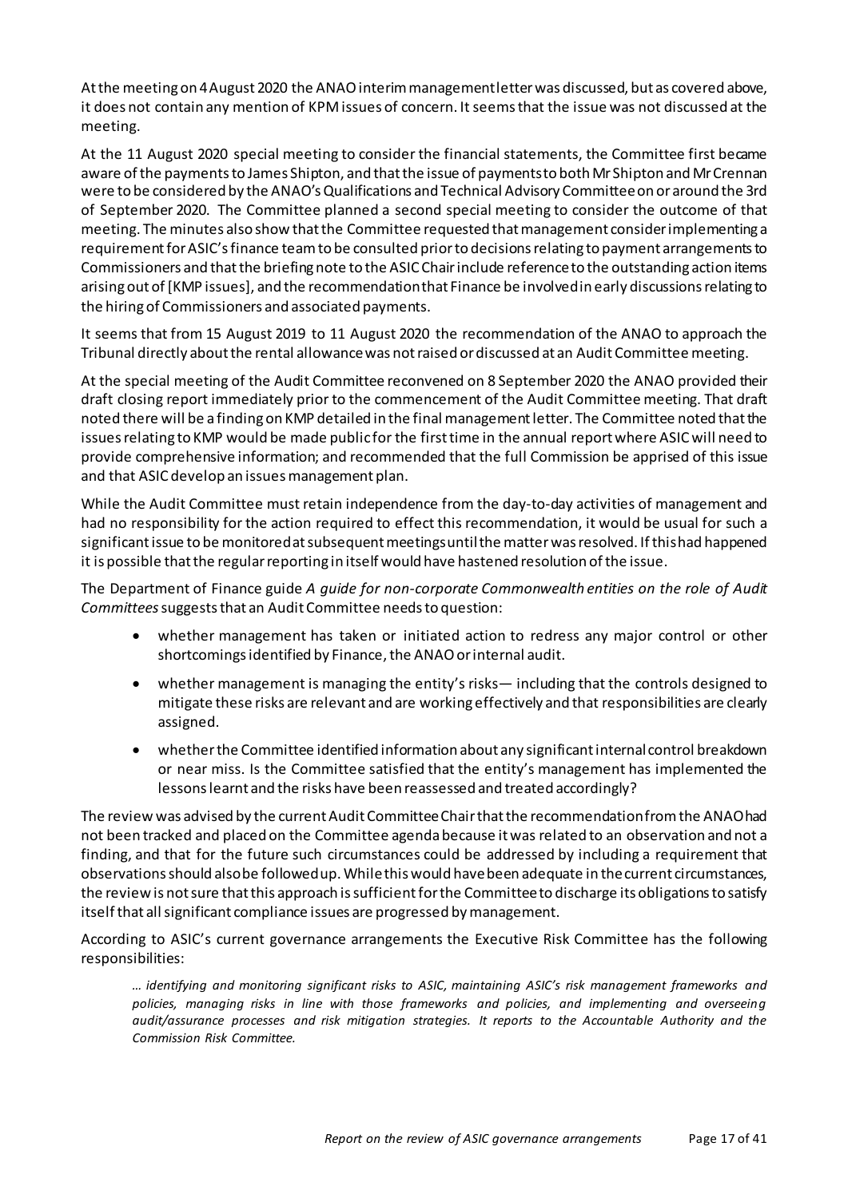At the meeting on 4 August 2020 the ANAO interim management letter was discussed, but as covered above, it does not contain any mention of KPM issues of concern. It seems that the issue was not discussed at the meeting.

At the 11 August 2020 special meeting to consider the financial statements, the Committee first became aware of the payments to James Shipton, and that the issue of payments to both Mr Shipton and Mr Crennan were to be considered by the ANAO's Qualifications and Technical Advisory Committee on or around the 3rd of September 2020. The Committee planned a second special meeting to consider the outcome of that meeting. The minutes also show that the Committee requested that management consider implementing a requirement for ASIC's finance team to be consulted prior to decisions relating to payment arrangements to Commissioners and that the briefing note to the ASIC Chair include reference to the outstanding action items arising out of [KMP issues], and the recommendation that Finance be involved in early discussions relating to the hiring of Commissioners and associated payments.

It seems that from 15 August 2019 to 11 August 2020 the recommendation of the ANAO to approach the Tribunal directly about the rental allowance was not raised or discussed at an Audit Committee meeting.

At the special meeting of the Audit Committee reconvened on 8 September 2020 the ANAO provided their draft closing report immediately prior to the commencement of the Audit Committee meeting. That draft noted there will be a finding on KMP detailed in the final management letter. The Committee noted that the issues relating to KMP would be made public for the first time in the annual report where ASIC will need to provide comprehensive information; and recommended that the full Commission be apprised of this issue and that ASIC develop an issues management plan.

While the Audit Committee must retain independence from the day-to-day activities of management and had no responsibility for the action required to effect this recommendation, it would be usual for such a significant issue to be monitored at subsequent meetings until the matter was resolved. If this had happened it is possible that the regular reporting in itself would have hastened resolution of the issue.

The Department of Finance guide *A guide for non-corporate Commonwealth entities on the role of Audit Committees* suggests that an Audit Committee needs to question:

- whether management has taken or initiated action to redress any major control or other shortcomings identified by Finance, the ANAO or internal audit.
- whether management is managing the entity's risks— including that the controls designed to mitigate these risks are relevant and are working effectively and that responsibilities are clearly assigned.
- whether the Committee identified information about any significant internal control breakdown or near miss. Is the Committee satisfied that the entity's management has implemented the lessons learnt and the risks have been reassessed and treated accordingly?

The review was advised by the current Audit Committee Chair that the recommendation from the ANAO had not been tracked and placed on the Committee agenda because it was related to an observation and not a finding, and that for the future such circumstances could be addressed by including a requirement that observations should also be followed up. While this would have been adequate in the current circumstances, the review is not sure that this approach is sufficient for the Committee to discharge its obligations to satisfy itself that all significant compliance issues are progressed by management.

According to ASIC's current governance arrangements the Executive Risk Committee has the following responsibilities:

> *… identifying and monitoring significant risks to ASIC, maintaining ASIC's risk management frameworks and policies, managing risks in line with those frameworks and policies, and implementing and overseeing audit/assurance processes and risk mitigation strategies. It reports to the Accountable Authority and the Commission Risk Committee.*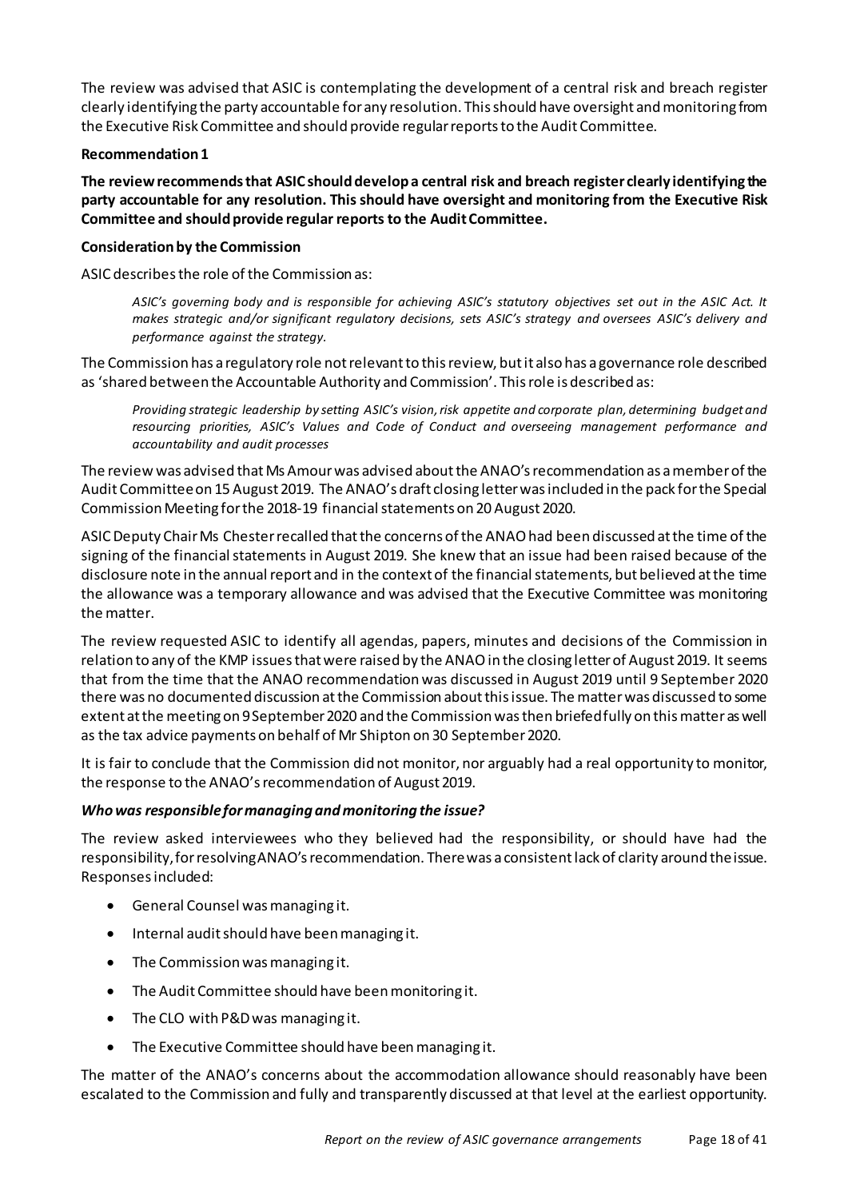The review was advised that ASIC is contemplating the development of a central risk and breach register clearly identifying the party accountable for any resolution. This should have oversight and monitoring from the Executive Risk Committee and should provide regular reports to the Audit Committee.

**Recommendation 1**

**The review recommends that ASIC should develop a central risk and breach register clearly identifying the party accountable for any resolution. This should have oversight and monitoring from the Executive Risk Committee and should provide regular reports to the Audit Committee.**

**Consideration by the Commission**

ASIC describes the role of the Commission as:

> *ASIC's governing body and is responsible for achieving ASIC's statutory objectives set out in the ASIC Act. It makes strategic and/or significant regulatory decisions, sets ASIC's strategy and oversees ASIC's delivery and performance against the strategy.*

The Commission has a regulatory role not relevant to this review, but it also has a governance role described as 'shared between the Accountable Authority and Commission'. This role is described as:

> *Providing strategic leadership by setting ASIC's vision, risk appetite and corporate plan, determining budget and resourcing priorities, ASIC's Values and Code of Conduct and overseeing management performance and accountability and audit processes*

The review was advised that Ms Amour was advised about the ANAO's recommendation as a member of the Audit Committee on 15 August 2019. The ANAO's draft closing letter was included in the pack for the Special Commission Meeting for the 2018-19 financial statements on 20 August 2020.

ASIC Deputy Chair Ms Chester recalled that the concerns of the ANAO had been discussed at the time of the signing of the financial statements in August 2019. She knew that an issue had been raised because of the disclosure note in the annual report and in the context of the financial statements, but believed at the time the allowance was a temporary allowance and was advised that the Executive Committee was monitoring the matter.

The review requested ASIC to identify all agendas, papers, minutes and decisions of the Commission in relation to any of the KMP issues that were raised by the ANAO in the closing letter of August 2019. It seems that from the time that the ANAO recommendation was discussed in August 2019 until 9 September 2020 there was no documented discussion at the Commission about this issue. The matter was discussed to some extent at the meeting on 9 September 2020 and the Commission was then briefed fully on this matter as well as the tax advice payments on behalf of Mr Shipton on 30 September 2020.

It is fair to conclude that the Commission did not monitor, nor arguably had a real opportunity to monitor, the response to the ANAO's recommendation of August 2019.

***Who was responsible for managing and monitoring the issue?***

The review asked interviewees who they believed had the responsibility, or should have had the responsibility, for resolving ANAO's recommendation. There was a consistent lack of clarity around the issue. Responses included:

- General Counsel was managing it.
- Internal audit should have been managing it.
- The Commission was managing it.
- The Audit Committee should have been monitoring it.
- The CLO with P&D was managing it.
- The Executive Committee should have been managing it.

The matter of the ANAO's concerns about the accommodation allowance should reasonably have been escalated to the Commission and fully and transparently discussed at that level at the earliest opportunity.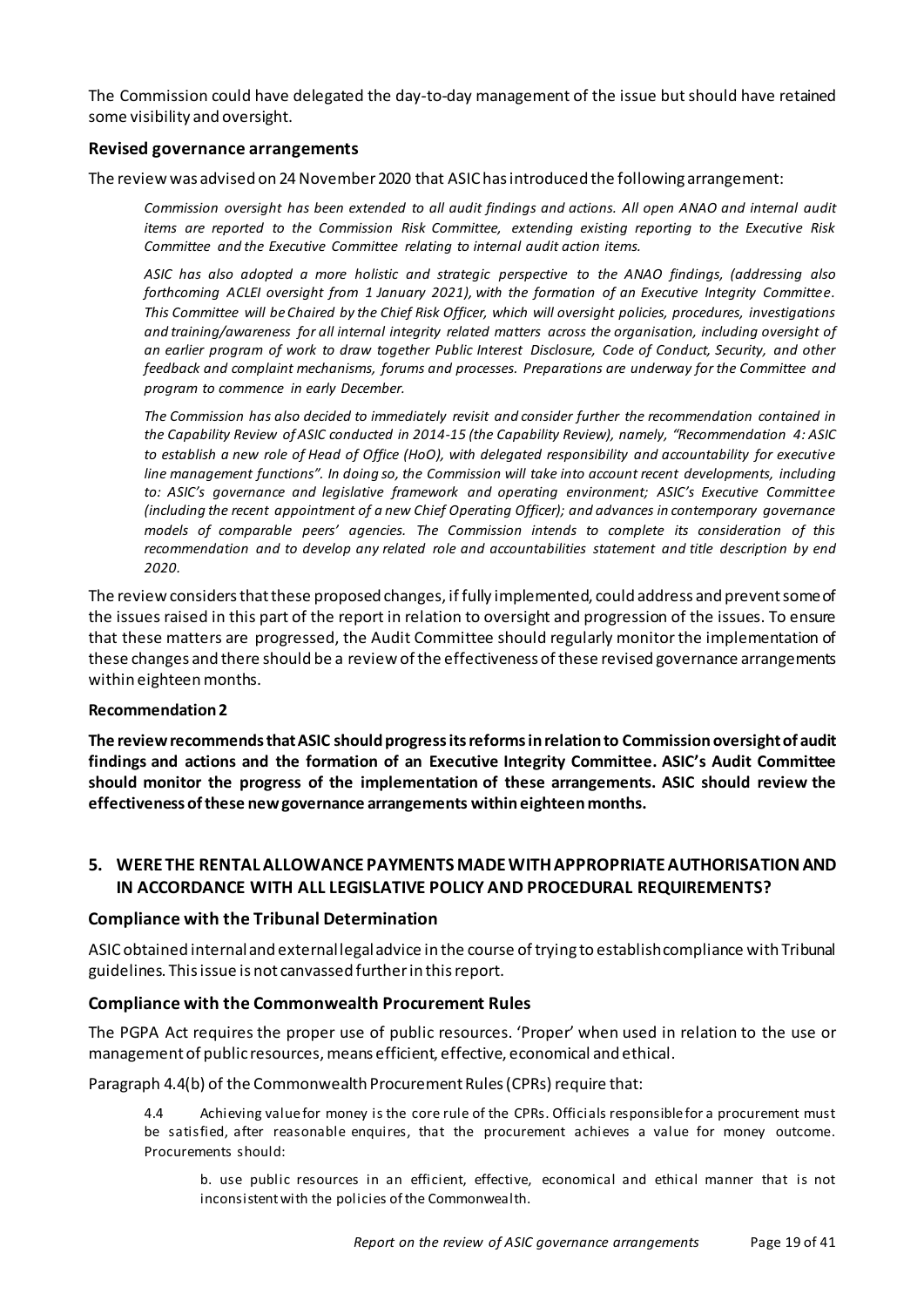The Commission could have delegated the day-to-day management of the issue but should have retained some visibility and oversight.

### Revised governance arrangements

The review was advised on 24 November 2020 that ASIC has introduced the following arrangement:

> *Commission oversight has been extended to all audit findings and actions. All open ANAO and internal audit items are reported to the Commission Risk Committee, extending existing reporting to the Executive Risk Committee and the Executive Committee relating to internal audit action items.*
>
> *ASIC has also adopted a more holistic and strategic perspective to the ANAO findings, (addressing also forthcoming ACLEI oversight from 1 January 2021), with the formation of an Executive Integrity Committee. This Committee will be Chaired by the Chief Risk Officer, which will oversight policies, procedures, investigations and training/awareness for all internal integrity related matters across the organisation, including oversight of an earlier program of work to draw together Public Interest Disclosure, Code of Conduct, Security, and other feedback and complaint mechanisms, forums and processes. Preparations are underway for the Committee and program to commence in early December.*
>
> *The Commission has also decided to immediately revisit and consider further the recommendation contained in the Capability Review of ASIC conducted in 2014-15 (the Capability Review), namely, "Recommendation 4: ASIC to establish a new role of Head of Office (HoO), with delegated responsibility and accountability for executive line management functions". In doing so, the Commission will take into account recent developments, including to: ASIC's governance and legislative framework and operating environment; ASIC's Executive Committee (including the recent appointment of a new Chief Operating Officer); and advances in contemporary governance models of comparable peers' agencies. The Commission intends to complete its consideration of this recommendation and to develop any related role and accountabilities statement and title description by end 2020.*

The review considers that these proposed changes, if fully implemented, could address and prevent some of the issues raised in this part of the report in relation to oversight and progression of the issues. To ensure that these matters are progressed, the Audit Committee should regularly monitor the implementation of these changes and there should be a review of the effectiveness of these revised governance arrangements within eighteen months.

**Recommendation 2**

**The review recommends that ASIC should progress its reforms in relation to Commission oversight of audit findings and actions and the formation of an Executive Integrity Committee. ASIC's Audit Committee should monitor the progress of the implementation of these arrangements. ASIC should review the effectiveness of these new governance arrangements within eighteen months.**

## 5. WERE THE RENTAL ALLOWANCE PAYMENTS MADE WITH APPROPRIATE AUTHORISATION AND IN ACCORDANCE WITH ALL LEGISLATIVE POLICY AND PROCEDURAL REQUIREMENTS?

### Compliance with the Tribunal Determination

ASIC obtained internal and external legal advice in the course of trying to establish compliance with Tribunal guidelines. This issue is not canvassed further in this report.

### Compliance with the Commonwealth Procurement Rules

The PGPA Act requires the proper use of public resources. 'Proper' when used in relation to the use or management of public resources, means efficient, effective, economical and ethical.

Paragraph 4.4(b) of the Commonwealth Procurement Rules (CPRs) require that:

> 4.4 Achieving value for money is the core rule of the CPRs. Officials responsible for a procurement must be satisfied, after reasonable enquires, that the procurement achieves a value for money outcome. Procurements should:
>
> > b. use public resources in an efficient, effective, economical and ethical manner that is not inconsistent with the policies of the Commonwealth.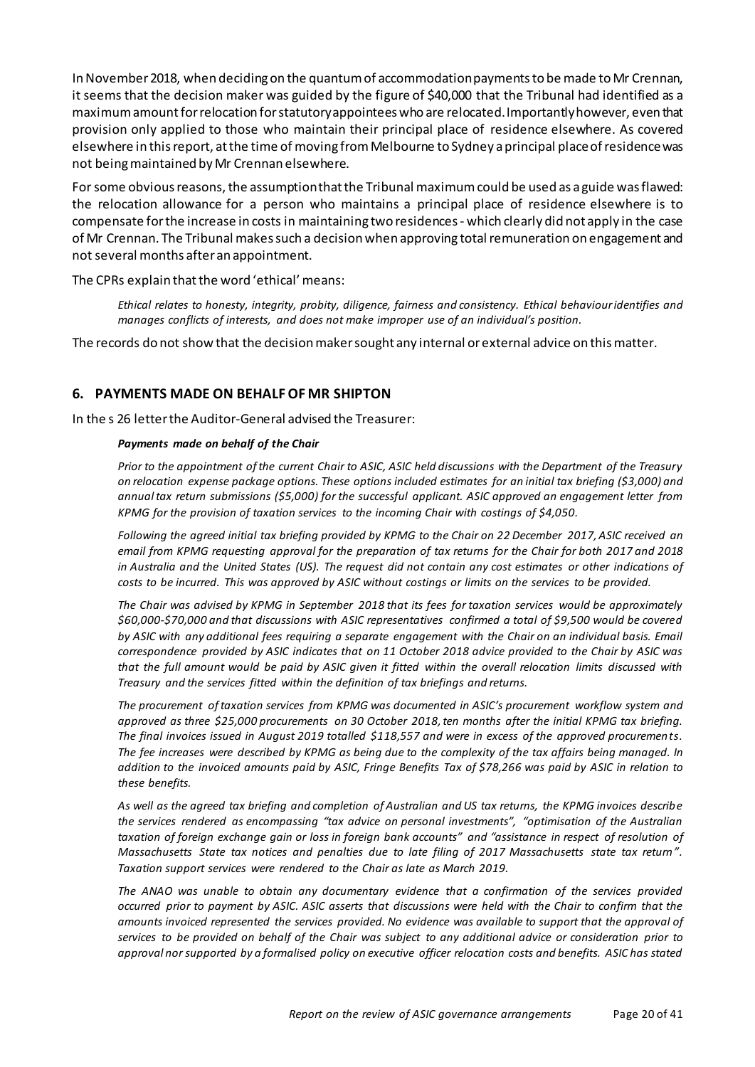In November 2018, when deciding on the quantum of accommodation payments to be made to Mr Crennan, it seems that the decision maker was guided by the figure of $40,000 that the Tribunal had identified as a maximum amount for relocation for statutory appointees who are relocated. Importantly however, even that provision only applied to those who maintain their principal place of residence elsewhere. As covered elsewhere in this report, at the time of moving from Melbourne to Sydney a principal place of residence was not being maintained by Mr Crennan elsewhere.

For some obvious reasons, the assumption that the Tribunal maximum could be used as a guide was flawed: the relocation allowance for a person who maintains a principal place of residence elsewhere is to compensate for the increase in costs in maintaining two residences - which clearly did not apply in the case of Mr Crennan. The Tribunal makes such a decision when approving total remuneration on engagement and not several months after an appointment.

The CPRs explain that the word 'ethical' means:

> *Ethical relates to honesty, integrity, probity, diligence, fairness and consistency. Ethical behaviour identifies and manages conflicts of interests, and does not make improper use of an individual's position.*

The records do not show that the decision maker sought any internal or external advice on this matter.

## 6. PAYMENTS MADE ON BEHALF OF MR SHIPTON

In the s 26 letter the Auditor-General advised the Treasurer:

> ***Payments made on behalf of the Chair***
>
> *Prior to the appointment of the current Chair to ASIC, ASIC held discussions with the Department of the Treasury on relocation expense package options. These options included estimates for an initial tax briefing ($3,000) and annual tax return submissions ($5,000) for the successful applicant. ASIC approved an engagement letter from KPMG for the provision of taxation services to the incoming Chair with costings of $4,050.*
>
> *Following the agreed initial tax briefing provided by KPMG to the Chair on 22 December 2017, ASIC received an email from KPMG requesting approval for the preparation of tax returns for the Chair for both 2017 and 2018 in Australia and the United States (US). The request did not contain any cost estimates or other indications of costs to be incurred. This was approved by ASIC without costings or limits on the services to be provided.*
>
> *The Chair was advised by KPMG in September 2018 that its fees for taxation services would be approximately $60,000-$70,000 and that discussions with ASIC representatives confirmed a total of $9,500 would be covered by ASIC with any additional fees requiring a separate engagement with the Chair on an individual basis. Email correspondence provided by ASIC indicates that on 11 October 2018 advice provided to the Chair by ASIC was that the full amount would be paid by ASIC given it fitted within the overall relocation limits discussed with Treasury and the services fitted within the definition of tax briefings and returns.*
>
> *The procurement of taxation services from KPMG was documented in ASIC's procurement workflow system and approved as three $25,000 procurements on 30 October 2018, ten months after the initial KPMG tax briefing. The final invoices issued in August 2019 totalled $118,557 and were in excess of the approved procurements. The fee increases were described by KPMG as being due to the complexity of the tax affairs being managed. In addition to the invoiced amounts paid by ASIC, Fringe Benefits Tax of $78,266 was paid by ASIC in relation to these benefits.*
>
> *As well as the agreed tax briefing and completion of Australian and US tax returns, the KPMG invoices describe the services rendered as encompassing "tax advice on personal investments", "optimisation of the Australian taxation of foreign exchange gain or loss in foreign bank accounts" and "assistance in respect of resolution of Massachusetts State tax notices and penalties due to late filing of 2017 Massachusetts state tax return". Taxation support services were rendered to the Chair as late as March 2019.*
>
> *The ANAO was unable to obtain any documentary evidence that a confirmation of the services provided occurred prior to payment by ASIC. ASIC asserts that discussions were held with the Chair to confirm that the amounts invoiced represented the services provided. No evidence was available to support that the approval of services to be provided on behalf of the Chair was subject to any additional advice or consideration prior to approval nor supported by a formalised policy on executive officer relocation costs and benefits. ASIC has stated*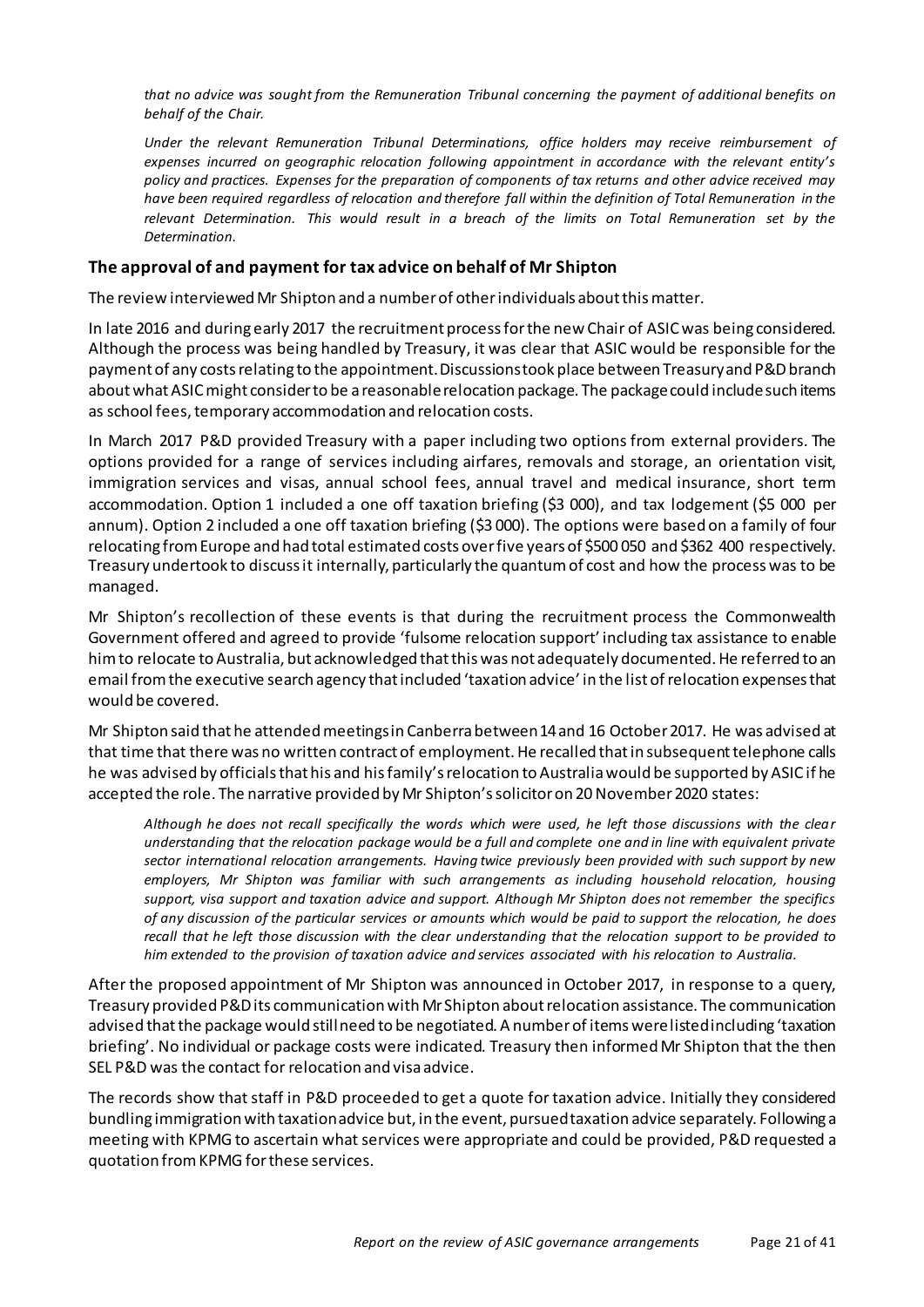*that no advice was sought from the Remuneration Tribunal concerning the payment of additional benefits on behalf of the Chair.*

*Under the relevant Remuneration Tribunal Determinations, office holders may receive reimbursement of expenses incurred on geographic relocation following appointment in accordance with the relevant entity's policy and practices. Expenses for the preparation of components of tax returns and other advice received may have been required regardless of relocation and therefore fall within the definition of Total Remuneration in the relevant Determination. This would result in a breach of the limits on Total Remuneration set by the Determination.*

### The approval of and payment for tax advice on behalf of Mr Shipton

The review interviewed Mr Shipton and a number of other individuals about this matter.

In late 2016 and during early 2017 the recruitment process for the new Chair of ASIC was being considered. Although the process was being handled by Treasury, it was clear that ASIC would be responsible for the payment of any costs relating to the appointment. Discussions took place between Treasury and P&D branch about what ASIC might consider to be a reasonable relocation package. The package could include such items as school fees, temporary accommodation and relocation costs.

In March 2017 P&D provided Treasury with a paper including two options from external providers. The options provided for a range of services including airfares, removals and storage, an orientation visit, immigration services and visas, annual school fees, annual travel and medical insurance, short term accommodation. Option 1 included a one off taxation briefing ($3 000), and tax lodgement ($5 000 per annum). Option 2 included a one off taxation briefing ($3 000). The options were based on a family of four relocating from Europe and had total estimated costs over five years of $500 050 and $362 400 respectively. Treasury undertook to discuss it internally, particularly the quantum of cost and how the process was to be managed.

Mr Shipton's recollection of these events is that during the recruitment process the Commonwealth Government offered and agreed to provide 'fulsome relocation support' including tax assistance to enable him to relocate to Australia, but acknowledged that this was not adequately documented. He referred to an email from the executive search agency that included 'taxation advice' in the list of relocation expenses that would be covered.

Mr Shipton said that he attended meetings in Canberra between 14 and 16 October 2017. He was advised at that time that there was no written contract of employment. He recalled that in subsequent telephone calls he was advised by officials that his and his family's relocation to Australia would be supported by ASIC if he accepted the role. The narrative provided by Mr Shipton's solicitor on 20 November 2020 states:

> *Although he does not recall specifically the words which were used, he left those discussions with the clear understanding that the relocation package would be a full and complete one and in line with equivalent private sector international relocation arrangements. Having twice previously been provided with such support by new employers, Mr Shipton was familiar with such arrangements as including household relocation, housing support, visa support and taxation advice and support. Although Mr Shipton does not remember the specifics of any discussion of the particular services or amounts which would be paid to support the relocation, he does recall that he left those discussion with the clear understanding that the relocation support to be provided to him extended to the provision of taxation advice and services associated with his relocation to Australia.*

After the proposed appointment of Mr Shipton was announced in October 2017, in response to a query, Treasury provided P&D its communication with Mr Shipton about relocation assistance. The communication advised that the package would still need to be negotiated. A number of items were listed including 'taxation briefing'. No individual or package costs were indicated. Treasury then informed Mr Shipton that the then SEL P&D was the contact for relocation and visa advice.

The records show that staff in P&D proceeded to get a quote for taxation advice. Initially they considered bundling immigration with taxation advice but, in the event, pursued taxation advice separately. Following a meeting with KPMG to ascertain what services were appropriate and could be provided, P&D requested a quotation from KPMG for these services.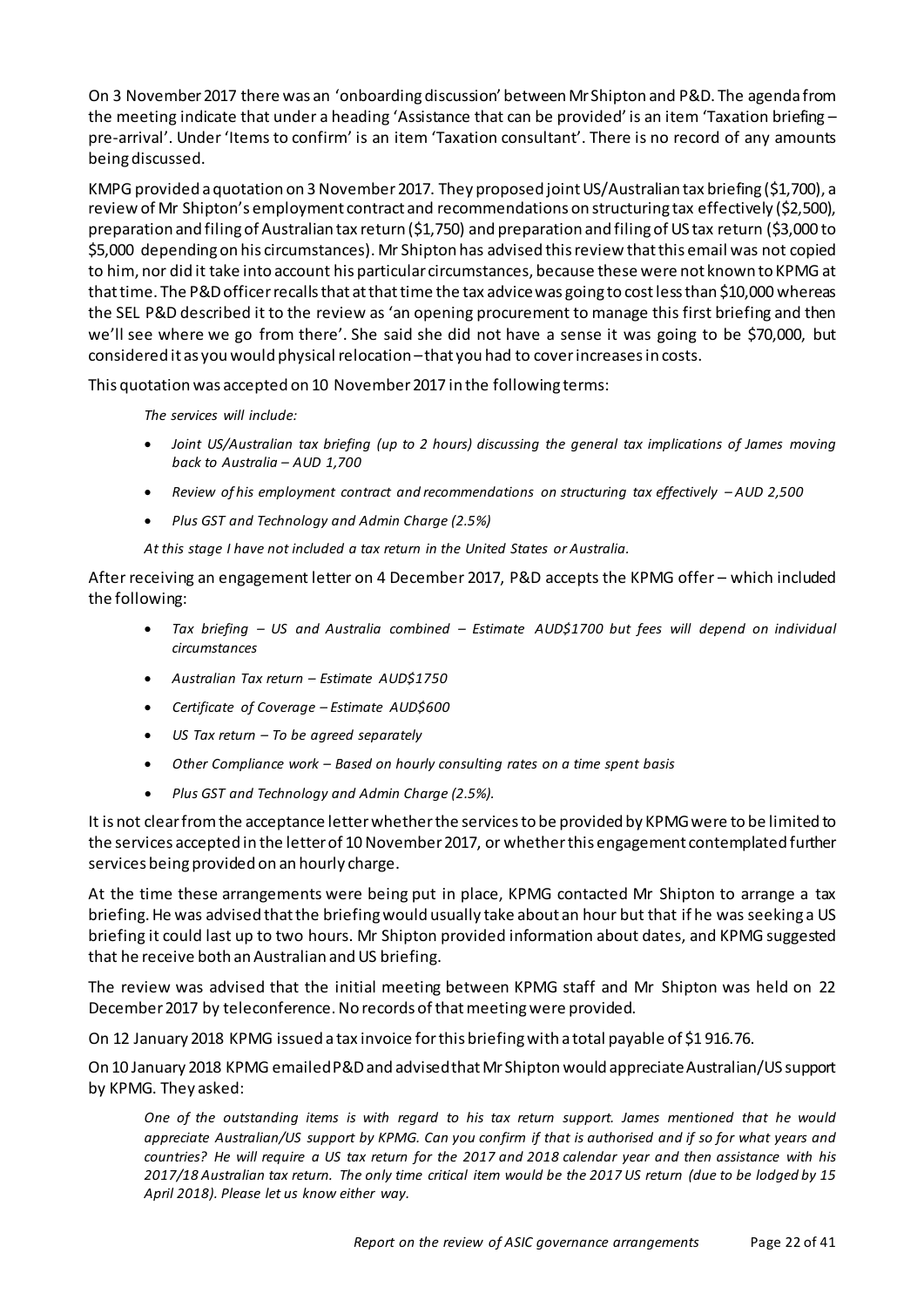On 3 November 2017 there was an 'onboarding discussion' between Mr Shipton and P&D. The agenda from the meeting indicate that under a heading 'Assistance that can be provided' is an item 'Taxation briefing – pre-arrival'. Under 'Items to confirm' is an item 'Taxation consultant'. There is no record of any amounts being discussed.

KMPG provided a quotation on 3 November 2017. They proposed joint US/Australian tax briefing ($1,700), a review of Mr Shipton's employment contract and recommendations on structuring tax effectively ($2,500), preparation and filing of Australian tax return ($1,750) and preparation and filing of US tax return ($3,000 to $5,000 depending on his circumstances). Mr Shipton has advised this review that this email was not copied to him, nor did it take into account his particular circumstances, because these were not known to KPMG at that time. The P&D officer recalls that at that time the tax advice was going to cost less than $10,000 whereas the SEL P&D described it to the review as 'an opening procurement to manage this first briefing and then we'll see where we go from there'. She said she did not have a sense it was going to be $70,000, but considered it as you would physical relocation – that you had to cover increases in costs.

This quotation was accepted on 10 November 2017 in the following terms:

> *The services will include:*
>
> - *Joint US/Australian tax briefing (up to 2 hours) discussing the general tax implications of James moving back to Australia – AUD 1,700*
> - *Review of his employment contract and recommendations on structuring tax effectively – AUD 2,500*
> - *Plus GST and Technology and Admin Charge (2.5%)*
>
> *At this stage I have not included a tax return in the United States or Australia.*

After receiving an engagement letter on 4 December 2017, P&D accepts the KPMG offer – which included the following:

> - *Tax briefing – US and Australia combined – Estimate AUD$1700 but fees will depend on individual circumstances*
> - *Australian Tax return – Estimate AUD$1750*
> - *Certificate of Coverage – Estimate AUD$600*
> - *US Tax return – To be agreed separately*
> - *Other Compliance work – Based on hourly consulting rates on a time spent basis*
> - *Plus GST and Technology and Admin Charge (2.5%).*

It is not clear from the acceptance letter whether the services to be provided by KPMG were to be limited to the services accepted in the letter of 10 November 2017, or whether this engagement contemplated further services being provided on an hourly charge.

At the time these arrangements were being put in place, KPMG contacted Mr Shipton to arrange a tax briefing. He was advised that the briefing would usually take about an hour but that if he was seeking a US briefing it could last up to two hours. Mr Shipton provided information about dates, and KPMG suggested that he receive both an Australian and US briefing.

The review was advised that the initial meeting between KPMG staff and Mr Shipton was held on 22 December 2017 by teleconference. No records of that meeting were provided.

On 12 January 2018 KPMG issued a tax invoice for this briefing with a total payable of $1 916.76.

On 10 January 2018 KPMG emailed P&D and advised that Mr Shipton would appreciate Australian/US support by KPMG. They asked:

> *One of the outstanding items is with regard to his tax return support. James mentioned that he would appreciate Australian/US support by KPMG. Can you confirm if that is authorised and if so for what years and countries? He will require a US tax return for the 2017 and 2018 calendar year and then assistance with his 2017/18 Australian tax return. The only time critical item would be the 2017 US return (due to be lodged by 15 April 2018). Please let us know either way.*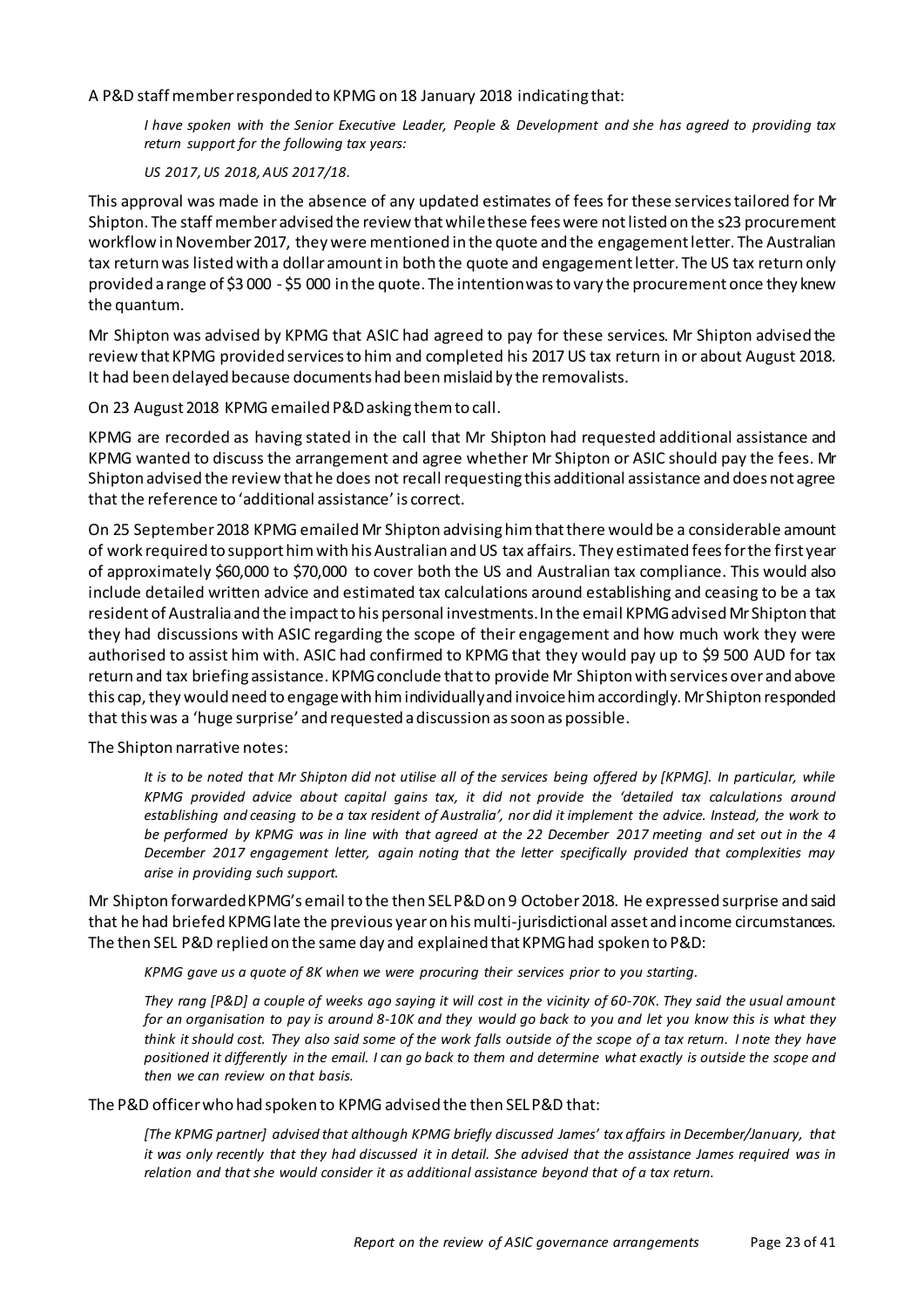A P&D staff member responded to KPMG on 18 January 2018 indicating that:

> *I have spoken with the Senior Executive Leader, People & Development and she has agreed to providing tax return support for the following tax years:*
>
> *US 2017, US 2018, AUS 2017/18.*

This approval was made in the absence of any updated estimates of fees for these services tailored for Mr Shipton. The staff member advised the review that while these fees were not listed on the s23 procurement workflow in November 2017, they were mentioned in the quote and the engagement letter. The Australian tax return was listed with a dollar amount in both the quote and engagement letter. The US tax return only provided a range of $3 000 - $5 000 in the quote. The intention was to vary the procurement once they knew the quantum.

Mr Shipton was advised by KPMG that ASIC had agreed to pay for these services. Mr Shipton advised the review that KPMG provided services to him and completed his 2017 US tax return in or about August 2018. It had been delayed because documents had been mislaid by the removalists.

On 23 August 2018 KPMG emailed P&D asking them to call.

KPMG are recorded as having stated in the call that Mr Shipton had requested additional assistance and KPMG wanted to discuss the arrangement and agree whether Mr Shipton or ASIC should pay the fees. Mr Shipton advised the review that he does not recall requesting this additional assistance and does not agree that the reference to 'additional assistance' is correct.

On 25 September 2018 KPMG emailed Mr Shipton advising him that there would be a considerable amount of work required to support him with his Australian and US tax affairs. They estimated fees for the first year of approximately $60,000 to $70,000 to cover both the US and Australian tax compliance. This would also include detailed written advice and estimated tax calculations around establishing and ceasing to be a tax resident of Australia and the impact to his personal investments. In the email KPMG advised Mr Shipton that they had discussions with ASIC regarding the scope of their engagement and how much work they were authorised to assist him with. ASIC had confirmed to KPMG that they would pay up to $9 500 AUD for tax return and tax briefing assistance. KPMG conclude that to provide Mr Shipton with services over and above this cap, they would need to engage with him individually and invoice him accordingly. Mr Shipton responded that this was a 'huge surprise' and requested a discussion as soon as possible.

The Shipton narrative notes:

> *It is to be noted that Mr Shipton did not utilise all of the services being offered by [KPMG]. In particular, while KPMG provided advice about capital gains tax, it did not provide the 'detailed tax calculations around establishing and ceasing to be a tax resident of Australia', nor did it implement the advice. Instead, the work to be performed by KPMG was in line with that agreed at the 22 December 2017 meeting and set out in the 4 December 2017 engagement letter, again noting that the letter specifically provided that complexities may arise in providing such support.*

Mr Shipton forwarded KPMG's email to the then SEL P&D on 9 October 2018. He expressed surprise and said that he had briefed KPMG late the previous year on his multi-jurisdictional asset and income circumstances. The then SEL P&D replied on the same day and explained that KPMG had spoken to P&D:

> *KPMG gave us a quote of 8K when we were procuring their services prior to you starting.*
>
> *They rang [P&D] a couple of weeks ago saying it will cost in the vicinity of 60-70K. They said the usual amount for an organisation to pay is around 8-10K and they would go back to you and let you know this is what they think it should cost. They also said some of the work falls outside of the scope of a tax return. I note they have positioned it differently in the email. I can go back to them and determine what exactly is outside the scope and then we can review on that basis.*

The P&D officer who had spoken to KPMG advised the then SEL P&D that:

> *[The KPMG partner] advised that although KPMG briefly discussed James' tax affairs in December/January, that it was only recently that they had discussed it in detail. She advised that the assistance James required was in relation and that she would consider it as additional assistance beyond that of a tax return.*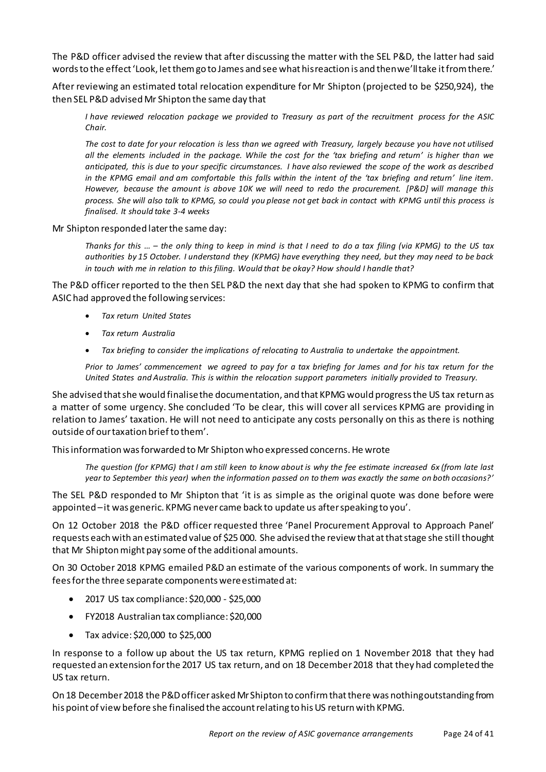The P&D officer advised the review that after discussing the matter with the SEL P&D, the latter had said words to the effect 'Look, let them go to James and see what his reaction is and then we'll take it from there.'

After reviewing an estimated total relocation expenditure for Mr Shipton (projected to be $250,924), the then SEL P&D advised Mr Shipton the same day that

> *I have reviewed relocation package we provided to Treasury as part of the recruitment process for the ASIC Chair.*
>
> *The cost to date for your relocation is less than we agreed with Treasury, largely because you have not utilised all the elements included in the package. While the cost for the 'tax briefing and return' is higher than we anticipated, this is due to your specific circumstances. I have also reviewed the scope of the work as described in the KPMG email and am comfortable this falls within the intent of the 'tax briefing and return' line item. However, because the amount is above 10K we will need to redo the procurement. [P&D] will manage this process. She will also talk to KPMG, so could you please not get back in contact with KPMG until this process is finalised. It should take 3-4 weeks*

Mr Shipton responded later the same day:

> *Thanks for this … – the only thing to keep in mind is that I need to do a tax filing (via KPMG) to the US tax authorities by 15 October. I understand they (KPMG) have everything they need, but they may need to be back in touch with me in relation to this filing. Would that be okay? How should I handle that?*

The P&D officer reported to the then SEL P&D the next day that she had spoken to KPMG to confirm that ASIC had approved the following services:

> - *Tax return United States*
> - *Tax return Australia*
> - *Tax briefing to consider the implications of relocating to Australia to undertake the appointment.*
>
> *Prior to James' commencement we agreed to pay for a tax briefing for James and for his tax return for the United States and Australia. This is within the relocation support parameters initially provided to Treasury.*

She advised that she would finalise the documentation, and that KPMG would progress the US tax return as a matter of some urgency. She concluded 'To be clear, this will cover all services KPMG are providing in relation to James' taxation. He will not need to anticipate any costs personally on this as there is nothing outside of our taxation brief to them'.

This information was forwarded to Mr Shipton who expressed concerns. He wrote

> *The question (for KPMG) that I am still keen to know about is why the fee estimate increased 6x (from late last year to September this year) when the information passed on to them was exactly the same on both occasions?'*

The SEL P&D responded to Mr Shipton that 'it is as simple as the original quote was done before were appointed – it was generic. KPMG never came back to update us after speaking to you'.

On 12 October 2018 the P&D officer requested three 'Panel Procurement Approval to Approach Panel' requests each with an estimated value of $25 000. She advised the review that at that stage she still thought that Mr Shipton might pay some of the additional amounts.

On 30 October 2018 KPMG emailed P&D an estimate of the various components of work. In summary the fees for the three separate components were estimated at:

- 2017 US tax compliance: $20,000 - $25,000
- FY2018 Australian tax compliance: $20,000
- Tax advice: $20,000 to $25,000

In response to a follow up about the US tax return, KPMG replied on 1 November 2018 that they had requested an extension for the 2017 US tax return, and on 18 December 2018 that they had completed the US tax return.

On 18 December 2018 the P&D officer asked Mr Shipton to confirm that there was nothing outstanding from his point of view before she finalised the account relating to his US return with KPMG.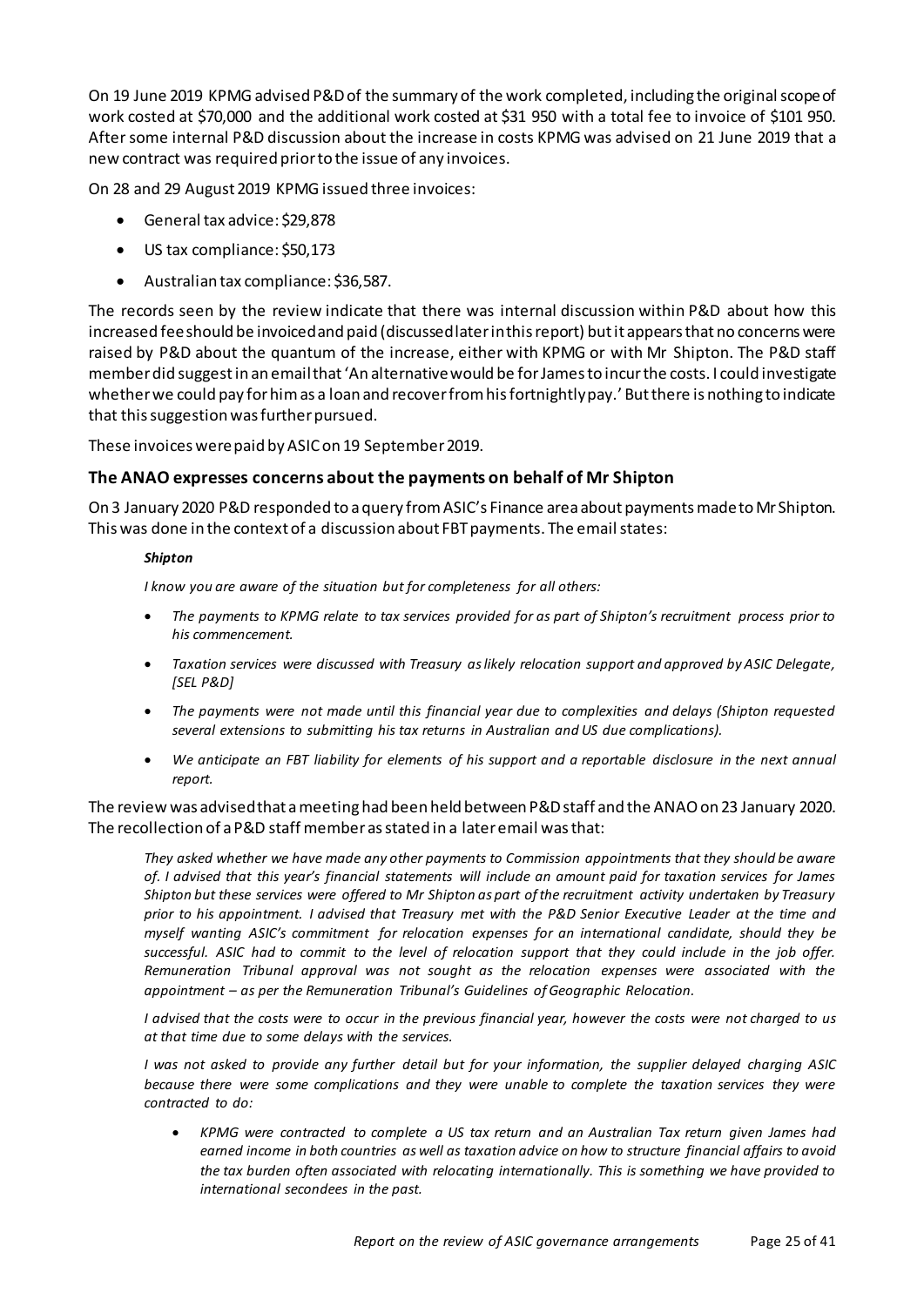On 19 June 2019 KPMG advised P&D of the summary of the work completed, including the original scope of work costed at $70,000 and the additional work costed at $31 950 with a total fee to invoice of $101 950. After some internal P&D discussion about the increase in costs KPMG was advised on 21 June 2019 that a new contract was required prior to the issue of any invoices.

On 28 and 29 August 2019 KPMG issued three invoices:

- General tax advice: $29,878
- US tax compliance: $50,173
- Australian tax compliance: $36,587.

The records seen by the review indicate that there was internal discussion within P&D about how this increased fee should be invoiced and paid (discussed later in this report) but it appears that no concerns were raised by P&D about the quantum of the increase, either with KPMG or with Mr Shipton. The P&D staff member did suggest in an email that 'An alternative would be for James to incur the costs. I could investigate whether we could pay for him as a loan and recover from his fortnightly pay.' But there is nothing to indicate that this suggestion was further pursued.

These invoices were paid by ASIC on 19 September 2019.

### The ANAO expresses concerns about the payments on behalf of Mr Shipton

On 3 January 2020 P&D responded to a query from ASIC's Finance area about payments made to Mr Shipton. This was done in the context of a discussion about FBT payments. The email states:

> ***Shipton***
>
> *I know you are aware of the situation but for completeness for all others:*
>
> - *The payments to KPMG relate to tax services provided for as part of Shipton's recruitment process prior to his commencement.*
> - *Taxation services were discussed with Treasury as likely relocation support and approved by ASIC Delegate, [SEL P&D]*
> - *The payments were not made until this financial year due to complexities and delays (Shipton requested several extensions to submitting his tax returns in Australian and US due complications).*
> - *We anticipate an FBT liability for elements of his support and a reportable disclosure in the next annual report.*

The review was advised that a meeting had been held between P&D staff and the ANAO on 23 January 2020. The recollection of a P&D staff member as stated in a later email was that:

> *They asked whether we have made any other payments to Commission appointments that they should be aware of. I advised that this year's financial statements will include an amount paid for taxation services for James Shipton but these services were offered to Mr Shipton as part of the recruitment activity undertaken by Treasury prior to his appointment. I advised that Treasury met with the P&D Senior Executive Leader at the time and myself wanting ASIC's commitment for relocation expenses for an international candidate, should they be successful. ASIC had to commit to the level of relocation support that they could include in the job offer. Remuneration Tribunal approval was not sought as the relocation expenses were associated with the appointment – as per the Remuneration Tribunal's Guidelines of Geographic Relocation.*
>
> *I advised that the costs were to occur in the previous financial year, however the costs were not charged to us at that time due to some delays with the services.*
>
> *I was not asked to provide any further detail but for your information, the supplier delayed charging ASIC because there were some complications and they were unable to complete the taxation services they were contracted to do:*
>
> - *KPMG were contracted to complete a US tax return and an Australian Tax return given James had earned income in both countries as well as taxation advice on how to structure financial affairs to avoid the tax burden often associated with relocating internationally. This is something we have provided to international secondees in the past.*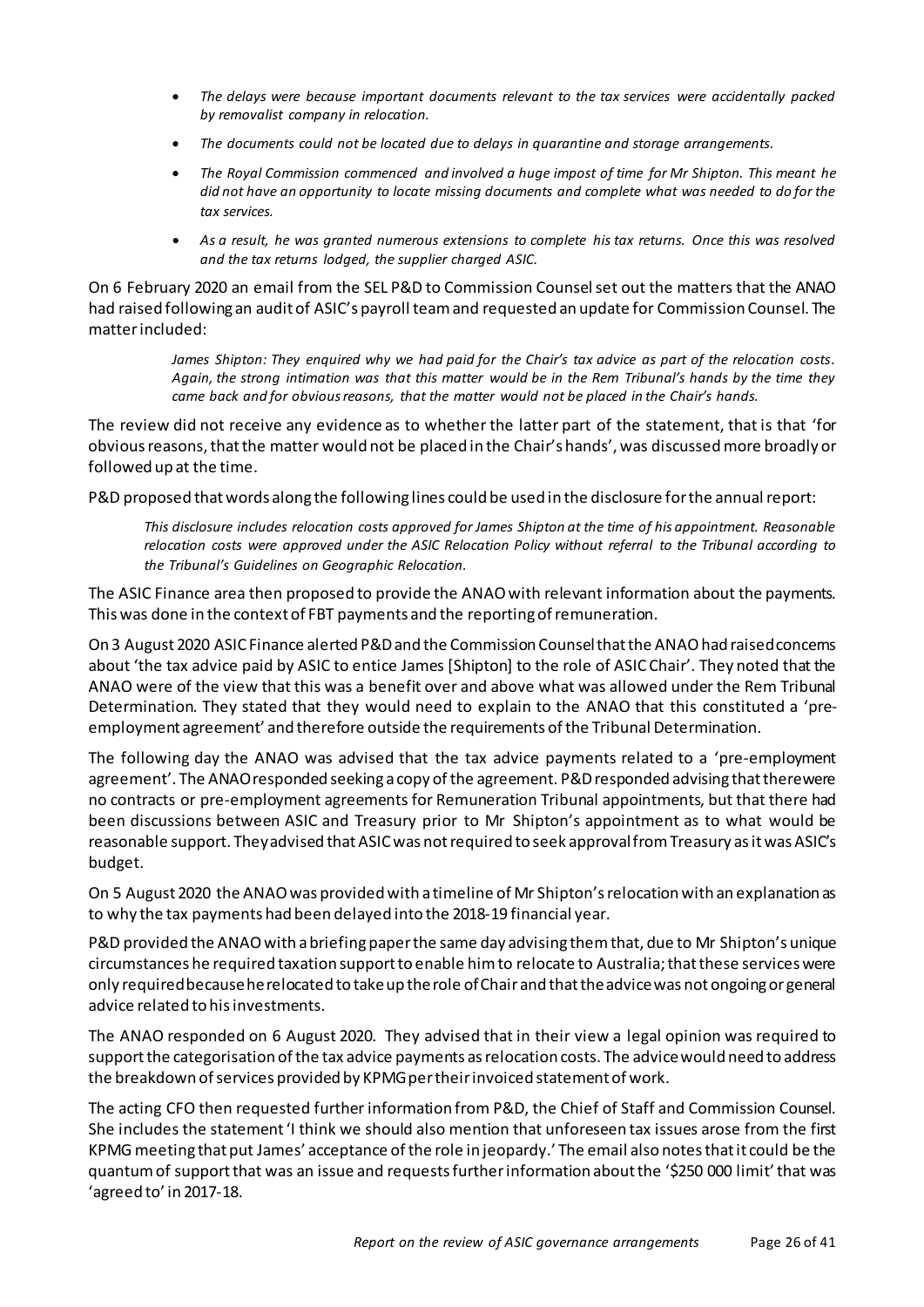- *The delays were because important documents relevant to the tax services were accidentally packed by removalist company in relocation.*
- *The documents could not be located due to delays in quarantine and storage arrangements.*
- *The Royal Commission commenced and involved a huge impost of time for Mr Shipton. This meant he did not have an opportunity to locate missing documents and complete what was needed to do for the tax services.*
- *As a result, he was granted numerous extensions to complete his tax returns. Once this was resolved and the tax returns lodged, the supplier charged ASIC.*

On 6 February 2020 an email from the SEL P&D to Commission Counsel set out the matters that the ANAO had raised following an audit of ASIC's payroll team and requested an update for Commission Counsel. The matter included:

> *James Shipton: They enquired why we had paid for the Chair's tax advice as part of the relocation costs. Again, the strong intimation was that this matter would be in the Rem Tribunal's hands by the time they came back and for obvious reasons, that the matter would not be placed in the Chair's hands.*

The review did not receive any evidence as to whether the latter part of the statement, that is that 'for obvious reasons, that the matter would not be placed in the Chair's hands', was discussed more broadly or followed up at the time.

P&D proposed that words along the following lines could be used in the disclosure for the annual report:

> *This disclosure includes relocation costs approved for James Shipton at the time of his appointment. Reasonable relocation costs were approved under the ASIC Relocation Policy without referral to the Tribunal according to the Tribunal's Guidelines on Geographic Relocation.*

The ASIC Finance area then proposed to provide the ANAO with relevant information about the payments. This was done in the context of FBT payments and the reporting of remuneration.

On 3 August 2020 ASIC Finance alerted P&D and the Commission Counsel that the ANAO had raised concerns about 'the tax advice paid by ASIC to entice James [Shipton] to the role of ASIC Chair'. They noted that the ANAO were of the view that this was a benefit over and above what was allowed under the Rem Tribunal Determination. They stated that they would need to explain to the ANAO that this constituted a 'pre-employment agreement' and therefore outside the requirements of the Tribunal Determination.

The following day the ANAO was advised that the tax advice payments related to a 'pre-employment agreement'. The ANAO responded seeking a copy of the agreement. P&D responded advising that there were no contracts or pre-employment agreements for Remuneration Tribunal appointments, but that there had been discussions between ASIC and Treasury prior to Mr Shipton's appointment as to what would be reasonable support. They advised that ASIC was not required to seek approval from Treasury as it was ASIC's budget.

On 5 August 2020 the ANAO was provided with a timeline of Mr Shipton's relocation with an explanation as to why the tax payments had been delayed into the 2018-19 financial year.

P&D provided the ANAO with a briefing paper the same day advising them that, due to Mr Shipton's unique circumstances he required taxation support to enable him to relocate to Australia; that these services were only required because he relocated to take up the role of Chair and that the advice was not ongoing or general advice related to his investments.

The ANAO responded on 6 August 2020. They advised that in their view a legal opinion was required to support the categorisation of the tax advice payments as relocation costs. The advice would need to address the breakdown of services provided by KPMG per their invoiced statement of work.

The acting CFO then requested further information from P&D, the Chief of Staff and Commission Counsel. She includes the statement 'I think we should also mention that unforeseen tax issues arose from the first KPMG meeting that put James' acceptance of the role in jeopardy.' The email also notes that it could be the quantum of support that was an issue and requests further information about the '$250 000 limit' that was 'agreed to' in 2017-18.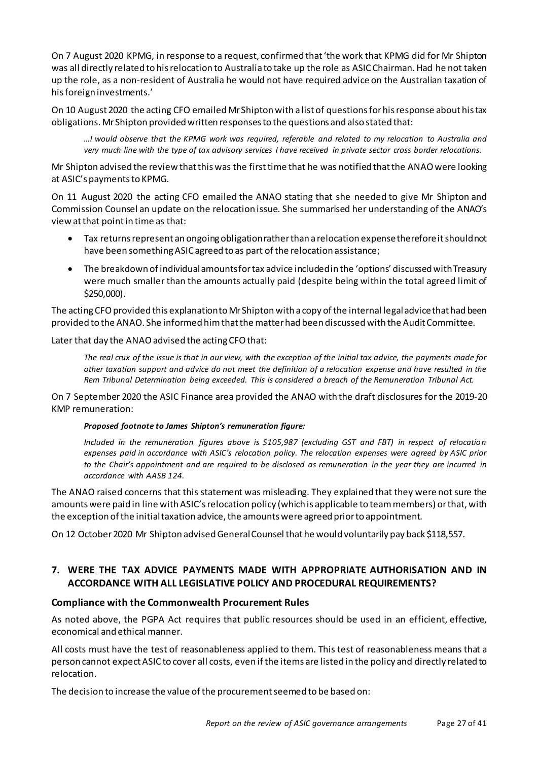On 7 August 2020 KPMG, in response to a request, confirmed that 'the work that KPMG did for Mr Shipton was all directly related to his relocation to Australia to take up the role as ASIC Chairman. Had he not taken up the role, as a non-resident of Australia he would not have required advice on the Australian taxation of his foreign investments.'

On 10 August 2020 the acting CFO emailed Mr Shipton with a list of questions for his response about his tax obligations. Mr Shipton provided written responses to the questions and also stated that:

> *…I would observe that the KPMG work was required, referable and related to my relocation to Australia and very much line with the type of tax advisory services I have received in private sector cross border relocations.*

Mr Shipton advised the review that this was the first time that he was notified that the ANAO were looking at ASIC's payments to KPMG.

On 11 August 2020 the acting CFO emailed the ANAO stating that she needed to give Mr Shipton and Commission Counsel an update on the relocation issue. She summarised her understanding of the ANAO's view at that point in time as that:

- Tax returns represent an ongoing obligation rather than a relocation expense therefore it should not have been something ASIC agreed to as part of the relocation assistance;
- The breakdown of individual amounts for tax advice included in the 'options' discussed with Treasury were much smaller than the amounts actually paid (despite being within the total agreed limit of $250,000).

The acting CFO provided this explanation to Mr Shipton with a copy of the internal legal advice that had been provided to the ANAO. She informed him that the matter had been discussed with the Audit Committee.

Later that day the ANAO advised the acting CFO that:

> *The real crux of the issue is that in our view, with the exception of the initial tax advice, the payments made for other taxation support and advice do not meet the definition of a relocation expense and have resulted in the Rem Tribunal Determination being exceeded. This is considered a breach of the Remuneration Tribunal Act.*

On 7 September 2020 the ASIC Finance area provided the ANAO with the draft disclosures for the 2019-20 KMP remuneration:

> ***Proposed footnote to James Shipton's remuneration figure:***
>
> *Included in the remuneration figures above is $105,987 (excluding GST and FBT) in respect of relocation expenses paid in accordance with ASIC's relocation policy. The relocation expenses were agreed by ASIC prior to the Chair's appointment and are required to be disclosed as remuneration in the year they are incurred in accordance with AASB 124.*

The ANAO raised concerns that this statement was misleading. They explained that they were not sure the amounts were paid in line with ASIC's relocation policy (which is applicable to team members) or that, with the exception of the initial taxation advice, the amounts were agreed prior to appointment.

On 12 October 2020 Mr Shipton advised General Counsel that he would voluntarily pay back $118,557.

## 7. WERE THE TAX ADVICE PAYMENTS MADE WITH APPROPRIATE AUTHORISATION AND IN ACCORDANCE WITH ALL LEGISLATIVE POLICY AND PROCEDURAL REQUIREMENTS?

### Compliance with the Commonwealth Procurement Rules

As noted above, the PGPA Act requires that public resources should be used in an efficient, effective, economical and ethical manner.

All costs must have the test of reasonableness applied to them. This test of reasonableness means that a person cannot expect ASIC to cover all costs, even if the items are listed in the policy and directly related to relocation.

The decision to increase the value of the procurement seemed to be based on: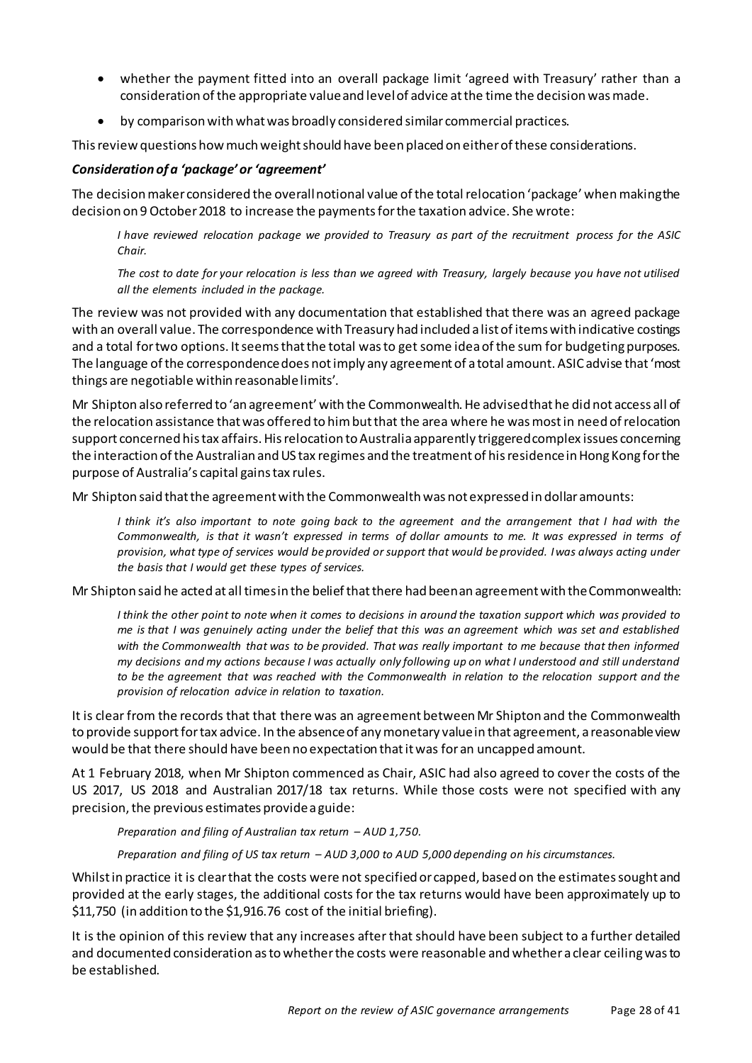- whether the payment fitted into an overall package limit 'agreed with Treasury' rather than a consideration of the appropriate value and level of advice at the time the decision was made.
- by comparison with what was broadly considered similar commercial practices.

This review questions how much weight should have been placed on either of these considerations.

***Consideration of a 'package' or 'agreement'***

The decision maker considered the overall notional value of the total relocation 'package' when making the decision on 9 October 2018 to increase the payments for the taxation advice. She wrote:

> *I have reviewed relocation package we provided to Treasury as part of the recruitment process for the ASIC Chair.*
>
> *The cost to date for your relocation is less than we agreed with Treasury, largely because you have not utilised all the elements included in the package.*

The review was not provided with any documentation that established that there was an agreed package with an overall value. The correspondence with Treasury had included a list of items with indicative costings and a total for two options. It seems that the total was to get some idea of the sum for budgeting purposes. The language of the correspondence does not imply any agreement of a total amount. ASIC advise that 'most things are negotiable within reasonable limits'.

Mr Shipton also referred to 'an agreement' with the Commonwealth. He advised that he did not access all of the relocation assistance that was offered to him but that the area where he was most in need of relocation support concerned his tax affairs. His relocation to Australia apparently triggered complex issues concerning the interaction of the Australian and US tax regimes and the treatment of his residence in Hong Kong for the purpose of Australia's capital gains tax rules.

Mr Shipton said that the agreement with the Commonwealth was not expressed in dollar amounts:

> *I think it's also important to note going back to the agreement and the arrangement that I had with the Commonwealth, is that it wasn't expressed in terms of dollar amounts to me. It was expressed in terms of provision, what type of services would be provided or support that would be provided. I was always acting under the basis that I would get these types of services.*

Mr Shipton said he acted at all times in the belief that there had been an agreement with the Commonwealth:

> *I think the other point to note when it comes to decisions in around the taxation support which was provided to me is that I was genuinely acting under the belief that this was an agreement which was set and established with the Commonwealth that was to be provided. That was really important to me because that then informed my decisions and my actions because I was actually only following up on what I understood and still understand to be the agreement that was reached with the Commonwealth in relation to the relocation support and the provision of relocation advice in relation to taxation.*

It is clear from the records that that there was an agreement between Mr Shipton and the Commonwealth to provide support for tax advice. In the absence of any monetary value in that agreement, a reasonable view would be that there should have been no expectation that it was for an uncapped amount.

At 1 February 2018, when Mr Shipton commenced as Chair, ASIC had also agreed to cover the costs of the US 2017, US 2018 and Australian 2017/18 tax returns. While those costs were not specified with any precision, the previous estimates provide a guide:

> *Preparation and filing of Australian tax return – AUD 1,750.*
>
> *Preparation and filing of US tax return – AUD 3,000 to AUD 5,000 depending on his circumstances.*

Whilst in practice it is clear that the costs were not specified or capped, based on the estimates sought and provided at the early stages, the additional costs for the tax returns would have been approximately up to $11,750 (in addition to the $1,916.76 cost of the initial briefing).

It is the opinion of this review that any increases after that should have been subject to a further detailed and documented consideration as to whether the costs were reasonable and whether a clear ceiling was to be established.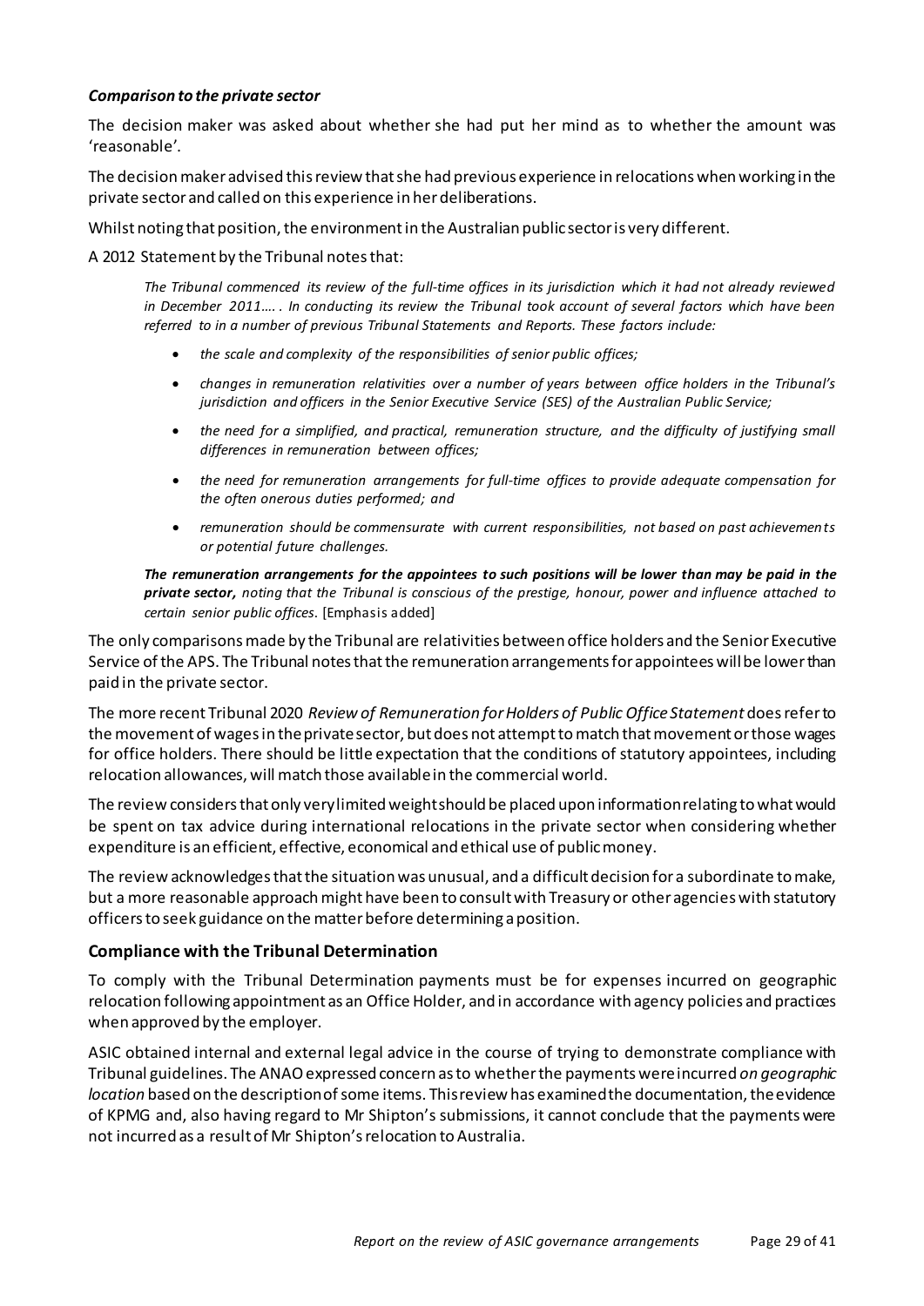### *Comparison to the private sector*

The decision maker was asked about whether she had put her mind as to whether the amount was 'reasonable'.

The decision maker advised this review that she had previous experience in relocations when working in the private sector and called on this experience in her deliberations.

Whilst noting that position, the environment in the Australian public sector is very different.

A 2012 Statement by the Tribunal notes that:

> *The Tribunal commenced its review of the full-time offices in its jurisdiction which it had not already reviewed in December 2011…. In conducting its review the Tribunal took account of several factors which have been referred to in a number of previous Tribunal Statements and Reports. These factors include:*
>
> - *the scale and complexity of the responsibilities of senior public offices;*
> - *changes in remuneration relativities over a number of years between office holders in the Tribunal's jurisdiction and officers in the Senior Executive Service (SES) of the Australian Public Service;*
> - *the need for a simplified, and practical, remuneration structure, and the difficulty of justifying small differences in remuneration between offices;*
> - *the need for remuneration arrangements for full-time offices to provide adequate compensation for the often onerous duties performed; and*
> - *remuneration should be commensurate with current responsibilities, not based on past achievements or potential future challenges.*
>
> ***The remuneration arrangements for the appointees to such positions will be lower than may be paid in the private sector,*** *noting that the Tribunal is conscious of the prestige, honour, power and influence attached to certain senior public offices.* [Emphasis added]

The only comparisons made by the Tribunal are relativities between office holders and the Senior Executive Service of the APS. The Tribunal notes that the remuneration arrangements for appointees will be lower than paid in the private sector.

The more recent Tribunal 2020 *Review of Remuneration for Holders of Public Office Statement* does refer to the movement of wages in the private sector, but does not attempt to match that movement or those wages for office holders. There should be little expectation that the conditions of statutory appointees, including relocation allowances, will match those available in the commercial world.

The review considers that only very limited weight should be placed upon information relating to what would be spent on tax advice during international relocations in the private sector when considering whether expenditure is an efficient, effective, economical and ethical use of public money.

The review acknowledges that the situation was unusual, and a difficult decision for a subordinate to make, but a more reasonable approach might have been to consult with Treasury or other agencies with statutory officers to seek guidance on the matter before determining a position.

## Compliance with the Tribunal Determination

To comply with the Tribunal Determination payments must be for expenses incurred on geographic relocation following appointment as an Office Holder, and in accordance with agency policies and practices when approved by the employer.

ASIC obtained internal and external legal advice in the course of trying to demonstrate compliance with Tribunal guidelines. The ANAO expressed concern as to whether the payments were incurred *on geographic location* based on the description of some items. This review has examined the documentation, the evidence of KPMG and, also having regard to Mr Shipton's submissions, it cannot conclude that the payments were not incurred as a result of Mr Shipton's relocation to Australia.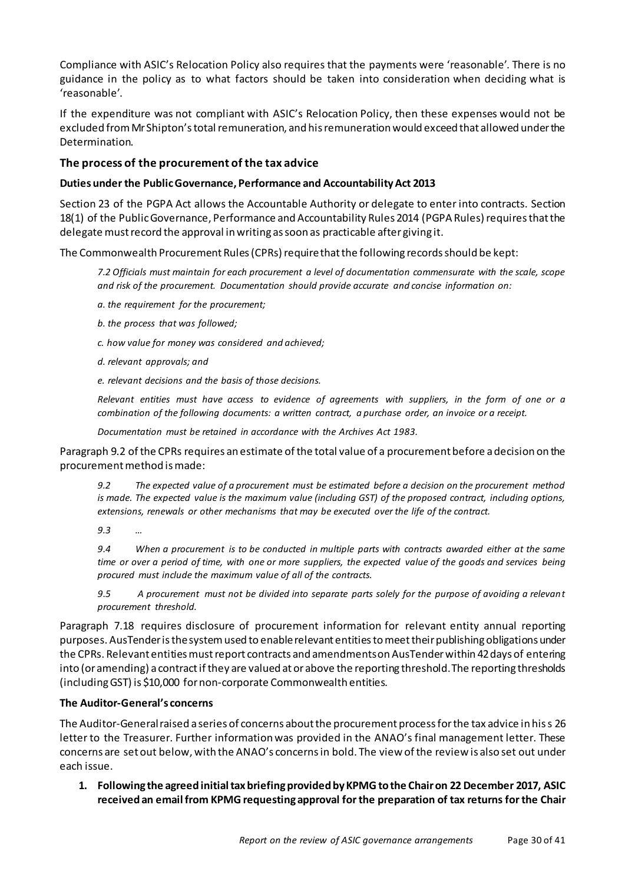Compliance with ASIC's Relocation Policy also requires that the payments were 'reasonable'. There is no guidance in the policy as to what factors should be taken into consideration when deciding what is 'reasonable'.

If the expenditure was not compliant with ASIC's Relocation Policy, then these expenses would not be excluded from Mr Shipton's total remuneration, and his remuneration would exceed that allowed under the Determination.

## The process of the procurement of the tax advice

### Duties under the Public Governance, Performance and Accountability Act 2013

Section 23 of the PGPA Act allows the Accountable Authority or delegate to enter into contracts. Section 18(1) of the Public Governance, Performance and Accountability Rules 2014 (PGPA Rules) requires that the delegate must record the approval in writing as soon as practicable after giving it.

The Commonwealth Procurement Rules (CPRs) require that the following records should be kept:

> *7.2 Officials must maintain for each procurement a level of documentation commensurate with the scale, scope and risk of the procurement. Documentation should provide accurate and concise information on:*
>
> *a. the requirement for the procurement;*
>
> *b. the process that was followed;*
>
> *c. how value for money was considered and achieved;*
>
> *d. relevant approvals; and*
>
> *e. relevant decisions and the basis of those decisions.*
>
> *Relevant entities must have access to evidence of agreements with suppliers, in the form of one or a combination of the following documents: a written contract, a purchase order, an invoice or a receipt.*
>
> *Documentation must be retained in accordance with the Archives Act 1983.*

Paragraph 9.2 of the CPRs requires an estimate of the total value of a procurement before a decision on the procurement method is made:

> *9.2 The expected value of a procurement must be estimated before a decision on the procurement method is made. The expected value is the maximum value (including GST) of the proposed contract, including options, extensions, renewals or other mechanisms that may be executed over the life of the contract.*
>
> *9.3 …*
>
> *9.4 When a procurement is to be conducted in multiple parts with contracts awarded either at the same time or over a period of time, with one or more suppliers, the expected value of the goods and services being procured must include the maximum value of all of the contracts.*
>
> *9.5 A procurement must not be divided into separate parts solely for the purpose of avoiding a relevant procurement threshold.*

Paragraph 7.18 requires disclosure of procurement information for relevant entity annual reporting purposes. AusTender is the system used to enable relevant entities to meet their publishing obligations under the CPRs. Relevant entities must report contracts and amendments on AusTender within 42 days of entering into (or amending) a contract if they are valued at or above the reporting threshold. The reporting thresholds (including GST) is $10,000 for non-corporate Commonwealth entities.

### The Auditor-General's concerns

The Auditor-General raised a series of concerns about the procurement process for the tax advice in his s 26 letter to the Treasurer. Further information was provided in the ANAO's final management letter. These concerns are set out below, with the ANAO's concerns in bold. The view of the review is also set out under each issue.

1. **Following the agreed initial tax briefing provided by KPMG to the Chair on 22 December 2017, ASIC received an email from KPMG requesting approval for the preparation of tax returns for the Chair**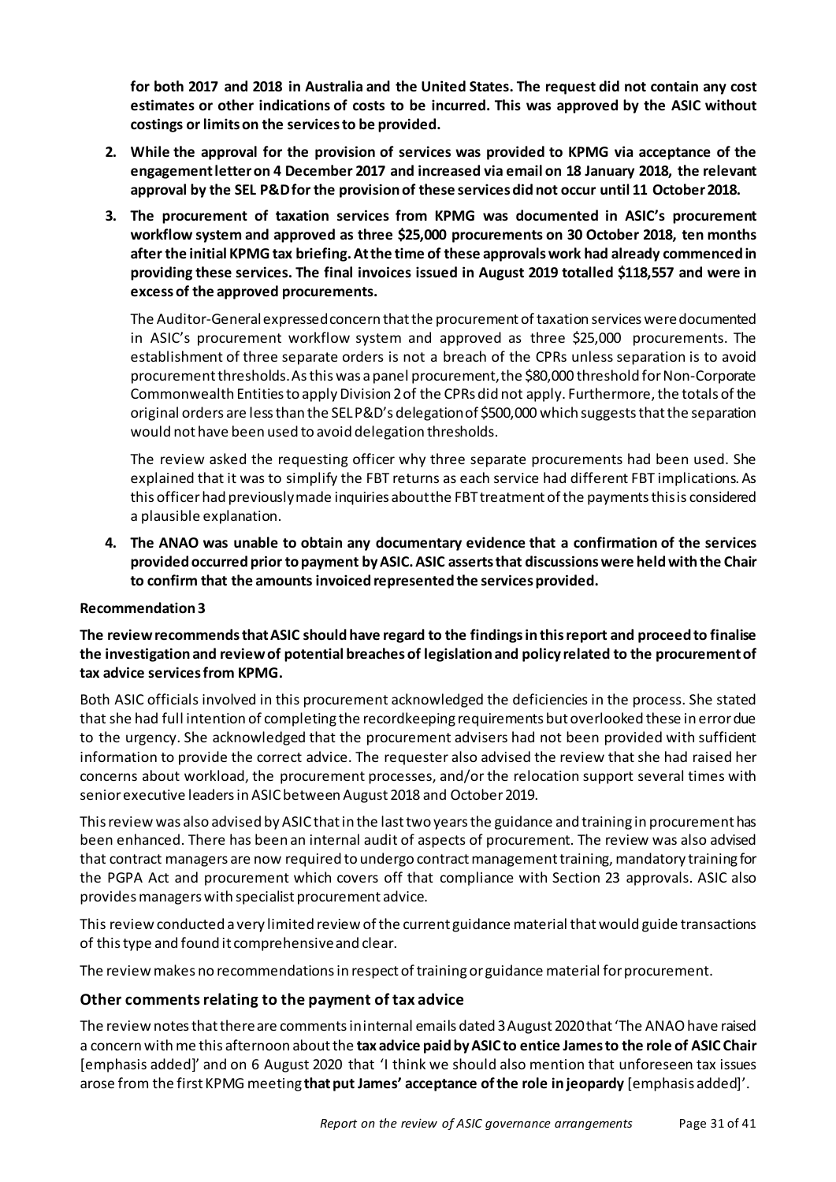**for both 2017 and 2018 in Australia and the United States. The request did not contain any cost estimates or other indications of costs to be incurred. This was approved by the ASIC without costings or limits on the services to be provided.**

2. **While the approval for the provision of services was provided to KPMG via acceptance of the engagement letter on 4 December 2017 and increased via email on 18 January 2018, the relevant approval by the SEL P&D for the provision of these services did not occur until 11 October 2018.**

3. **The procurement of taxation services from KPMG was documented in ASIC's procurement workflow system and approved as three $25,000 procurements on 30 October 2018, ten months after the initial KPMG tax briefing. At the time of these approvals work had already commenced in providing these services. The final invoices issued in August 2019 totalled $118,557 and were in excess of the approved procurements.**

   The Auditor-General expressed concern that the procurement of taxation services were documented in ASIC's procurement workflow system and approved as three $25,000 procurements. The establishment of three separate orders is not a breach of the CPRs unless separation is to avoid procurement thresholds. As this was a panel procurement, the $80,000 threshold for Non-Corporate Commonwealth Entities to apply Division 2 of the CPRs did not apply. Furthermore, the totals of the original orders are less than the SEL P&D's delegation of $500,000 which suggests that the separation would not have been used to avoid delegation thresholds.

   The review asked the requesting officer why three separate procurements had been used. She explained that it was to simplify the FBT returns as each service had different FBT implications. As this officer had previously made inquiries about the FBT treatment of the payments this is considered a plausible explanation.

4. **The ANAO was unable to obtain any documentary evidence that a confirmation of the services provided occurred prior to payment by ASIC. ASIC asserts that discussions were held with the Chair to confirm that the amounts invoiced represented the services provided.**

**Recommendation 3**

**The review recommends that ASIC should have regard to the findings in this report and proceed to finalise the investigation and review of potential breaches of legislation and policy related to the procurement of tax advice services from KPMG.**

Both ASIC officials involved in this procurement acknowledged the deficiencies in the process. She stated that she had full intention of completing the recordkeeping requirements but overlooked these in error due to the urgency. She acknowledged that the procurement advisers had not been provided with sufficient information to provide the correct advice. The requester also advised the review that she had raised her concerns about workload, the procurement processes, and/or the relocation support several times with senior executive leaders in ASIC between August 2018 and October 2019.

This review was also advised by ASIC that in the last two years the guidance and training in procurement has been enhanced. There has been an internal audit of aspects of procurement. The review was also advised that contract managers are now required to undergo contract management training, mandatory training for the PGPA Act and procurement which covers off that compliance with Section 23 approvals. ASIC also provides managers with specialist procurement advice.

This review conducted a very limited review of the current guidance material that would guide transactions of this type and found it comprehensive and clear.

The review makes no recommendations in respect of training or guidance material for procurement.

### Other comments relating to the payment of tax advice

The review notes that there are comments in internal emails dated 3 August 2020 that 'The ANAO have raised a concern with me this afternoon about the **tax advice paid by ASIC to entice James to the role of ASIC Chair** [emphasis added]' and on 6 August 2020 that 'I think we should also mention that unforeseen tax issues arose from the first KPMG meeting **that put James' acceptance of the role in jeopardy** [emphasis added]'.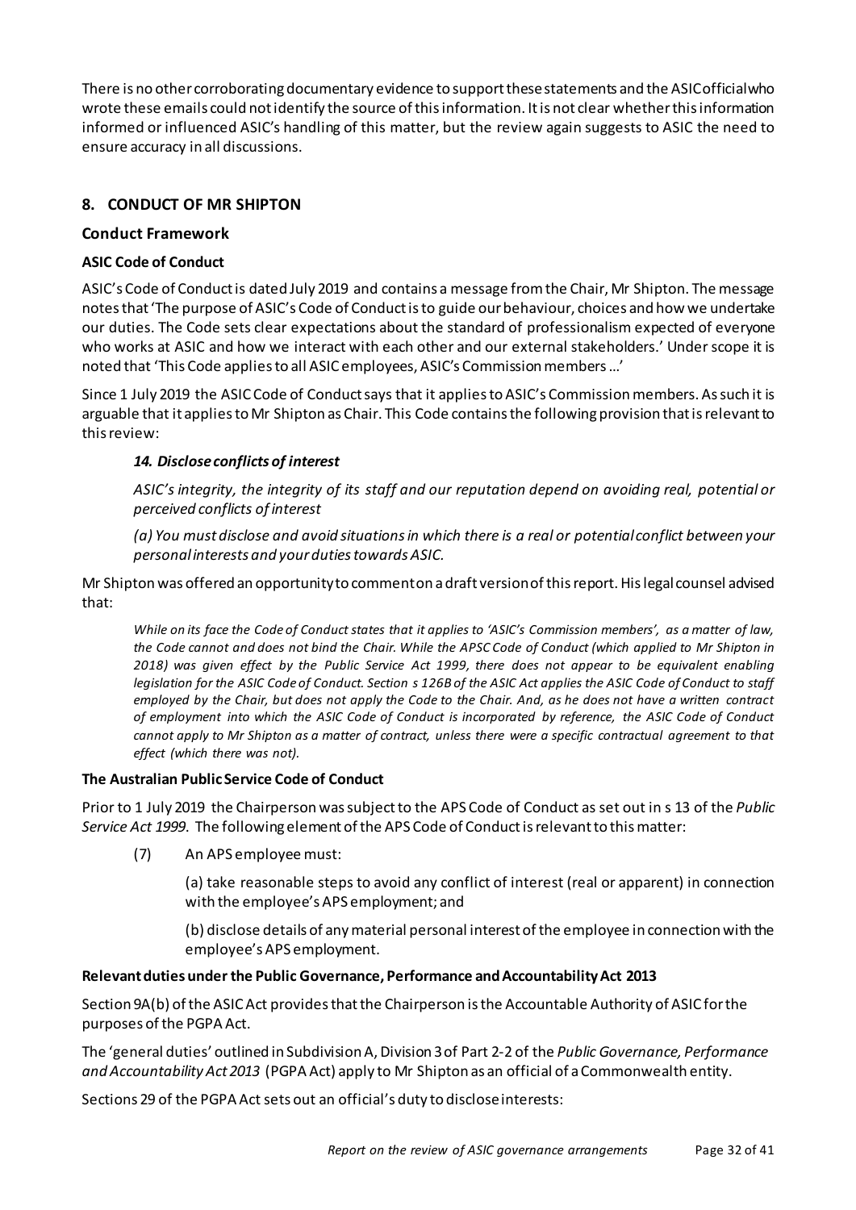There is no other corroborating documentary evidence to support these statements and the ASIC official who wrote these emails could not identify the source of this information. It is not clear whether this information informed or influenced ASIC's handling of this matter, but the review again suggests to ASIC the need to ensure accuracy in all discussions.

## 8. CONDUCT OF MR SHIPTON

### Conduct Framework

#### ASIC Code of Conduct

ASIC's Code of Conduct is dated July 2019 and contains a message from the Chair, Mr Shipton. The message notes that 'The purpose of ASIC's Code of Conduct is to guide our behaviour, choices and how we undertake our duties. The Code sets clear expectations about the standard of professionalism expected of everyone who works at ASIC and how we interact with each other and our external stakeholders.' Under scope it is noted that 'This Code applies to all ASIC employees, ASIC's Commission members …'

Since 1 July 2019 the ASIC Code of Conduct says that it applies to ASIC's Commission members. As such it is arguable that it applies to Mr Shipton as Chair. This Code contains the following provision that is relevant to this review:

> ***14. Disclose conflicts of interest***
>
> *ASIC's integrity, the integrity of its staff and our reputation depend on avoiding real, potential or perceived conflicts of interest*
>
> *(a) You must disclose and avoid situations in which there is a real or potential conflict between your personal interests and your duties towards ASIC.*

Mr Shipton was offered an opportunity to comment on a draft version of this report. His legal counsel advised that:

> *While on its face the Code of Conduct states that it applies to 'ASIC's Commission members', as a matter of law, the Code cannot and does not bind the Chair. While the APSC Code of Conduct (which applied to Mr Shipton in 2018) was given effect by the Public Service Act 1999, there does not appear to be equivalent enabling legislation for the ASIC Code of Conduct. Section s 126B of the ASIC Act applies the ASIC Code of Conduct to staff employed by the Chair, but does not apply the Code to the Chair. And, as he does not have a written contract of employment into which the ASIC Code of Conduct is incorporated by reference, the ASIC Code of Conduct cannot apply to Mr Shipton as a matter of contract, unless there were a specific contractual agreement to that effect (which there was not).*

#### The Australian Public Service Code of Conduct

Prior to 1 July 2019 the Chairperson was subject to the APS Code of Conduct as set out in s 13 of the *Public Service Act 1999*. The following element of the APS Code of Conduct is relevant to this matter:

> (7) An APS employee must:
>
> (a) take reasonable steps to avoid any conflict of interest (real or apparent) in connection with the employee's APS employment; and
>
> (b) disclose details of any material personal interest of the employee in connection with the employee's APS employment.

#### Relevant duties under the Public Governance, Performance and Accountability Act 2013

Section 9A(b) of the ASIC Act provides that the Chairperson is the Accountable Authority of ASIC for the purposes of the PGPA Act.

The 'general duties' outlined in Subdivision A, Division 3 of Part 2-2 of the *Public Governance, Performance and Accountability Act 2013* (PGPA Act) apply to Mr Shipton as an official of a Commonwealth entity.

Sections 29 of the PGPA Act sets out an official's duty to disclose interests: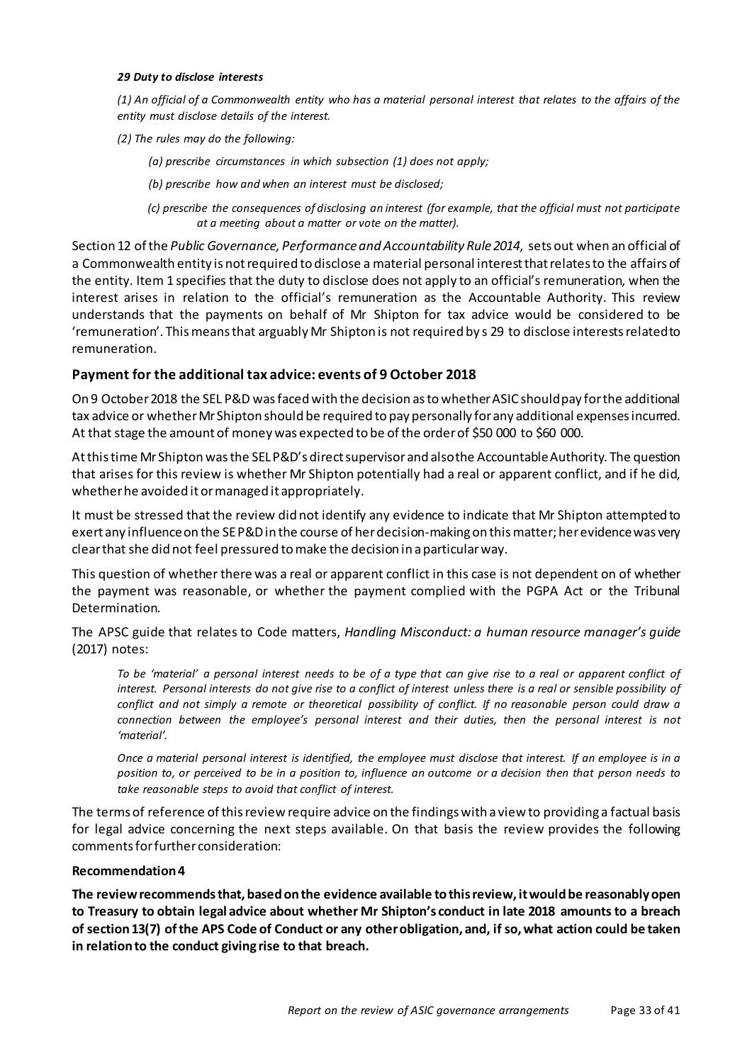***29 Duty to disclose interests***

*(1) An official of a Commonwealth entity who has a material personal interest that relates to the affairs of the entity must disclose details of the interest.*

*(2) The rules may do the following:*

> *(a) prescribe circumstances in which subsection (1) does not apply;*
>
> *(b) prescribe how and when an interest must be disclosed;*
>
> *(c) prescribe the consequences of disclosing an interest (for example, that the official must not participate at a meeting about a matter or vote on the matter).*

Section 12 of the *Public Governance, Performance and Accountability Rule 2014*, sets out when an official of a Commonwealth entity is not required to disclose a material personal interest that relates to the affairs of the entity. Item 1 specifies that the duty to disclose does not apply to an official's remuneration, when the interest arises in relation to the official's remuneration as the Accountable Authority. This review understands that the payments on behalf of Mr Shipton for tax advice would be considered to be 'remuneration'. This means that arguably Mr Shipton is not required by s 29 to disclose interests related to remuneration.

## Payment for the additional tax advice: events of 9 October 2018

On 9 October 2018 the SEL P&D was faced with the decision as to whether ASIC should pay for the additional tax advice or whether Mr Shipton should be required to pay personally for any additional expenses incurred. At that stage the amount of money was expected to be of the order of $50 000 to $60 000.

At this time Mr Shipton was the SEL P&D's direct supervisor and also the Accountable Authority. The question that arises for this review is whether Mr Shipton potentially had a real or apparent conflict, and if he did, whether he avoided it or managed it appropriately.

It must be stressed that the review did not identify any evidence to indicate that Mr Shipton attempted to exert any influence on the SE P&D in the course of her decision-making on this matter; her evidence was very clear that she did not feel pressured to make the decision in a particular way.

This question of whether there was a real or apparent conflict in this case is not dependent on of whether the payment was reasonable, or whether the payment complied with the PGPA Act or the Tribunal Determination.

The APSC guide that relates to Code matters, *Handling Misconduct: a human resource manager's guide* (2017) notes:

> *To be 'material' a personal interest needs to be of a type that can give rise to a real or apparent conflict of interest. Personal interests do not give rise to a conflict of interest unless there is a real or sensible possibility of conflict and not simply a remote or theoretical possibility of conflict. If no reasonable person could draw a connection between the employee's personal interest and their duties, then the personal interest is not 'material'.*
>
> *Once a material personal interest is identified, the employee must disclose that interest. If an employee is in a position to, or perceived to be in a position to, influence an outcome or a decision then that person needs to take reasonable steps to avoid that conflict of interest.*

The terms of reference of this review require advice on the findings with a view to providing a factual basis for legal advice concerning the next steps available. On that basis the review provides the following comments for further consideration:

**Recommendation 4**

**The review recommends that, based on the evidence available to this review, it would be reasonably open to Treasury to obtain legal advice about whether Mr Shipton's conduct in late 2018 amounts to a breach of section 13(7) of the APS Code of Conduct or any other obligation, and, if so, what action could be taken in relation to the conduct giving rise to that breach.**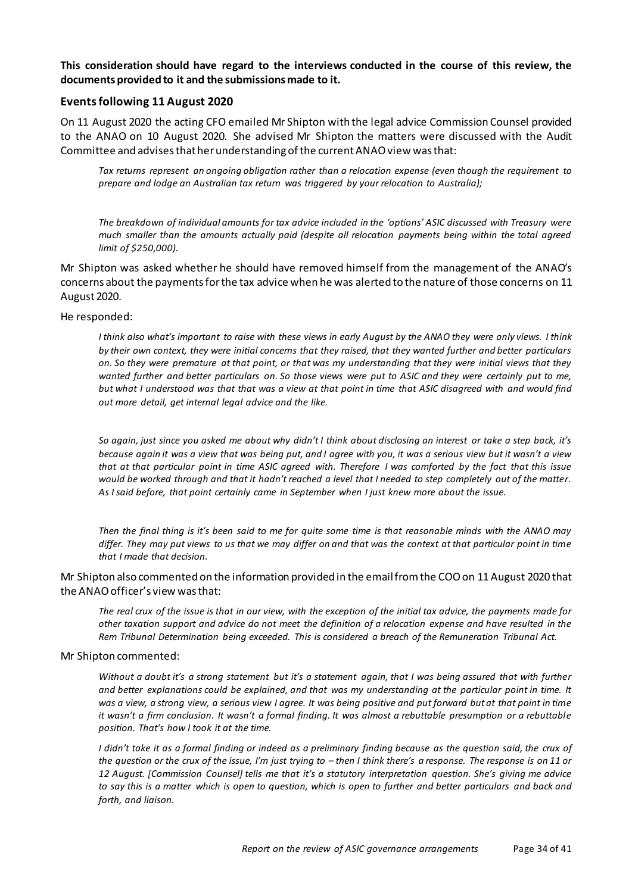**This consideration should have regard to the interviews conducted in the course of this review, the documents provided to it and the submissions made to it.**

## Events following 11 August 2020

On 11 August 2020 the acting CFO emailed Mr Shipton with the legal advice Commission Counsel provided to the ANAO on 10 August 2020. She advised Mr Shipton the matters were discussed with the Audit Committee and advises that her understanding of the current ANAO view was that:

> *Tax returns represent an ongoing obligation rather than a relocation expense (even though the requirement to prepare and lodge an Australian tax return was triggered by your relocation to Australia);*
>
> *The breakdown of individual amounts for tax advice included in the 'options' ASIC discussed with Treasury were much smaller than the amounts actually paid (despite all relocation payments being within the total agreed limit of $250,000).*

Mr Shipton was asked whether he should have removed himself from the management of the ANAO's concerns about the payments for the tax advice when he was alerted to the nature of those concerns on 11 August 2020.

He responded:

> *I think also what's important to raise with these views in early August by the ANAO they were only views. I think by their own context, they were initial concerns that they raised, that they wanted further and better particulars on. So they were premature at that point, or that was my understanding that they were initial views that they wanted further and better particulars on. So those views were put to ASIC and they were certainly put to me, but what I understood was that that was a view at that point in time that ASIC disagreed with and would find out more detail, get internal legal advice and the like.*
>
> *So again, just since you asked me about why didn't I think about disclosing an interest or take a step back, it's because again it was a view that was being put, and I agree with you, it was a serious view but it wasn't a view that at that particular point in time ASIC agreed with. Therefore I was comforted by the fact that this issue would be worked through and that it hadn't reached a level that I needed to step completely out of the matter. As I said before, that point certainly came in September when I just knew more about the issue.*
>
> *Then the final thing is it's been said to me for quite some time is that reasonable minds with the ANAO may differ. They may put views to us that we may differ on and that was the context at that particular point in time that I made that decision.*

Mr Shipton also commented on the information provided in the email from the COO on 11 August 2020 that the ANAO officer's view was that:

> *The real crux of the issue is that in our view, with the exception of the initial tax advice, the payments made for other taxation support and advice do not meet the definition of a relocation expense and have resulted in the Rem Tribunal Determination being exceeded. This is considered a breach of the Remuneration Tribunal Act.*

Mr Shipton commented:

> *Without a doubt it's a strong statement but it's a statement again, that I was being assured that with further and better explanations could be explained, and that was my understanding at the particular point in time. It was a view, a strong view, a serious view I agree. It was being positive and put forward but at that point in time it wasn't a firm conclusion. It wasn't a formal finding. It was almost a rebuttable presumption or a rebuttable position. That's how I took it at the time.*
>
> *I didn't take it as a formal finding or indeed as a preliminary finding because as the question said, the crux of the question or the crux of the issue, I'm just trying to – then I think there's a response. The response is on 11 or 12 August. [Commission Counsel] tells me that it's a statutory interpretation question. She's giving me advice to say this is a matter which is open to question, which is open to further and better particulars and back and forth, and liaison.*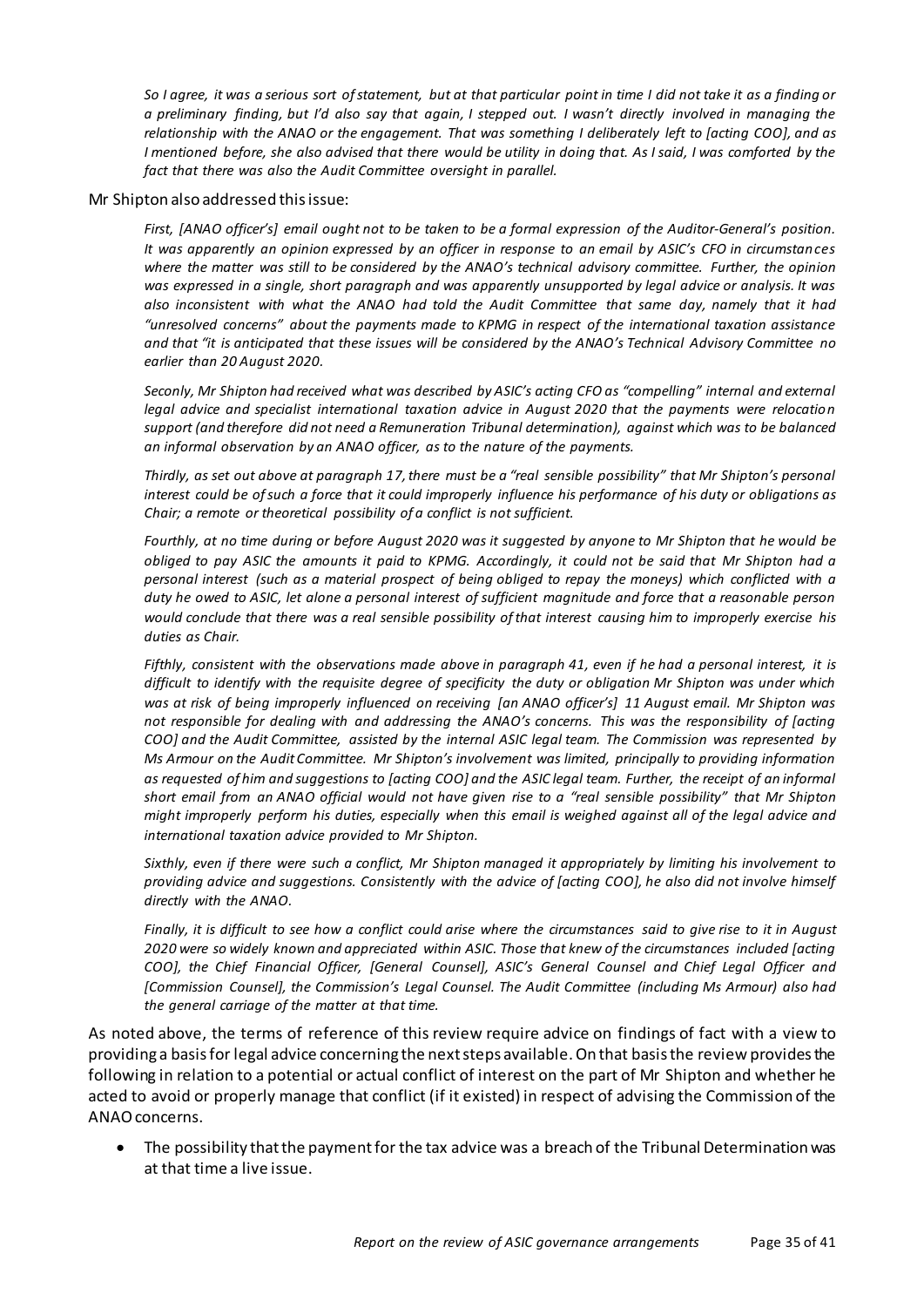> *So I agree, it was a serious sort of statement, but at that particular point in time I did not take it as a finding or a preliminary finding, but I'd also say that again, I stepped out. I wasn't directly involved in managing the relationship with the ANAO or the engagement. That was something I deliberately left to [acting COO], and as I mentioned before, she also advised that there would be utility in doing that. As I said, I was comforted by the fact that there was also the Audit Committee oversight in parallel.*

Mr Shipton also addressed this issue:

> *First, [ANAO officer's] email ought not to be taken to be a formal expression of the Auditor-General's position. It was apparently an opinion expressed by an officer in response to an email by ASIC's CFO in circumstances where the matter was still to be considered by the ANAO's technical advisory committee. Further, the opinion was expressed in a single, short paragraph and was apparently unsupported by legal advice or analysis. It was also inconsistent with what the ANAO had told the Audit Committee that same day, namely that it had "unresolved concerns" about the payments made to KPMG in respect of the international taxation assistance and that "it is anticipated that these issues will be considered by the ANAO's Technical Advisory Committee no earlier than 20 August 2020.*
>
> *Seconly, Mr Shipton had received what was described by ASIC's acting CFO as "compelling" internal and external legal advice and specialist international taxation advice in August 2020 that the payments were relocation support (and therefore did not need a Remuneration Tribunal determination), against which was to be balanced an informal observation by an ANAO officer, as to the nature of the payments.*
>
> *Thirdly, as set out above at paragraph 17, there must be a "real sensible possibility" that Mr Shipton's personal interest could be of such a force that it could improperly influence his performance of his duty or obligations as Chair; a remote or theoretical possibility of a conflict is not sufficient.*
>
> *Fourthly, at no time during or before August 2020 was it suggested by anyone to Mr Shipton that he would be obliged to pay ASIC the amounts it paid to KPMG. Accordingly, it could not be said that Mr Shipton had a personal interest (such as a material prospect of being obliged to repay the moneys) which conflicted with a duty he owed to ASIC, let alone a personal interest of sufficient magnitude and force that a reasonable person would conclude that there was a real sensible possibility of that interest causing him to improperly exercise his duties as Chair.*
>
> *Fifthly, consistent with the observations made above in paragraph 41, even if he had a personal interest, it is difficult to identify with the requisite degree of specificity the duty or obligation Mr Shipton was under which was at risk of being improperly influenced on receiving [an ANAO officer's] 11 August email. Mr Shipton was not responsible for dealing with and addressing the ANAO's concerns. This was the responsibility of [acting COO] and the Audit Committee, assisted by the internal ASIC legal team. The Commission was represented by Ms Armour on the Audit Committee. Mr Shipton's involvement was limited, principally to providing information as requested of him and suggestions to [acting COO] and the ASIC legal team. Further, the receipt of an informal short email from an ANAO official would not have given rise to a "real sensible possibility" that Mr Shipton might improperly perform his duties, especially when this email is weighed against all of the legal advice and international taxation advice provided to Mr Shipton.*
>
> *Sixthly, even if there were such a conflict, Mr Shipton managed it appropriately by limiting his involvement to providing advice and suggestions. Consistently with the advice of [acting COO], he also did not involve himself directly with the ANAO.*
>
> *Finally, it is difficult to see how a conflict could arise where the circumstances said to give rise to it in August 2020 were so widely known and appreciated within ASIC. Those that knew of the circumstances included [acting COO], the Chief Financial Officer, [General Counsel], ASIC's General Counsel and Chief Legal Officer and [Commission Counsel], the Commission's Legal Counsel. The Audit Committee (including Ms Armour) also had the general carriage of the matter at that time.*

As noted above, the terms of reference of this review require advice on findings of fact with a view to providing a basis for legal advice concerning the next steps available. On that basis the review provides the following in relation to a potential or actual conflict of interest on the part of Mr Shipton and whether he acted to avoid or properly manage that conflict (if it existed) in respect of advising the Commission of the ANAO concerns.

- The possibility that the payment for the tax advice was a breach of the Tribunal Determination was at that time a live issue.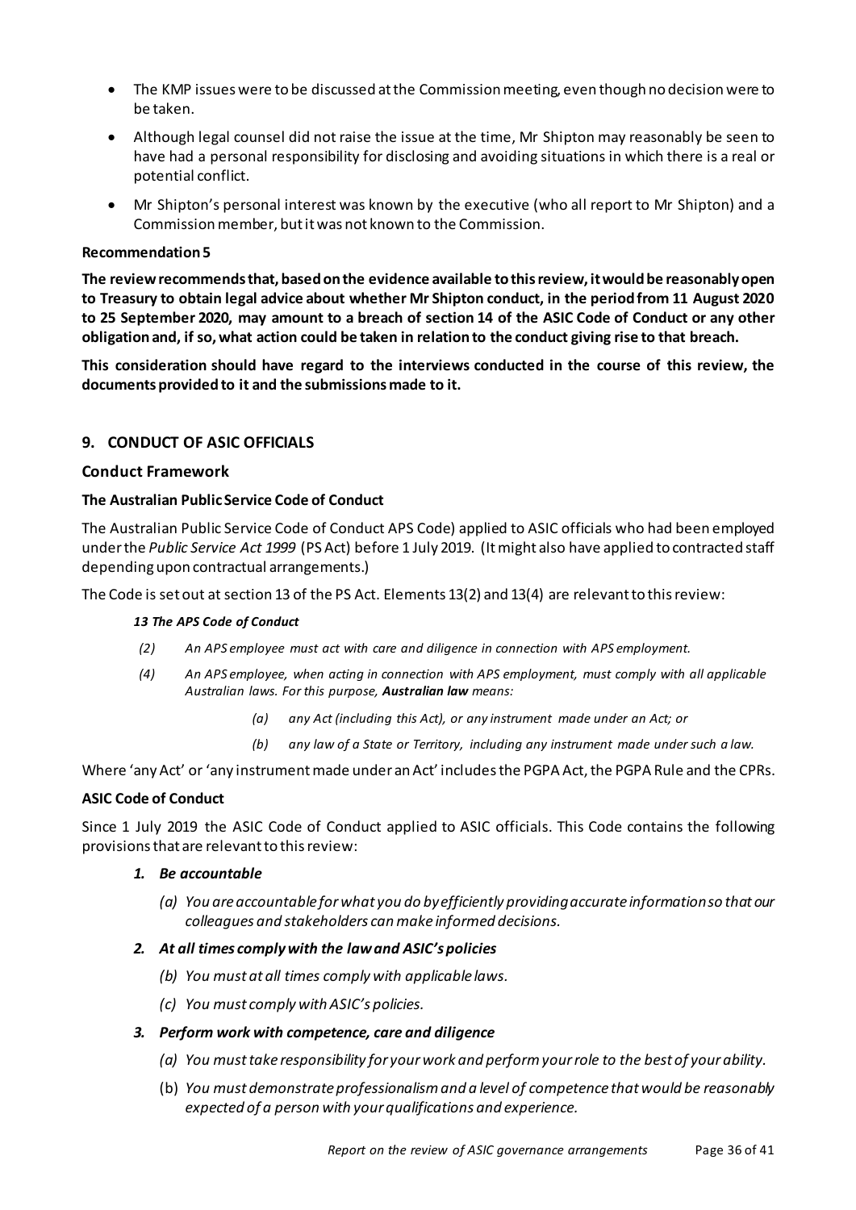- The KMP issues were to be discussed at the Commission meeting, even though no decision were to be taken.
- Although legal counsel did not raise the issue at the time, Mr Shipton may reasonably be seen to have had a personal responsibility for disclosing and avoiding situations in which there is a real or potential conflict.
- Mr Shipton's personal interest was known by the executive (who all report to Mr Shipton) and a Commission member, but it was not known to the Commission.

**Recommendation 5**

**The review recommends that, based on the evidence available to this review, it would be reasonably open to Treasury to obtain legal advice about whether Mr Shipton conduct, in the period from 11 August 2020 to 25 September 2020, may amount to a breach of section 14 of the ASIC Code of Conduct or any other obligation and, if so, what action could be taken in relation to the conduct giving rise to that breach.**

**This consideration should have regard to the interviews conducted in the course of this review, the documents provided to it and the submissions made to it.**

## 9. CONDUCT OF ASIC OFFICIALS

### Conduct Framework

**The Australian Public Service Code of Conduct**

The Australian Public Service Code of Conduct APS Code) applied to ASIC officials who had been employed under the *Public Service Act 1999* (PS Act) before 1 July 2019. (It might also have applied to contracted staff depending upon contractual arrangements.)

The Code is set out at section 13 of the PS Act. Elements 13(2) and 13(4) are relevant to this review:

> ***13 The APS Code of Conduct***
>
> *(2) An APS employee must act with care and diligence in connection with APS employment.*
>
> *(4) An APS employee, when acting in connection with APS employment, must comply with all applicable Australian laws. For this purpose, **Australian law** means:*
>
> > *(a) any Act (including this Act), or any instrument made under an Act; or*
> >
> > *(b) any law of a State or Territory, including any instrument made under such a law.*

Where 'any Act' or 'any instrument made under an Act' includes the PGPA Act, the PGPA Rule and the CPRs.

**ASIC Code of Conduct**

Since 1 July 2019 the ASIC Code of Conduct applied to ASIC officials. This Code contains the following provisions that are relevant to this review:

1. ***Be accountable***
   - *(a) You are accountable for what you do by efficiently providing accurate information so that our colleagues and stakeholders can make informed decisions.*
2. ***At all times comply with the law and ASIC's policies***
   - *(b) You must at all times comply with applicable laws.*
   - *(c) You must comply with ASIC's policies.*
3. ***Perform work with competence, care and diligence***
   - *(a) You must take responsibility for your work and perform your role to the best of your ability.*
   - (b) *You must demonstrate professionalism and a level of competence that would be reasonably expected of a person with your qualifications and experience.*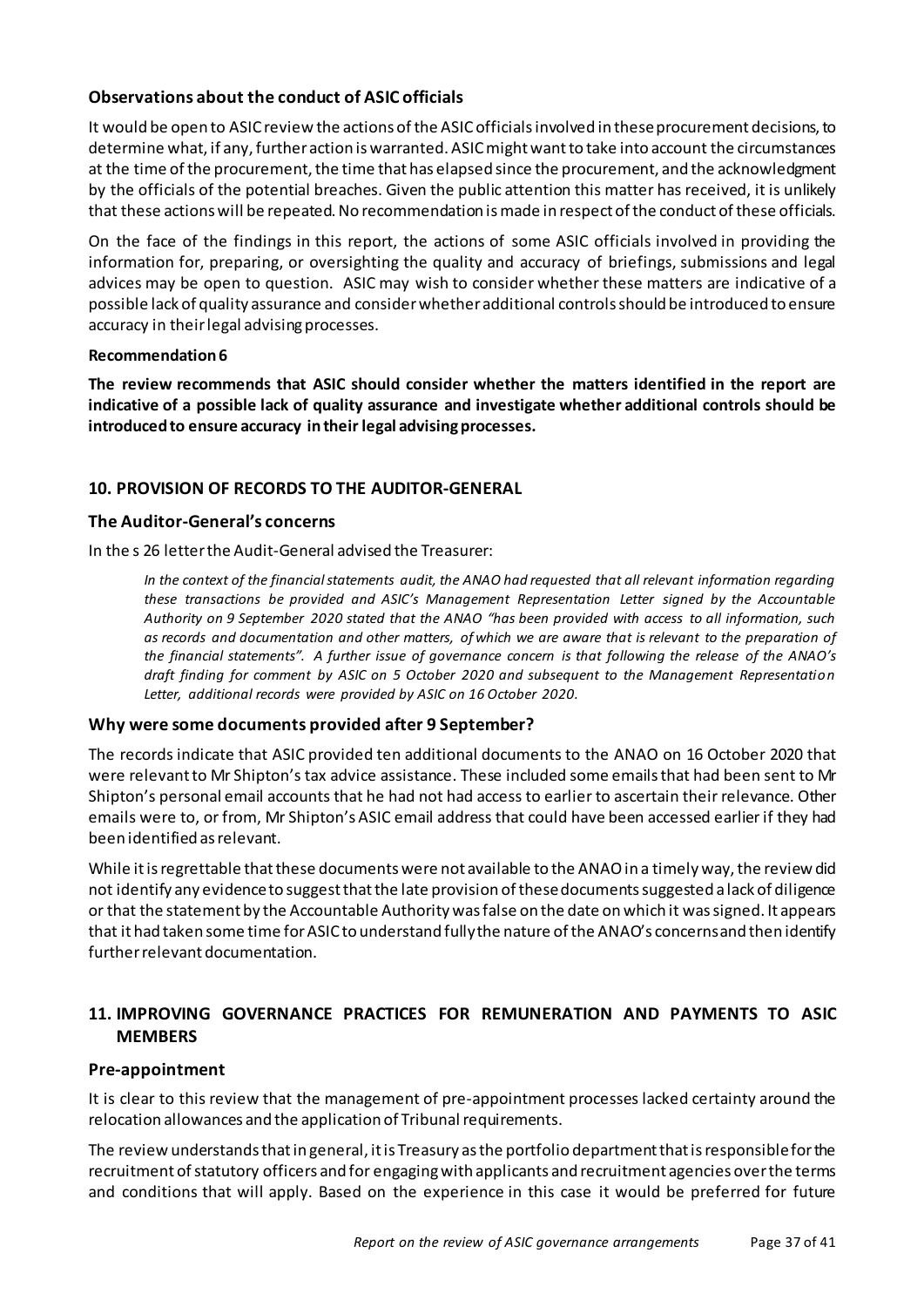### Observations about the conduct of ASIC officials

It would be open to ASIC review the actions of the ASIC officials involved in these procurement decisions, to determine what, if any, further action is warranted. ASIC might want to take into account the circumstances at the time of the procurement, the time that has elapsed since the procurement, and the acknowledgment by the officials of the potential breaches. Given the public attention this matter has received, it is unlikely that these actions will be repeated. No recommendation is made in respect of the conduct of these officials.

On the face of the findings in this report, the actions of some ASIC officials involved in providing the information for, preparing, or oversighting the quality and accuracy of briefings, submissions and legal advices may be open to question. ASIC may wish to consider whether these matters are indicative of a possible lack of quality assurance and consider whether additional controls should be introduced to ensure accuracy in their legal advising processes.

#### Recommendation 6

**The review recommends that ASIC should consider whether the matters identified in the report are indicative of a possible lack of quality assurance and investigate whether additional controls should be introduced to ensure accuracy in their legal advising processes.**

## 10. PROVISION OF RECORDS TO THE AUDITOR-GENERAL

### The Auditor-General's concerns

In the s 26 letter the Audit-General advised the Treasurer:

> *In the context of the financial statements audit, the ANAO had requested that all relevant information regarding these transactions be provided and ASIC's Management Representation Letter signed by the Accountable Authority on 9 September 2020 stated that the ANAO "has been provided with access to all information, such as records and documentation and other matters, of which we are aware that is relevant to the preparation of the financial statements". A further issue of governance concern is that following the release of the ANAO's draft finding for comment by ASIC on 5 October 2020 and subsequent to the Management Representation Letter, additional records were provided by ASIC on 16 October 2020.*

### Why were some documents provided after 9 September?

The records indicate that ASIC provided ten additional documents to the ANAO on 16 October 2020 that were relevant to Mr Shipton's tax advice assistance. These included some emails that had been sent to Mr Shipton's personal email accounts that he had not had access to earlier to ascertain their relevance. Other emails were to, or from, Mr Shipton's ASIC email address that could have been accessed earlier if they had been identified as relevant.

While it is regrettable that these documents were not available to the ANAO in a timely way, the review did not identify any evidence to suggest that the late provision of these documents suggested a lack of diligence or that the statement by the Accountable Authority was false on the date on which it was signed. It appears that it had taken some time for ASIC to understand fully the nature of the ANAO's concerns and then identify further relevant documentation.

## 11. IMPROVING GOVERNANCE PRACTICES FOR REMUNERATION AND PAYMENTS TO ASIC MEMBERS

### Pre-appointment

It is clear to this review that the management of pre-appointment processes lacked certainty around the relocation allowances and the application of Tribunal requirements.

The review understands that in general, it is Treasury as the portfolio department that is responsible for the recruitment of statutory officers and for engaging with applicants and recruitment agencies over the terms and conditions that will apply. Based on the experience in this case it would be preferred for future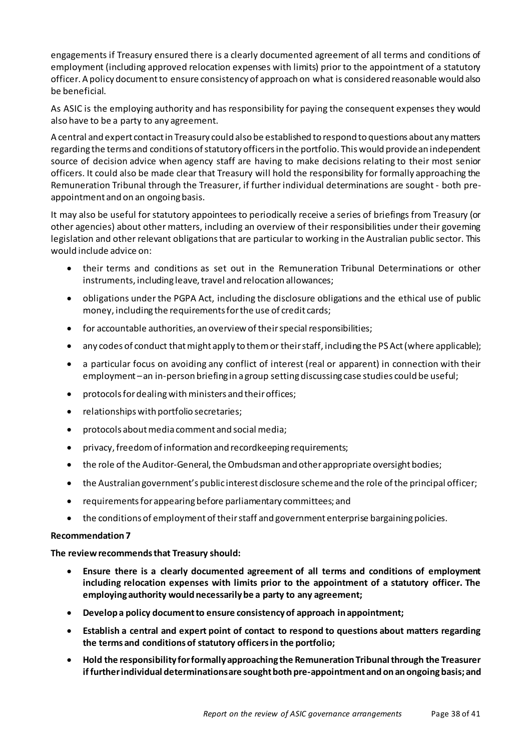engagements if Treasury ensured there is a clearly documented agreement of all terms and conditions of employment (including approved relocation expenses with limits) prior to the appointment of a statutory officer. A policy document to ensure consistency of approach on what is considered reasonable would also be beneficial.

As ASIC is the employing authority and has responsibility for paying the consequent expenses they would also have to be a party to any agreement.

A central and expert contact in Treasury could also be established to respond to questions about any matters regarding the terms and conditions of statutory officers in the portfolio. This would provide an independent source of decision advice when agency staff are having to make decisions relating to their most senior officers. It could also be made clear that Treasury will hold the responsibility for formally approaching the Remuneration Tribunal through the Treasurer, if further individual determinations are sought - both pre-appointment and on an ongoing basis.

It may also be useful for statutory appointees to periodically receive a series of briefings from Treasury (or other agencies) about other matters, including an overview of their responsibilities under their governing legislation and other relevant obligations that are particular to working in the Australian public sector. This would include advice on:

- their terms and conditions as set out in the Remuneration Tribunal Determinations or other instruments, including leave, travel and relocation allowances;
- obligations under the PGPA Act, including the disclosure obligations and the ethical use of public money, including the requirements for the use of credit cards;
- for accountable authorities, an overview of their special responsibilities;
- any codes of conduct that might apply to them or their staff, including the PS Act (where applicable);
- a particular focus on avoiding any conflict of interest (real or apparent) in connection with their employment – an in-person briefing in a group setting discussing case studies could be useful;
- protocols for dealing with ministers and their offices;
- relationships with portfolio secretaries;
- protocols about media comment and social media;
- privacy, freedom of information and recordkeeping requirements;
- the role of the Auditor-General, the Ombudsman and other appropriate oversight bodies;
- the Australian government's public interest disclosure scheme and the role of the principal officer;
- requirements for appearing before parliamentary committees; and
- the conditions of employment of their staff and government enterprise bargaining policies.

**Recommendation 7**

**The review recommends that Treasury should:**

- **Ensure there is a clearly documented agreement of all terms and conditions of employment including relocation expenses with limits prior to the appointment of a statutory officer. The employing authority would necessarily be a party to any agreement;**
- **Develop a policy document to ensure consistency of approach in appointment;**
- **Establish a central and expert point of contact to respond to questions about matters regarding the terms and conditions of statutory officers in the portfolio;**
- **Hold the responsibility for formally approaching the Remuneration Tribunal through the Treasurer if further individual determinations are sought both pre-appointment and on an ongoing basis; and**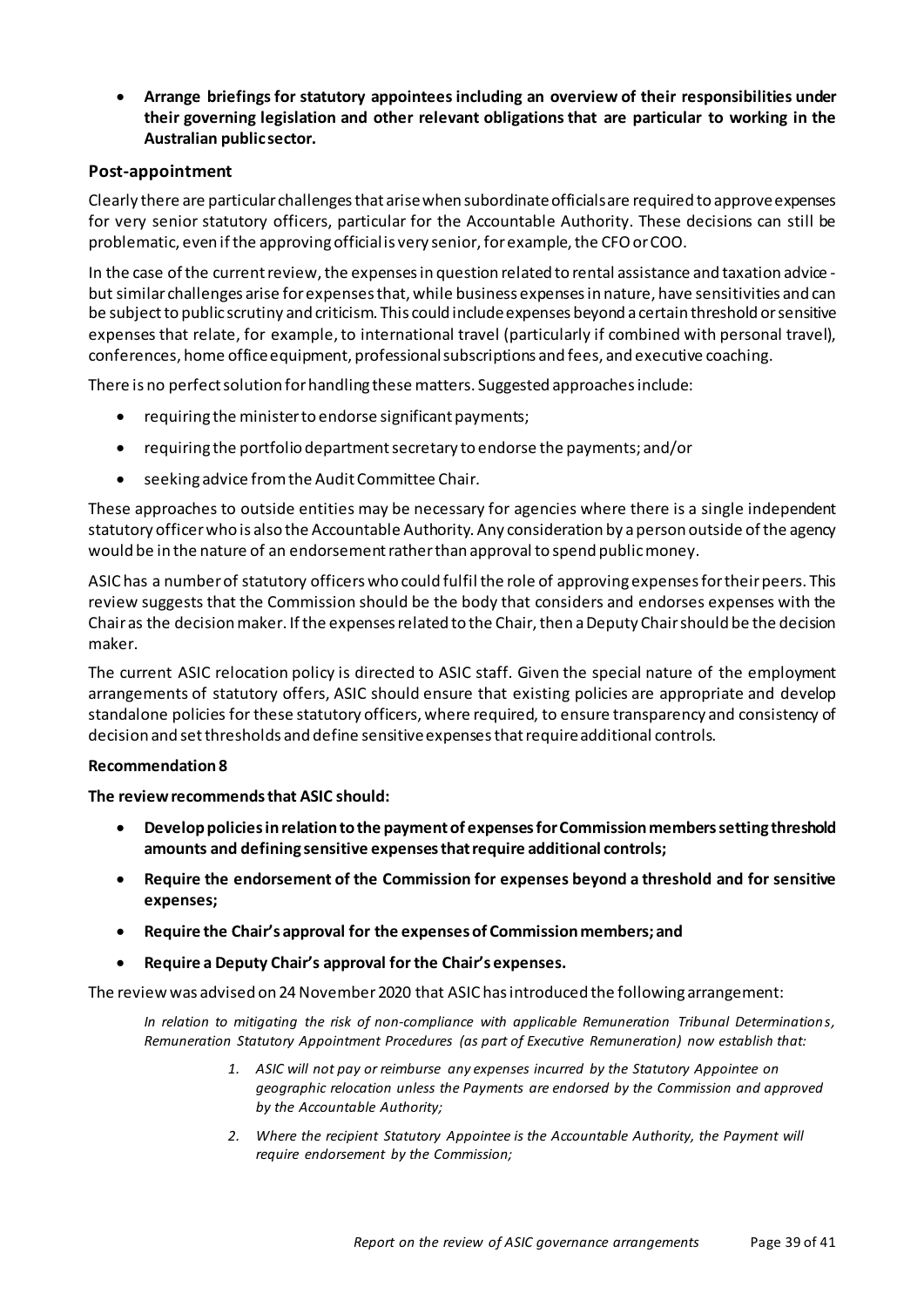- **Arrange briefings for statutory appointees including an overview of their responsibilities under their governing legislation and other relevant obligations that are particular to working in the Australian public sector.**

### Post-appointment

Clearly there are particular challenges that arise when subordinate officials are required to approve expenses for very senior statutory officers, particular for the Accountable Authority. These decisions can still be problematic, even if the approving official is very senior, for example, the CFO or COO.

In the case of the current review, the expenses in question related to rental assistance and taxation advice - but similar challenges arise for expenses that, while business expenses in nature, have sensitivities and can be subject to public scrutiny and criticism. This could include expenses beyond a certain threshold or sensitive expenses that relate, for example, to international travel (particularly if combined with personal travel), conferences, home office equipment, professional subscriptions and fees, and executive coaching.

There is no perfect solution for handling these matters. Suggested approaches include:

- requiring the minister to endorse significant payments;
- requiring the portfolio department secretary to endorse the payments; and/or
- seeking advice from the Audit Committee Chair.

These approaches to outside entities may be necessary for agencies where there is a single independent statutory officer who is also the Accountable Authority. Any consideration by a person outside of the agency would be in the nature of an endorsement rather than approval to spend public money.

ASIC has a number of statutory officers who could fulfil the role of approving expenses for their peers. This review suggests that the Commission should be the body that considers and endorses expenses with the Chair as the decision maker. If the expenses related to the Chair, then a Deputy Chair should be the decision maker.

The current ASIC relocation policy is directed to ASIC staff. Given the special nature of the employment arrangements of statutory offers, ASIC should ensure that existing policies are appropriate and develop standalone policies for these statutory officers, where required, to ensure transparency and consistency of decision and set thresholds and define sensitive expenses that require additional controls.

**Recommendation 8**

**The review recommends that ASIC should:**

- **Develop policies in relation to the payment of expenses for Commission members setting threshold amounts and defining sensitive expenses that require additional controls;**
- **Require the endorsement of the Commission for expenses beyond a threshold and for sensitive expenses;**
- **Require the Chair's approval for the expenses of Commission members; and**
- **Require a Deputy Chair's approval for the Chair's expenses.**

The review was advised on 24 November 2020 that ASIC has introduced the following arrangement:

> *In relation to mitigating the risk of non-compliance with applicable Remuneration Tribunal Determinations, Remuneration Statutory Appointment Procedures (as part of Executive Remuneration) now establish that:*
>
> 1. *ASIC will not pay or reimburse any expenses incurred by the Statutory Appointee on geographic relocation unless the Payments are endorsed by the Commission and approved by the Accountable Authority;*
> 2. *Where the recipient Statutory Appointee is the Accountable Authority, the Payment will require endorsement by the Commission;*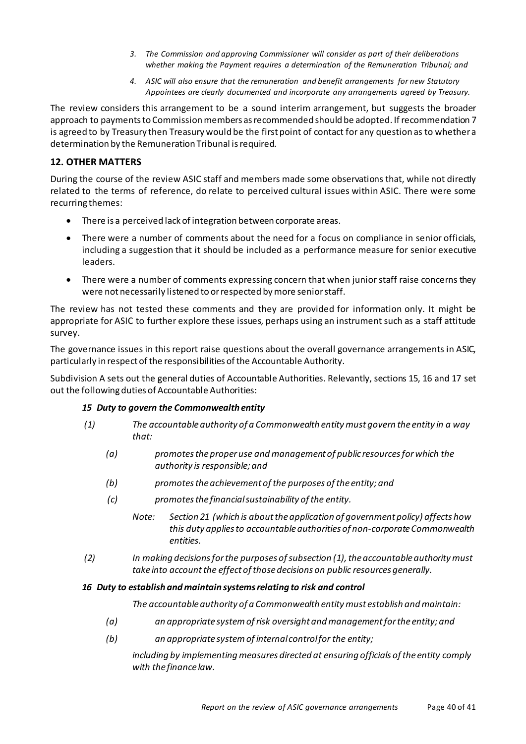3. *The Commission and approving Commissioner will consider as part of their deliberations whether making the Payment requires a determination of the Remuneration Tribunal; and*
4. *ASIC will also ensure that the remuneration and benefit arrangements for new Statutory Appointees are clearly documented and incorporate any arrangements agreed by Treasury.*

The review considers this arrangement to be a sound interim arrangement, but suggests the broader approach to payments to Commission members as recommended should be adopted. If recommendation 7 is agreed to by Treasury then Treasury would be the first point of contact for any question as to whether a determination by the Remuneration Tribunal is required.

## 12. OTHER MATTERS

During the course of the review ASIC staff and members made some observations that, while not directly related to the terms of reference, do relate to perceived cultural issues within ASIC. There were some recurring themes:

- There is a perceived lack of integration between corporate areas.
- There were a number of comments about the need for a focus on compliance in senior officials, including a suggestion that it should be included as a performance measure for senior executive leaders.
- There were a number of comments expressing concern that when junior staff raise concerns they were not necessarily listened to or respected by more senior staff.

The review has not tested these comments and they are provided for information only. It might be appropriate for ASIC to further explore these issues, perhaps using an instrument such as a staff attitude survey.

The governance issues in this report raise questions about the overall governance arrangements in ASIC, particularly in respect of the responsibilities of the Accountable Authority.

Subdivision A sets out the general duties of Accountable Authorities. Relevantly, sections 15, 16 and 17 set out the following duties of Accountable Authorities:

***15 Duty to govern the Commonwealth entity***

*(1) The accountable authority of a Commonwealth entity must govern the entity in a way that:*

*(a) promotes the proper use and management of public resources for which the authority is responsible; and*

*(b) promotes the achievement of the purposes of the entity; and*

*(c) promotes the financial sustainability of the entity.*

*Note: Section 21 (which is about the application of government policy) affects how this duty applies to accountable authorities of non-corporate Commonwealth entities.*

*(2) In making decisions for the purposes of subsection (1), the accountable authority must take into account the effect of those decisions on public resources generally.*

***16 Duty to establish and maintain systems relating to risk and control***

*The accountable authority of a Commonwealth entity must establish and maintain:*

*(a) an appropriate system of risk oversight and management for the entity; and*

*(b) an appropriate system of internal control for the entity;*

*including by implementing measures directed at ensuring officials of the entity comply with the finance law.*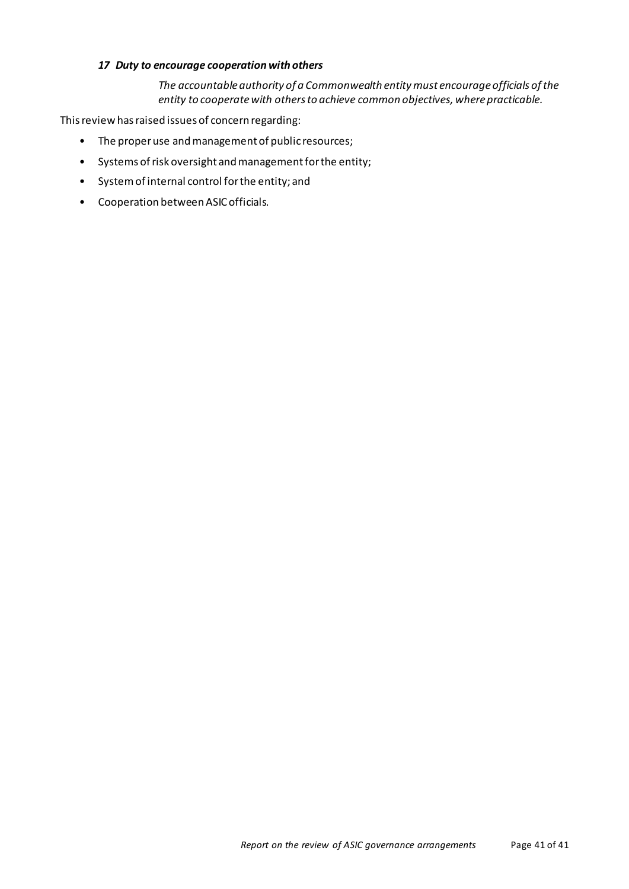***17 Duty to encourage cooperation with others***

> *The accountable authority of a Commonwealth entity must encourage officials of the entity to cooperate with others to achieve common objectives, where practicable.*

This review has raised issues of concern regarding:

- The proper use and management of public resources;
- Systems of risk oversight and management for the entity;
- System of internal control for the entity; and
- Cooperation between ASIC officials.